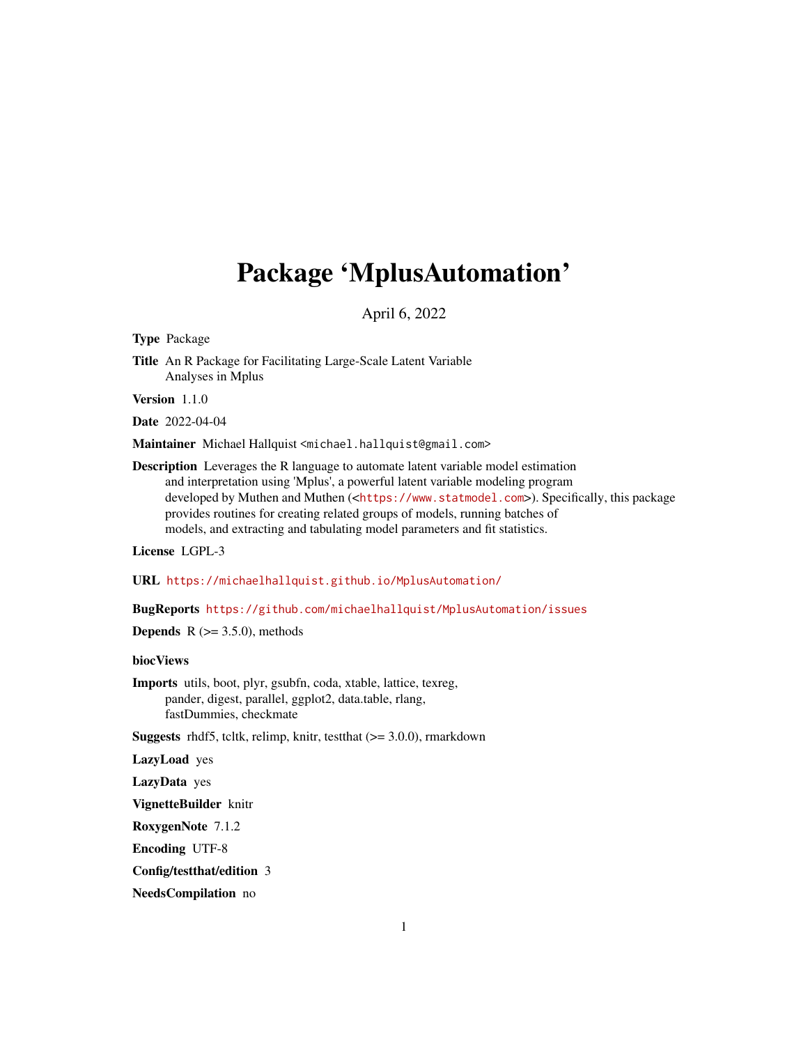# Package 'MplusAutomation'

April 6, 2022

**Type** Package

**Title** An R Package for Facilitating Large-Scale Latent Variable Analyses in Mplus

**Version** 1.1.0

**Date** 2022-04-04

**Maintainer** Michael Hallquist <michael.hallquist@gmail.com>

**Description** Leverages the R language to automate latent variable model estimation and interpretation using 'Mplus', a powerful latent variable modeling program developed by Muthen and Muthen (<https://www.statmodel.com>). Specifically, this package provides routines for creating related groups of models, running batches of models, and extracting and tabulating model parameters and fit statistics.

**License** LGPL-3

**URL** https://michaelhallquist.github.io/MplusAutomation/

**BugReports** https://github.com/michaelhallquist/MplusAutomation/issues

**Depends** R (>= 3.5.0), methods

**biocViews**

**Imports** utils, boot, plyr, gsubfn, coda, xtable, lattice, texreg, pander, digest, parallel, ggplot2, data.table, rlang, fastDummies, checkmate

**Suggests** rhdf5, tcltk, relimp, knitr, testthat (>= 3.0.0), rmarkdown

**LazyLoad** yes

**LazyData** yes

**VignetteBuilder** knitr

**RoxygenNote** 7.1.2

**Encoding** UTF-8

**Config/testthat/edition** 3

**NeedsCompilation** no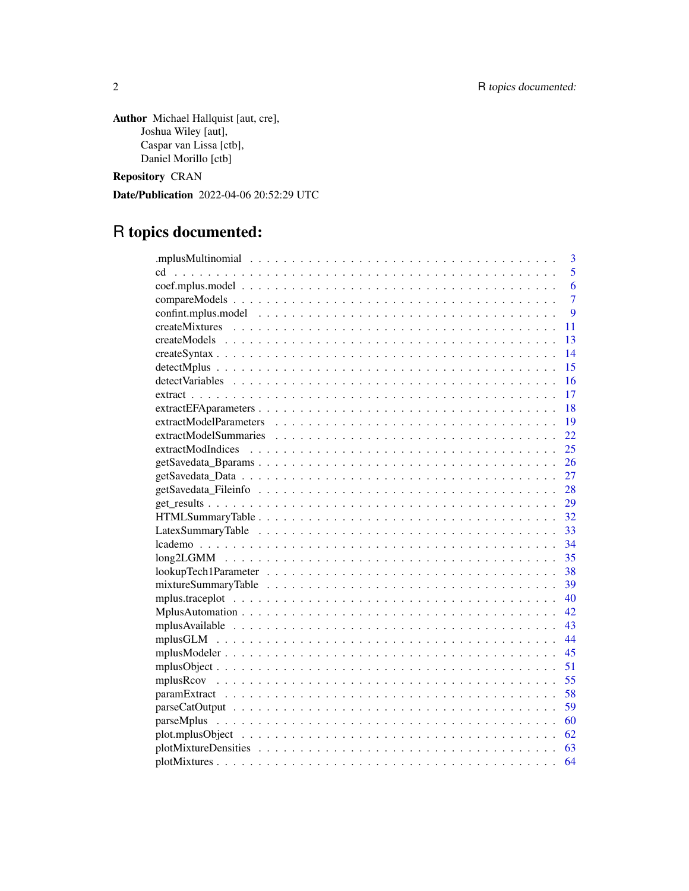**Author** Michael Hallquist [aut, cre],
Joshua Wiley [aut],
Caspar van Lissa [ctb],
Daniel Morillo [ctb]

**Repository** CRAN

**Date/Publication** 2022-04-06 20:52:29 UTC

# R topics documented:

.mplusMultinomial . . . . . . . . . . . . . . . . . . . . . . . . . . . . . . . . . . . 3
cd . . . . . . . . . . . . . . . . . . . . . . . . . . . . . . . . . . . . . . . . . . 5
coef.mplus.model . . . . . . . . . . . . . . . . . . . . . . . . . . . . . . . . . . . 6
compareModels . . . . . . . . . . . . . . . . . . . . . . . . . . . . . . . . . . . . 7
confint.mplus.model . . . . . . . . . . . . . . . . . . . . . . . . . . . . . . . . . 9
createMixtures . . . . . . . . . . . . . . . . . . . . . . . . . . . . . . . . . . . . 11
createModels . . . . . . . . . . . . . . . . . . . . . . . . . . . . . . . . . . . . . 13
createSyntax . . . . . . . . . . . . . . . . . . . . . . . . . . . . . . . . . . . . . 14
detectMplus . . . . . . . . . . . . . . . . . . . . . . . . . . . . . . . . . . . . . . 15
detectVariables . . . . . . . . . . . . . . . . . . . . . . . . . . . . . . . . . . . . 16
extract . . . . . . . . . . . . . . . . . . . . . . . . . . . . . . . . . . . . . . . . 17
extractEFAparameters . . . . . . . . . . . . . . . . . . . . . . . . . . . . . . . . . 18
extractModelParameters . . . . . . . . . . . . . . . . . . . . . . . . . . . . . . . . 19
extractModelSummaries . . . . . . . . . . . . . . . . . . . . . . . . . . . . . . . . 22
extractModIndices . . . . . . . . . . . . . . . . . . . . . . . . . . . . . . . . . . . 25
getSavedata_Bparams . . . . . . . . . . . . . . . . . . . . . . . . . . . . . . . . . . 26
getSavedata_Data . . . . . . . . . . . . . . . . . . . . . . . . . . . . . . . . . . . . 27
getSavedata_Fileinfo . . . . . . . . . . . . . . . . . . . . . . . . . . . . . . . . . . 28
get_results . . . . . . . . . . . . . . . . . . . . . . . . . . . . . . . . . . . . . . 29
HTMLSummaryTable . . . . . . . . . . . . . . . . . . . . . . . . . . . . . . . . . . . 32
LatexSummaryTable . . . . . . . . . . . . . . . . . . . . . . . . . . . . . . . . . . . 33
lcademo . . . . . . . . . . . . . . . . . . . . . . . . . . . . . . . . . . . . . . . . 34
long2LGMM . . . . . . . . . . . . . . . . . . . . . . . . . . . . . . . . . . . . . . . 35
lookupTech1Parameter . . . . . . . . . . . . . . . . . . . . . . . . . . . . . . . . . 38
mixtureSummaryTable . . . . . . . . . . . . . . . . . . . . . . . . . . . . . . . . . . 39
mplus.traceplot . . . . . . . . . . . . . . . . . . . . . . . . . . . . . . . . . . . . 40
MplusAutomation . . . . . . . . . . . . . . . . . . . . . . . . . . . . . . . . . . . . 42
mplusAvailable . . . . . . . . . . . . . . . . . . . . . . . . . . . . . . . . . . . . . 43
mplusGLM . . . . . . . . . . . . . . . . . . . . . . . . . . . . . . . . . . . . . . . . 44
mplusModeler . . . . . . . . . . . . . . . . . . . . . . . . . . . . . . . . . . . . . . 45
mplusObject . . . . . . . . . . . . . . . . . . . . . . . . . . . . . . . . . . . . . . . 51
mplusRcov . . . . . . . . . . . . . . . . . . . . . . . . . . . . . . . . . . . . . . . . 55
paramExtract . . . . . . . . . . . . . . . . . . . . . . . . . . . . . . . . . . . . . . 58
parseCatOutput . . . . . . . . . . . . . . . . . . . . . . . . . . . . . . . . . . . . . 59
parseMplus . . . . . . . . . . . . . . . . . . . . . . . . . . . . . . . . . . . . . . . 60
plot.mplusObject . . . . . . . . . . . . . . . . . . . . . . . . . . . . . . . . . . . . 62
plotMixtureDensities . . . . . . . . . . . . . . . . . . . . . . . . . . . . . . . . . . 63
plotMixtures . . . . . . . . . . . . . . . . . . . . . . . . . . . . . . . . . . . . . . 64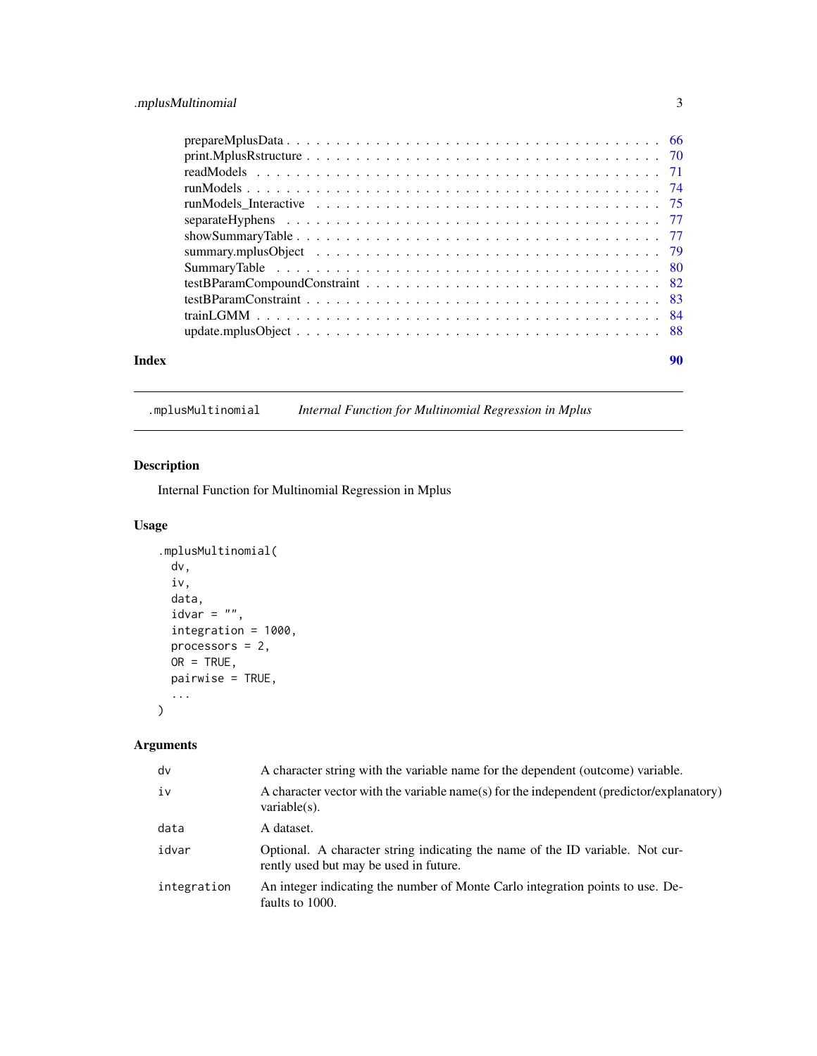prepareMplusData . . . . . . . . . . . . . . . . . . . . . . . . . . . . . . . . . . . . 66
print.MplusRstructure . . . . . . . . . . . . . . . . . . . . . . . . . . . . . . . . . . 70
readModels . . . . . . . . . . . . . . . . . . . . . . . . . . . . . . . . . . . . . . . 71
runModels . . . . . . . . . . . . . . . . . . . . . . . . . . . . . . . . . . . . . . . 74
runModels_Interactive . . . . . . . . . . . . . . . . . . . . . . . . . . . . . . . . . 75
separateHyphens . . . . . . . . . . . . . . . . . . . . . . . . . . . . . . . . . . . . 77
showSummaryTable . . . . . . . . . . . . . . . . . . . . . . . . . . . . . . . . . . . 77
summary.mplusObject . . . . . . . . . . . . . . . . . . . . . . . . . . . . . . . . . . 79
SummaryTable . . . . . . . . . . . . . . . . . . . . . . . . . . . . . . . . . . . . . . 80
testBParamCompoundConstraint . . . . . . . . . . . . . . . . . . . . . . . . . . . . . 82
testBParamConstraint . . . . . . . . . . . . . . . . . . . . . . . . . . . . . . . . . . 83
trainLGMM . . . . . . . . . . . . . . . . . . . . . . . . . . . . . . . . . . . . . . . 84
update.mplusObject . . . . . . . . . . . . . . . . . . . . . . . . . . . . . . . . . . . 88

**Index** **90**

---

`.mplusMultinomial` *Internal Function for Multinomial Regression in Mplus*

---

## Description

Internal Function for Multinomial Regression in Mplus

## Usage

```
.mplusMultinomial(
  dv,
  iv,
  data,
  idvar = "",
  integration = 1000,
  processors = 2,
  OR = TRUE,
  pairwise = TRUE,
  ...
)
```

## Arguments

| | |
|---|---|
| dv | A character string with the variable name for the dependent (outcome) variable. |
| iv | A character vector with the variable name(s) for the independent (predictor/explanatory) variable(s). |
| data | A dataset. |
| idvar | Optional. A character string indicating the name of the ID variable. Not currently used but may be used in future. |
| integration | An integer indicating the number of Monte Carlo integration points to use. Defaults to 1000. |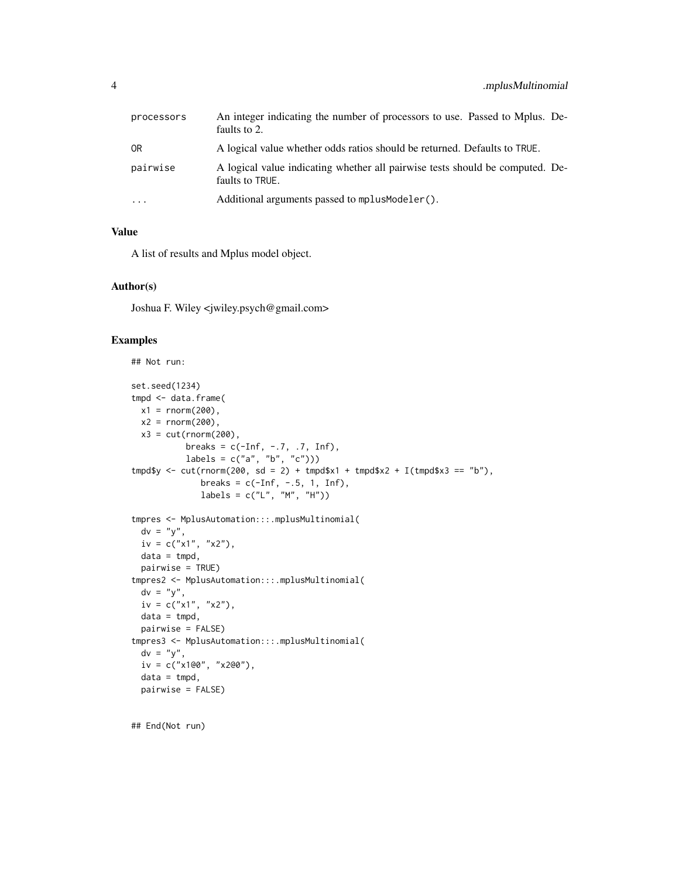| | |
|---|---|
| processors | An integer indicating the number of processors to use. Passed to Mplus. Defaults to 2. |
| OR | A logical value whether odds ratios should be returned. Defaults to TRUE. |
| pairwise | A logical value indicating whether all pairwise tests should be computed. Defaults to TRUE. |
| ... | Additional arguments passed to mplusModeler(). |

## Value

A list of results and Mplus model object.

## Author(s)

Joshua F. Wiley <jwiley.psych@gmail.com>

## Examples

```
## Not run:

set.seed(1234)
tmpd <- data.frame(
  x1 = rnorm(200),
  x2 = rnorm(200),
  x3 = cut(rnorm(200),
           breaks = c(-Inf, -.7, .7, Inf),
           labels = c("a", "b", "c")))
tmpd$y <- cut(rnorm(200, sd = 2) + tmpd$x1 + tmpd$x2 + I(tmpd$x3 == "b"),
              breaks = c(-Inf, -.5, 1, Inf),
              labels = c("L", "M", "H"))

tmpres <- MplusAutomation:::.mplusMultinomial(
  dv = "y",
  iv = c("x1", "x2"),
  data = tmpd,
  pairwise = TRUE)
tmpres2 <- MplusAutomation:::.mplusMultinomial(
  dv = "y",
  iv = c("x1", "x2"),
  data = tmpd,
  pairwise = FALSE)
tmpres3 <- MplusAutomation:::.mplusMultinomial(
  dv = "y",
  iv = c("x1@0", "x2@0"),
  data = tmpd,
  pairwise = FALSE)


## End(Not run)
```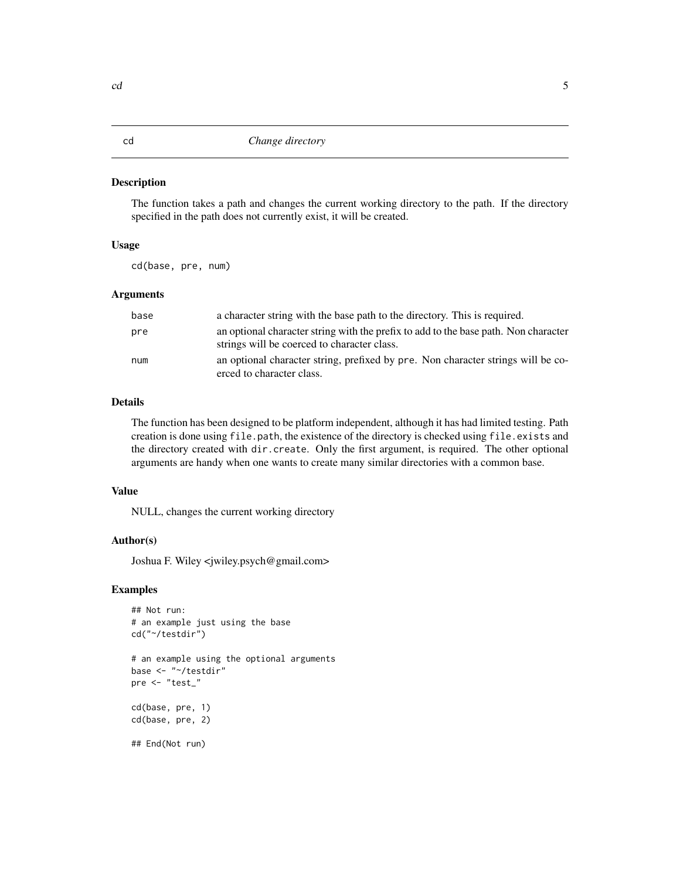# cd — *Change directory*

## Description

The function takes a path and changes the current working directory to the path. If the directory specified in the path does not currently exist, it will be created.

## Usage

```
cd(base, pre, num)
```

## Arguments

| | |
|---|---|
| `base` | a character string with the base path to the directory. This is required. |
| `pre` | an optional character string with the prefix to add to the base path. Non character strings will be coerced to character class. |
| `num` | an optional character string, prefixed by `pre`. Non character strings will be coerced to character class. |

## Details

The function has been designed to be platform independent, although it has had limited testing. Path creation is done using `file.path`, the existence of the directory is checked using `file.exists` and the directory created with `dir.create`. Only the first argument, is required. The other optional arguments are handy when one wants to create many similar directories with a common base.

## Value

NULL, changes the current working directory

## Author(s)

Joshua F. Wiley <jwiley.psych@gmail.com>

## Examples

```
## Not run:
# an example just using the base
cd("~/testdir")

# an example using the optional arguments
base <- "~/testdir"
pre <- "test_"

cd(base, pre, 1)
cd(base, pre, 2)

## End(Not run)
```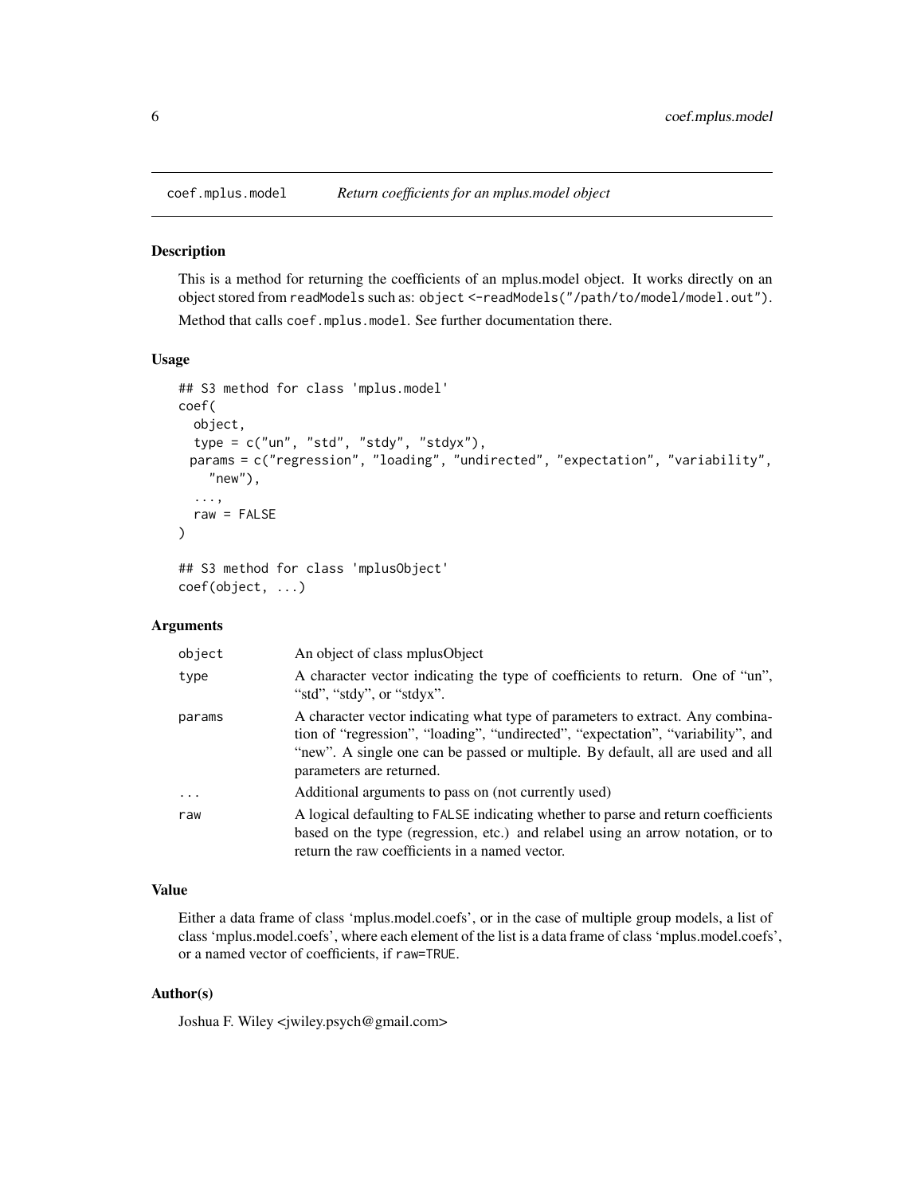coef.mplus.model *Return coefficients for an mplus.model object*

## Description

This is a method for returning the coefficients of an mplus.model object. It works directly on an object stored from `readModels` such as: `object <-readModels("/path/to/model/model.out")`.

Method that calls `coef.mplus.model`. See further documentation there.

## Usage

```
## S3 method for class 'mplus.model'
coef(
  object,
  type = c("un", "std", "stdy", "stdyx"),
  params = c("regression", "loading", "undirected", "expectation", "variability",
    "new"),
  ...,
  raw = FALSE
)

## S3 method for class 'mplusObject'
coef(object, ...)
```

## Arguments

| | |
|---|---|
| object | An object of class mplusObject |
| type | A character vector indicating the type of coefficients to return. One of "un", "std", "stdy", or "stdyx". |
| params | A character vector indicating what type of parameters to extract. Any combination of "regression", "loading", "undirected", "expectation", "variability", and "new". A single one can be passed or multiple. By default, all are used and all parameters are returned. |
| ... | Additional arguments to pass on (not currently used) |
| raw | A logical defaulting to `FALSE` indicating whether to parse and return coefficients based on the type (regression, etc.) and relabel using an arrow notation, or to return the raw coefficients in a named vector. |

## Value

Either a data frame of class 'mplus.model.coefs', or in the case of multiple group models, a list of class 'mplus.model.coefs', where each element of the list is a data frame of class 'mplus.model.coefs', or a named vector of coefficients, if `raw=TRUE`.

## Author(s)

Joshua F. Wiley <jwiley.psych@gmail.com>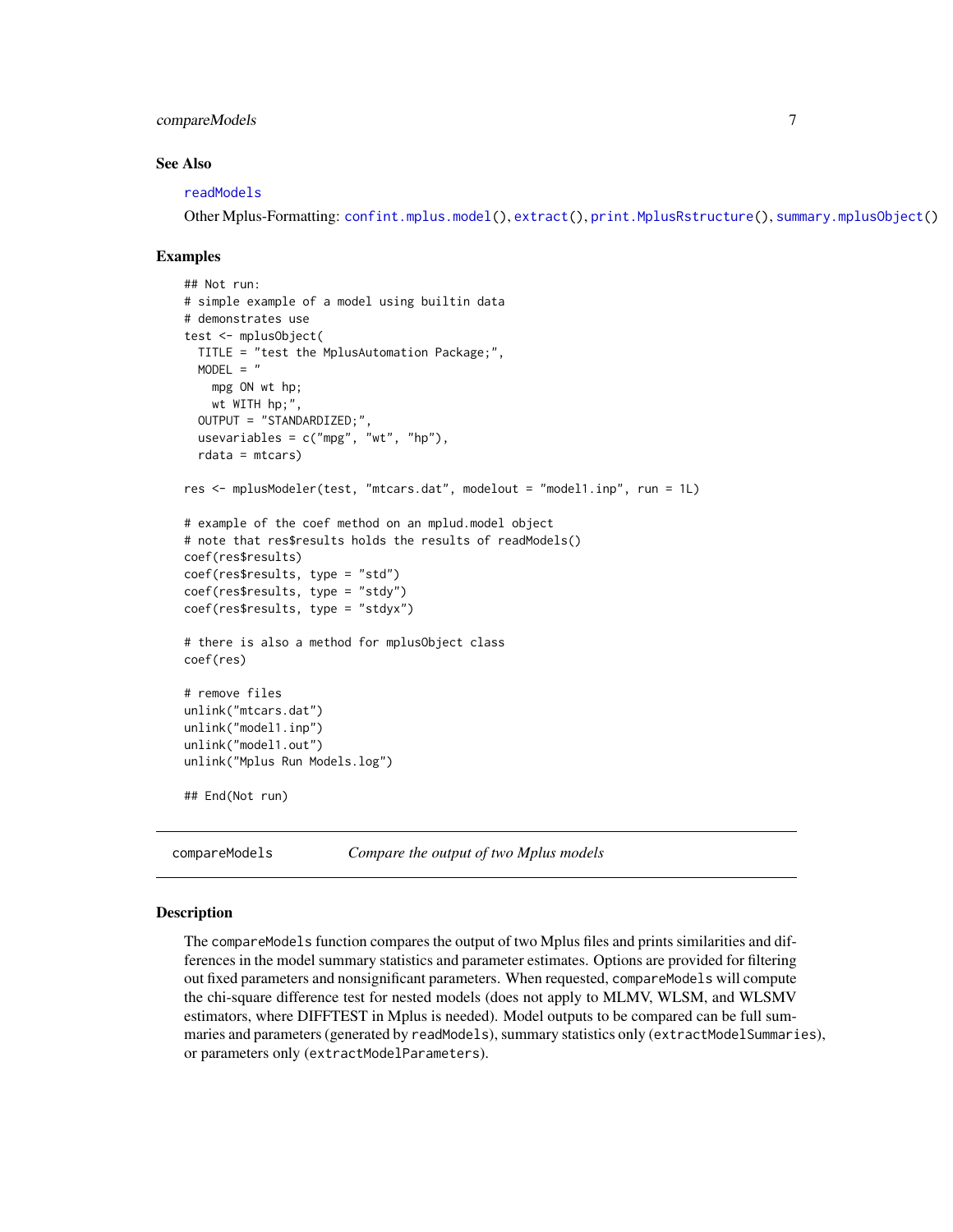### See Also

readModels

Other Mplus-Formatting: confint.mplus.model(), extract(), print.MplusRstructure(), summary.mplusObject()

### Examples

```
## Not run:
# simple example of a model using builtin data
# demonstrates use
test <- mplusObject(
  TITLE = "test the MplusAutomation Package;",
  MODEL = "
    mpg ON wt hp;
    wt WITH hp;",
  OUTPUT = "STANDARDIZED;",
  usevariables = c("mpg", "wt", "hp"),
  rdata = mtcars)

res <- mplusModeler(test, "mtcars.dat", modelout = "model1.inp", run = 1L)

# example of the coef method on an mplud.model object
# note that res$results holds the results of readModels()
coef(res$results)
coef(res$results, type = "std")
coef(res$results, type = "stdy")
coef(res$results, type = "stdyx")

# there is also a method for mplusObject class
coef(res)

# remove files
unlink("mtcars.dat")
unlink("model1.inp")
unlink("model1.out")
unlink("Mplus Run Models.log")

## End(Not run)
```

## compareModels — *Compare the output of two Mplus models*

### Description

The compareModels function compares the output of two Mplus files and prints similarities and differences in the model summary statistics and parameter estimates. Options are provided for filtering out fixed parameters and nonsignificant parameters. When requested, compareModels will compute the chi-square difference test for nested models (does not apply to MLMV, WLSM, and WLSMV estimators, where DIFFTEST in Mplus is needed). Model outputs to be compared can be full summaries and parameters (generated by readModels), summary statistics only (extractModelSummaries), or parameters only (extractModelParameters).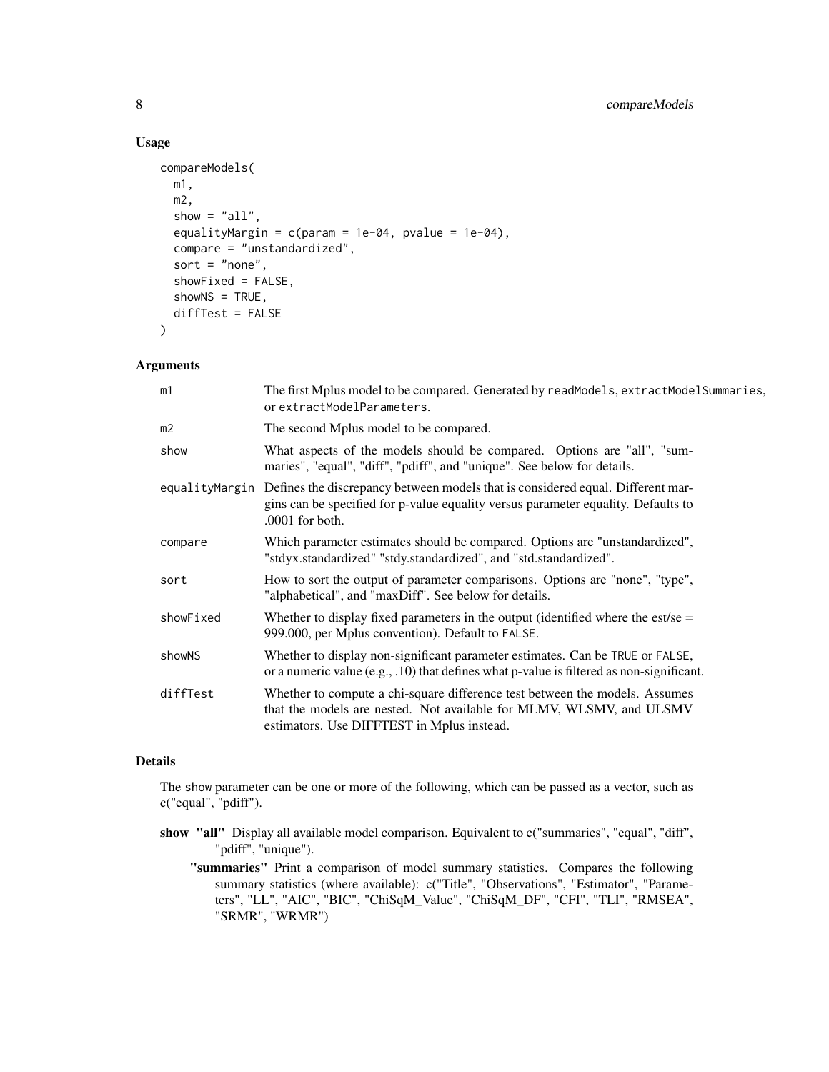### Usage

```
compareModels(
  m1,
  m2,
  show = "all",
  equalityMargin = c(param = 1e-04, pvalue = 1e-04),
  compare = "unstandardized",
  sort = "none",
  showFixed = FALSE,
  showNS = TRUE,
  diffTest = FALSE
)
```

### Arguments

| | |
|---|---|
| m1 | The first Mplus model to be compared. Generated by readModels, extractModelSummaries, or extractModelParameters. |
| m2 | The second Mplus model to be compared. |
| show | What aspects of the models should be compared. Options are "all", "summaries", "equal", "diff", "pdiff", and "unique". See below for details. |
| equalityMargin | Defines the discrepancy between models that is considered equal. Different margins can be specified for p-value equality versus parameter equality. Defaults to .0001 for both. |
| compare | Which parameter estimates should be compared. Options are "unstandardized", "stdyx.standardized" "stdy.standardized", and "std.standardized". |
| sort | How to sort the output of parameter comparisons. Options are "none", "type", "alphabetical", and "maxDiff". See below for details. |
| showFixed | Whether to display fixed parameters in the output (identified where the est/se = 999.000, per Mplus convention). Default to FALSE. |
| showNS | Whether to display non-significant parameter estimates. Can be TRUE or FALSE, or a numeric value (e.g., .10) that defines what p-value is filtered as non-significant. |
| diffTest | Whether to compute a chi-square difference test between the models. Assumes that the models are nested. Not available for MLMV, WLSMV, and ULSMV estimators. Use DIFFTEST in Mplus instead. |

### Details

The show parameter can be one or more of the following, which can be passed as a vector, such as c("equal", "pdiff").

**show "all"** Display all available model comparison. Equivalent to c("summaries", "equal", "diff", "pdiff", "unique").

**"summaries"** Print a comparison of model summary statistics. Compares the following summary statistics (where available): c("Title", "Observations", "Estimator", "Parameters", "LL", "AIC", "BIC", "ChiSqM_Value", "ChiSqM_DF", "CFI", "TLI", "RMSEA", "SRMR", "WRMR")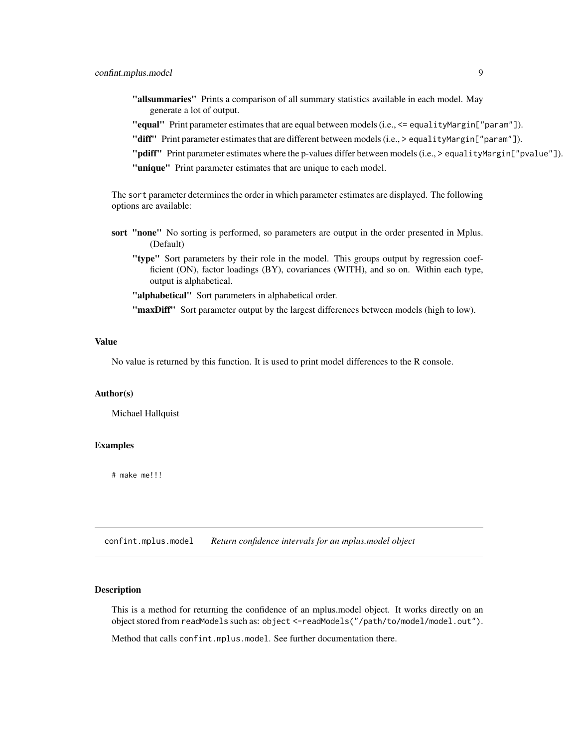**"allsummaries"** Prints a comparison of all summary statistics available in each model. May generate a lot of output.

**"equal"** Print parameter estimates that are equal between models (i.e., `<= equalityMargin["param"]`).

**"diff"** Print parameter estimates that are different between models (i.e., `> equalityMargin["param"]`).

**"pdiff"** Print parameter estimates where the p-values differ between models (i.e., `> equalityMargin["pvalue"]`).

**"unique"** Print parameter estimates that are unique to each model.

The `sort` parameter determines the order in which parameter estimates are displayed. The following options are available:

**sort** **"none"** No sorting is performed, so parameters are output in the order presented in Mplus. (Default)

**"type"** Sort parameters by their role in the model. This groups output by regression coefficient (ON), factor loadings (BY), covariances (WITH), and so on. Within each type, output is alphabetical.

**"alphabetical"** Sort parameters in alphabetical order.

**"maxDiff"** Sort parameter output by the largest differences between models (high to low).

### Value

No value is returned by this function. It is used to print model differences to the R console.

### Author(s)

Michael Hallquist

### Examples

```
# make me!!!
```

## confint.mplus.model *Return confidence intervals for an mplus.model object*

### Description

This is a method for returning the confidence of an mplus.model object. It works directly on an object stored from `readModels` such as: `object <-readModels("/path/to/model/model.out")`.

Method that calls `confint.mplus.model`. See further documentation there.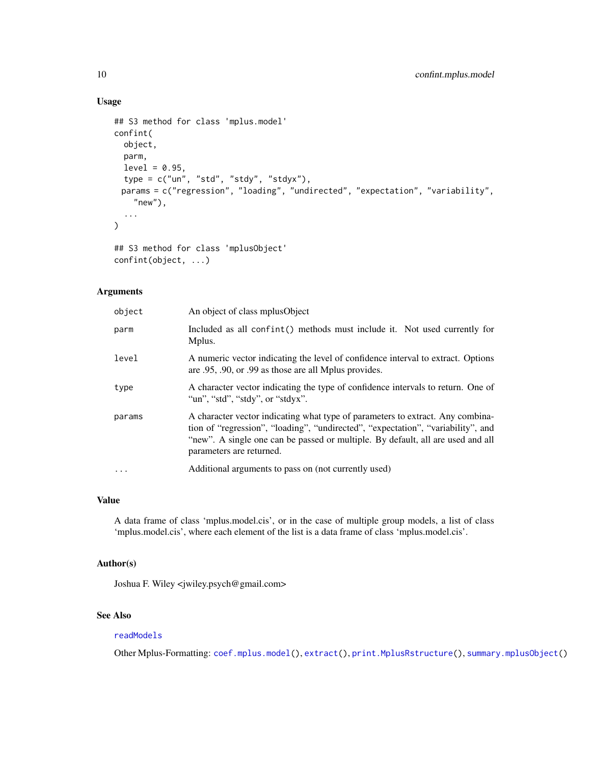### Usage

```
## S3 method for class 'mplus.model'
confint(
  object,
  parm,
  level = 0.95,
  type = c("un", "std", "stdy", "stdyx"),
  params = c("regression", "loading", "undirected", "expectation", "variability",
    "new"),
  ...
)

## S3 method for class 'mplusObject'
confint(object, ...)
```

### Arguments

| | |
|---|---|
| object | An object of class mplusObject |
| parm | Included as all `confint()` methods must include it. Not used currently for Mplus. |
| level | A numeric vector indicating the level of confidence interval to extract. Options are .95, .90, or .99 as those are all Mplus provides. |
| type | A character vector indicating the type of confidence intervals to return. One of "un", "std", "stdy", or "stdyx". |
| params | A character vector indicating what type of parameters to extract. Any combination of "regression", "loading", "undirected", "expectation", "variability", and "new". A single one can be passed or multiple. By default, all are used and all parameters are returned. |
| ... | Additional arguments to pass on (not currently used) |

### Value

A data frame of class 'mplus.model.cis', or in the case of multiple group models, a list of class 'mplus.model.cis', where each element of the list is a data frame of class 'mplus.model.cis'.

### Author(s)

Joshua F. Wiley <jwiley.psych@gmail.com>

### See Also

`readModels`

Other Mplus-Formatting: `coef.mplus.model()`, `extract()`, `print.MplusRstructure()`, `summary.mplusObject()`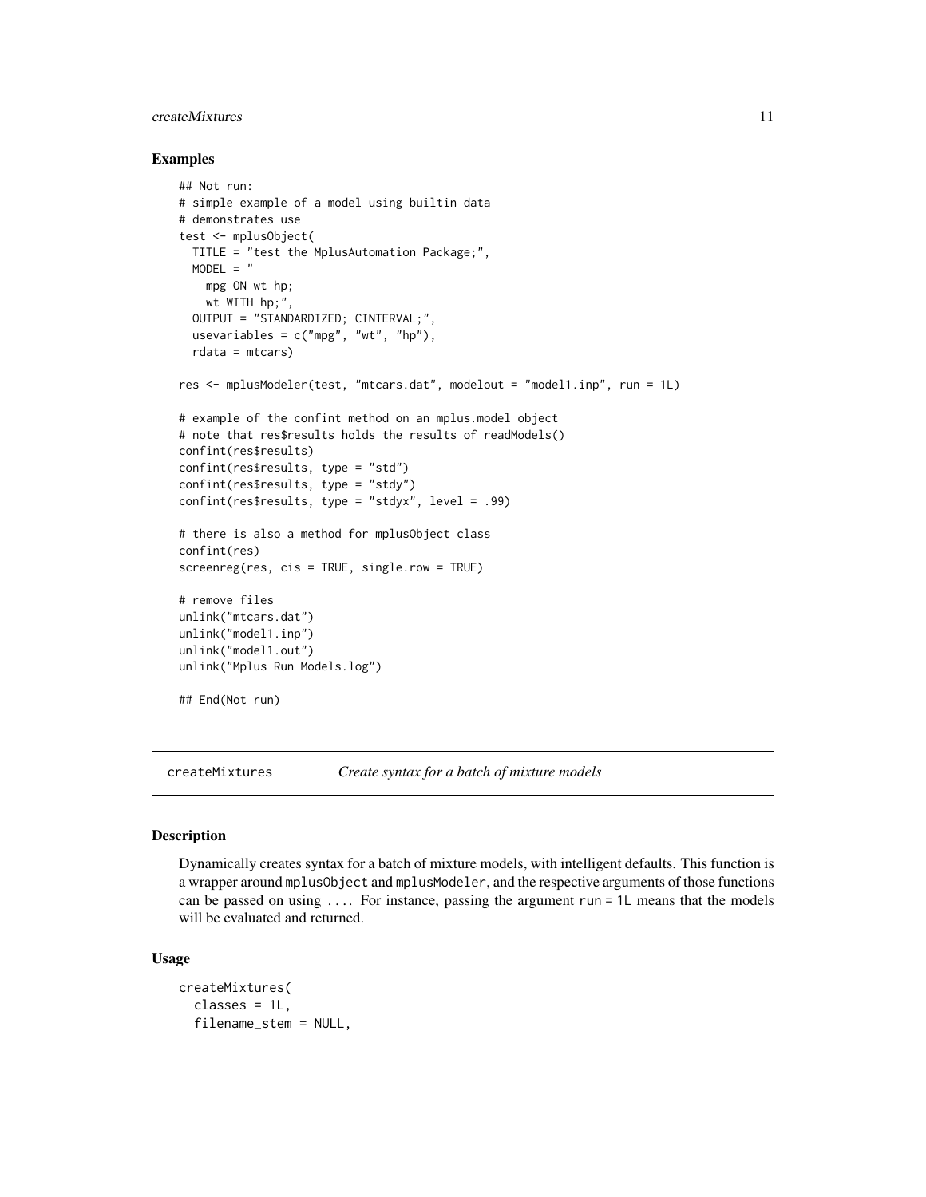### Examples

```
## Not run:
# simple example of a model using builtin data
# demonstrates use
test <- mplusObject(
  TITLE = "test the MplusAutomation Package;",
  MODEL = "
    mpg ON wt hp;
    wt WITH hp;",
  OUTPUT = "STANDARDIZED; CINTERVAL;",
  usevariables = c("mpg", "wt", "hp"),
  rdata = mtcars)

res <- mplusModeler(test, "mtcars.dat", modelout = "model1.inp", run = 1L)

# example of the confint method on an mplus.model object
# note that res$results holds the results of readModels()
confint(res$results)
confint(res$results, type = "std")
confint(res$results, type = "stdy")
confint(res$results, type = "stdyx", level = .99)

# there is also a method for mplusObject class
confint(res)
screenreg(res, cis = TRUE, single.row = TRUE)

# remove files
unlink("mtcars.dat")
unlink("model1.inp")
unlink("model1.out")
unlink("Mplus Run Models.log")

## End(Not run)
```

---

## createMixtures — *Create syntax for a batch of mixture models*

### Description

Dynamically creates syntax for a batch of mixture models, with intelligent defaults. This function is a wrapper around `mplusObject` and `mplusModeler`, and the respective arguments of those functions can be passed on using `...`. For instance, passing the argument `run = 1L` means that the models will be evaluated and returned.

### Usage

```
createMixtures(
  classes = 1L,
  filename_stem = NULL,
```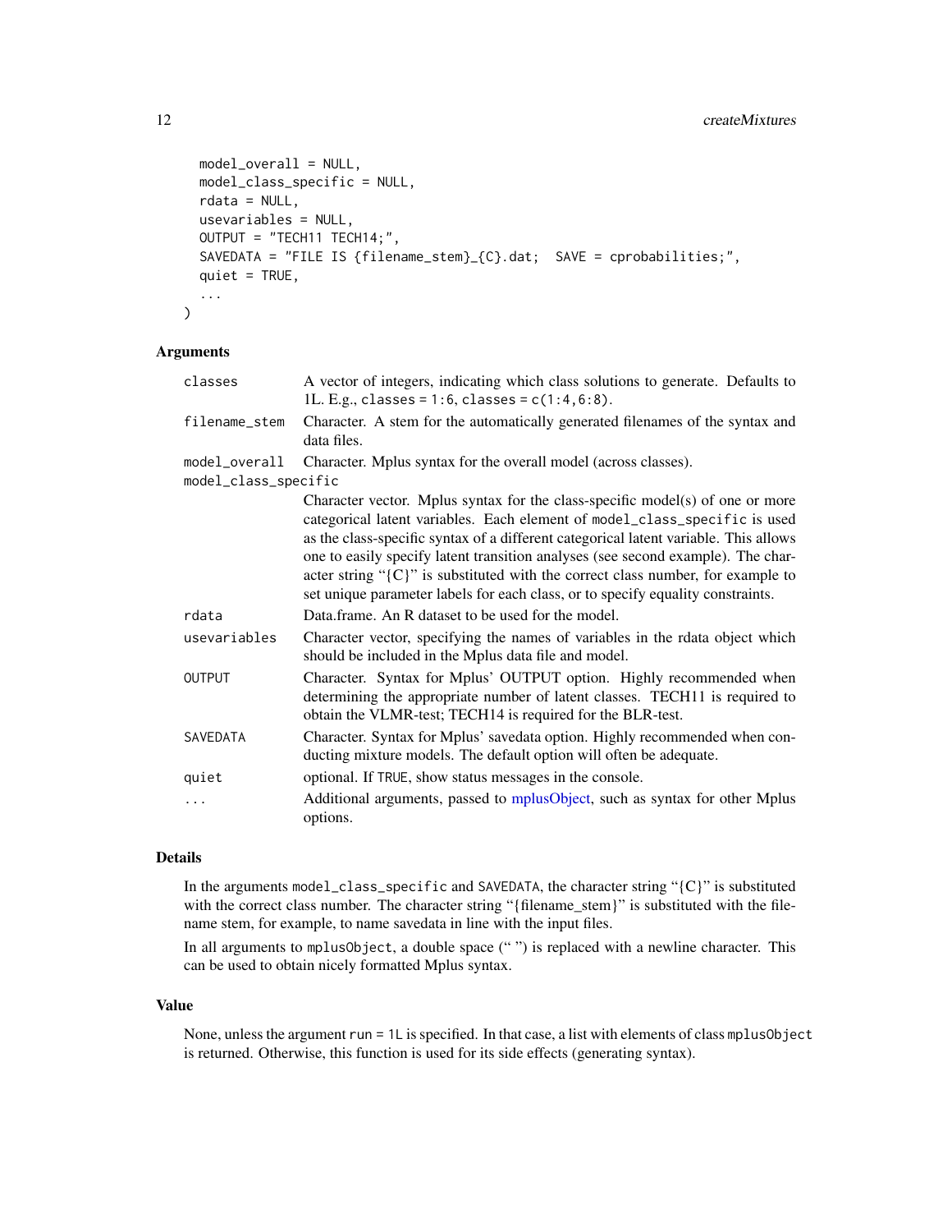```
  model_overall = NULL,
  model_class_specific = NULL,
  rdata = NULL,
  usevariables = NULL,
  OUTPUT = "TECH11 TECH14;",
  SAVEDATA = "FILE IS {filename_stem}_{C}.dat;  SAVE = cprobabilities;",
  quiet = TRUE,
  ...
)
```

### Arguments

| | |
|---|---|
| classes | A vector of integers, indicating which class solutions to generate. Defaults to 1L. E.g., `classes = 1:6`, `classes = c(1:4,6:8)`. |
| filename_stem | Character. A stem for the automatically generated filenames of the syntax and data files. |
| model_overall | Character. Mplus syntax for the overall model (across classes). |
| model_class_specific | Character vector. Mplus syntax for the class-specific model(s) of one or more categorical latent variables. Each element of `model_class_specific` is used as the class-specific syntax of a different categorical latent variable. This allows one to easily specify latent transition analyses (see second example). The character string "{C}" is substituted with the correct class number, for example to set unique parameter labels for each class, or to specify equality constraints. |
| rdata | Data.frame. An R dataset to be used for the model. |
| usevariables | Character vector, specifying the names of variables in the rdata object which should be included in the Mplus data file and model. |
| OUTPUT | Character. Syntax for Mplus' OUTPUT option. Highly recommended when determining the appropriate number of latent classes. TECH11 is required to obtain the VLMR-test; TECH14 is required for the BLR-test. |
| SAVEDATA | Character. Syntax for Mplus' savedata option. Highly recommended when conducting mixture models. The default option will often be adequate. |
| quiet | optional. If `TRUE`, show status messages in the console. |
| ... | Additional arguments, passed to mplusObject, such as syntax for other Mplus options. |

### Details

In the arguments `model_class_specific` and `SAVEDATA`, the character string "{C}" is substituted with the correct class number. The character string "{filename_stem}" is substituted with the filename stem, for example, to name savedata in line with the input files.

In all arguments to `mplusObject`, a double space (" ") is replaced with a newline character. This can be used to obtain nicely formatted Mplus syntax.

### Value

None, unless the argument `run = 1L` is specified. In that case, a list with elements of class `mplusObject` is returned. Otherwise, this function is used for its side effects (generating syntax).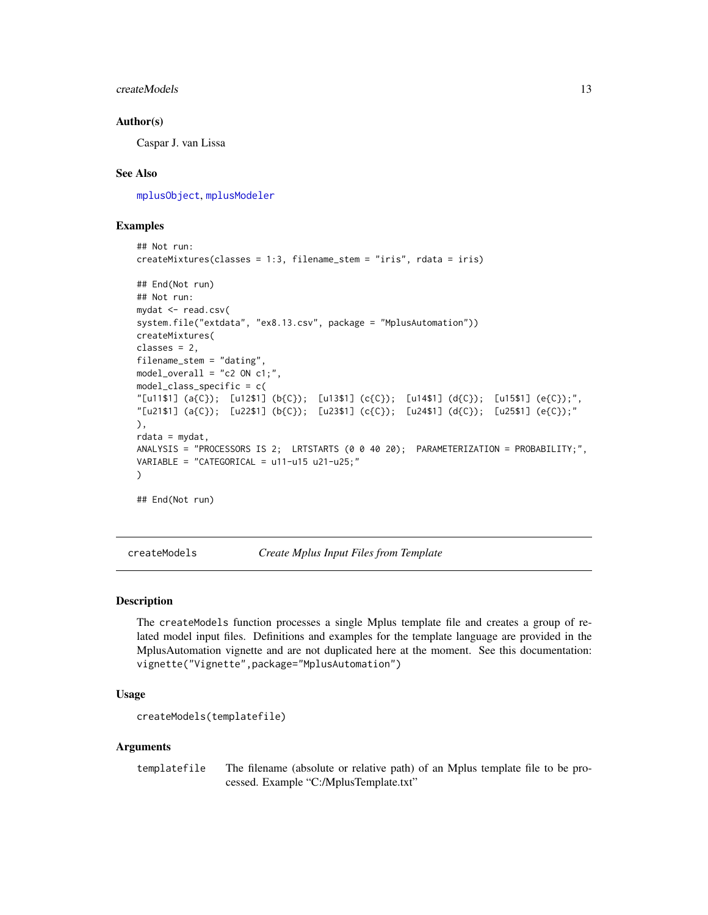### Author(s)

Caspar J. van Lissa

### See Also

mplusObject, mplusModeler

### Examples

```
## Not run:
createMixtures(classes = 1:3, filename_stem = "iris", rdata = iris)

## End(Not run)
## Not run:
mydat <- read.csv(
system.file("extdata", "ex8.13.csv", package = "MplusAutomation"))
createMixtures(
classes = 2,
filename_stem = "dating",
model_overall = "c2 ON c1;",
model_class_specific = c(
"[u11$1] (a{C});  [u12$1] (b{C});  [u13$1] (c{C});  [u14$1] (d{C});  [u15$1] (e{C});",
"[u21$1] (a{C});  [u22$1] (b{C});  [u23$1] (c{C});  [u24$1] (d{C});  [u25$1] (e{C});"
),
rdata = mydat,
ANALYSIS = "PROCESSORS IS 2;  LRTSTARTS (0 0 40 20);  PARAMETERIZATION = PROBABILITY;",
VARIABLE = "CATEGORICAL = u11-u15 u21-u25;"
)

## End(Not run)
```

## createModels *Create Mplus Input Files from Template*

### Description

The createModels function processes a single Mplus template file and creates a group of related model input files. Definitions and examples for the template language are provided in the MplusAutomation vignette and are not duplicated here at the moment. See this documentation: vignette("Vignette",package="MplusAutomation")

### Usage

```
createModels(templatefile)
```

### Arguments

| | |
|---|---|
| templatefile | The filename (absolute or relative path) of an Mplus template file to be processed. Example "C:/MplusTemplate.txt" |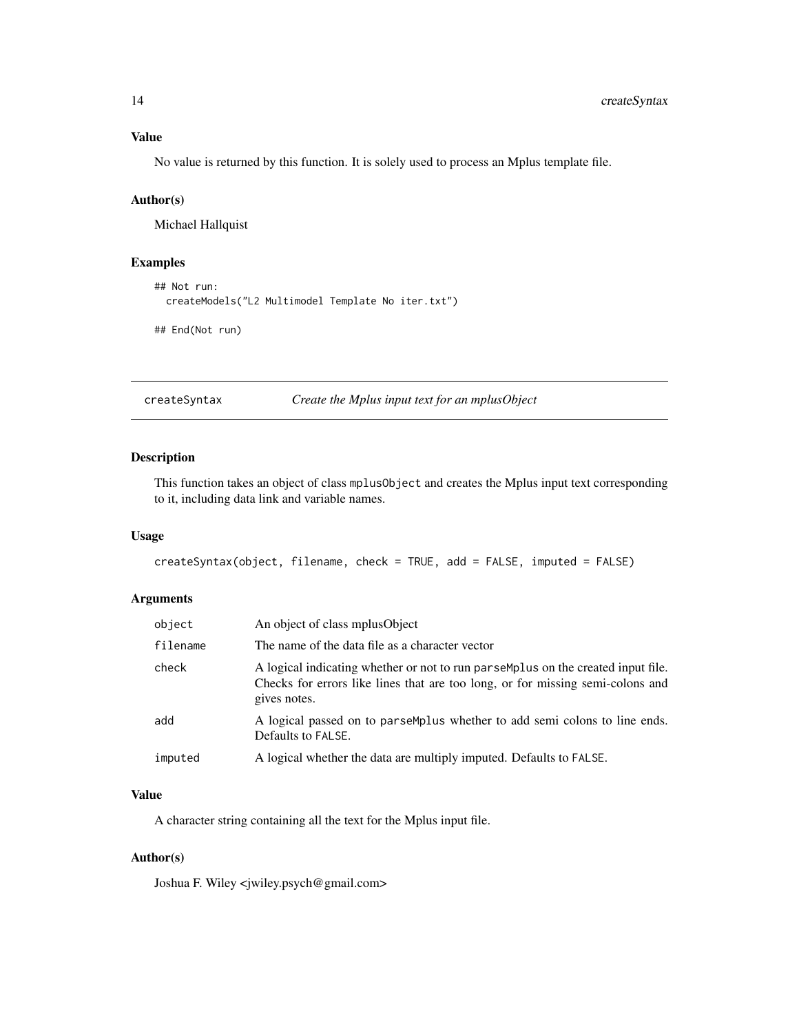### Value

No value is returned by this function. It is solely used to process an Mplus template file.

### Author(s)

Michael Hallquist

### Examples

```
## Not run:
  createModels("L2 Multimodel Template No iter.txt")

## End(Not run)
```

---

## createSyntax    *Create the Mplus input text for an mplusObject*

### Description

This function takes an object of class `mplusObject` and creates the Mplus input text corresponding to it, including data link and variable names.

### Usage

```
createSyntax(object, filename, check = TRUE, add = FALSE, imputed = FALSE)
```

### Arguments

| | |
|---|---|
| `object` | An object of class mplusObject |
| `filename` | The name of the data file as a character vector |
| `check` | A logical indicating whether or not to run `parseMplus` on the created input file. Checks for errors like lines that are too long, or for missing semi-colons and gives notes. |
| `add` | A logical passed on to `parseMplus` whether to add semi colons to line ends. Defaults to `FALSE`. |
| `imputed` | A logical whether the data are multiply imputed. Defaults to `FALSE`. |

### Value

A character string containing all the text for the Mplus input file.

### Author(s)

Joshua F. Wiley <jwiley.psych@gmail.com>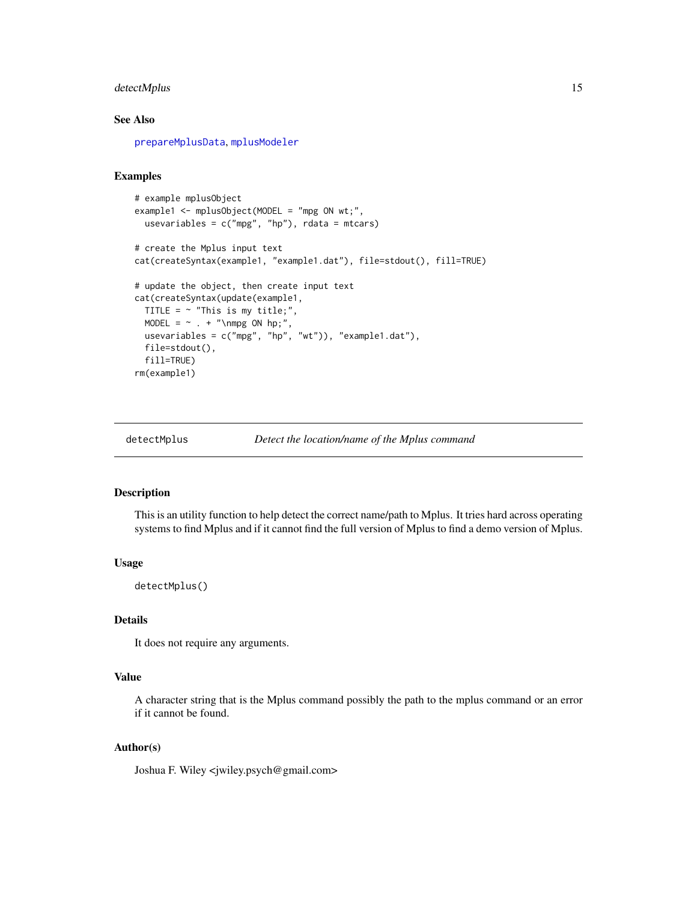## See Also

prepareMplusData, mplusModeler

## Examples

```
# example mplusObject
example1 <- mplusObject(MODEL = "mpg ON wt;",
  usevariables = c("mpg", "hp"), rdata = mtcars)

# create the Mplus input text
cat(createSyntax(example1, "example1.dat"), file=stdout(), fill=TRUE)

# update the object, then create input text
cat(createSyntax(update(example1,
  TITLE = ~ "This is my title;",
  MODEL = ~ . + "\nmpg ON hp;",
  usevariables = c("mpg", "hp", "wt")), "example1.dat"),
  file=stdout(),
  fill=TRUE)
rm(example1)
```

---

# detectMplus — *Detect the location/name of the Mplus command*

## Description

This is an utility function to help detect the correct name/path to Mplus. It tries hard across operating systems to find Mplus and if it cannot find the full version of Mplus to find a demo version of Mplus.

## Usage

```
detectMplus()
```

## Details

It does not require any arguments.

## Value

A character string that is the Mplus command possibly the path to the mplus command or an error if it cannot be found.

## Author(s)

Joshua F. Wiley <jwiley.psych@gmail.com>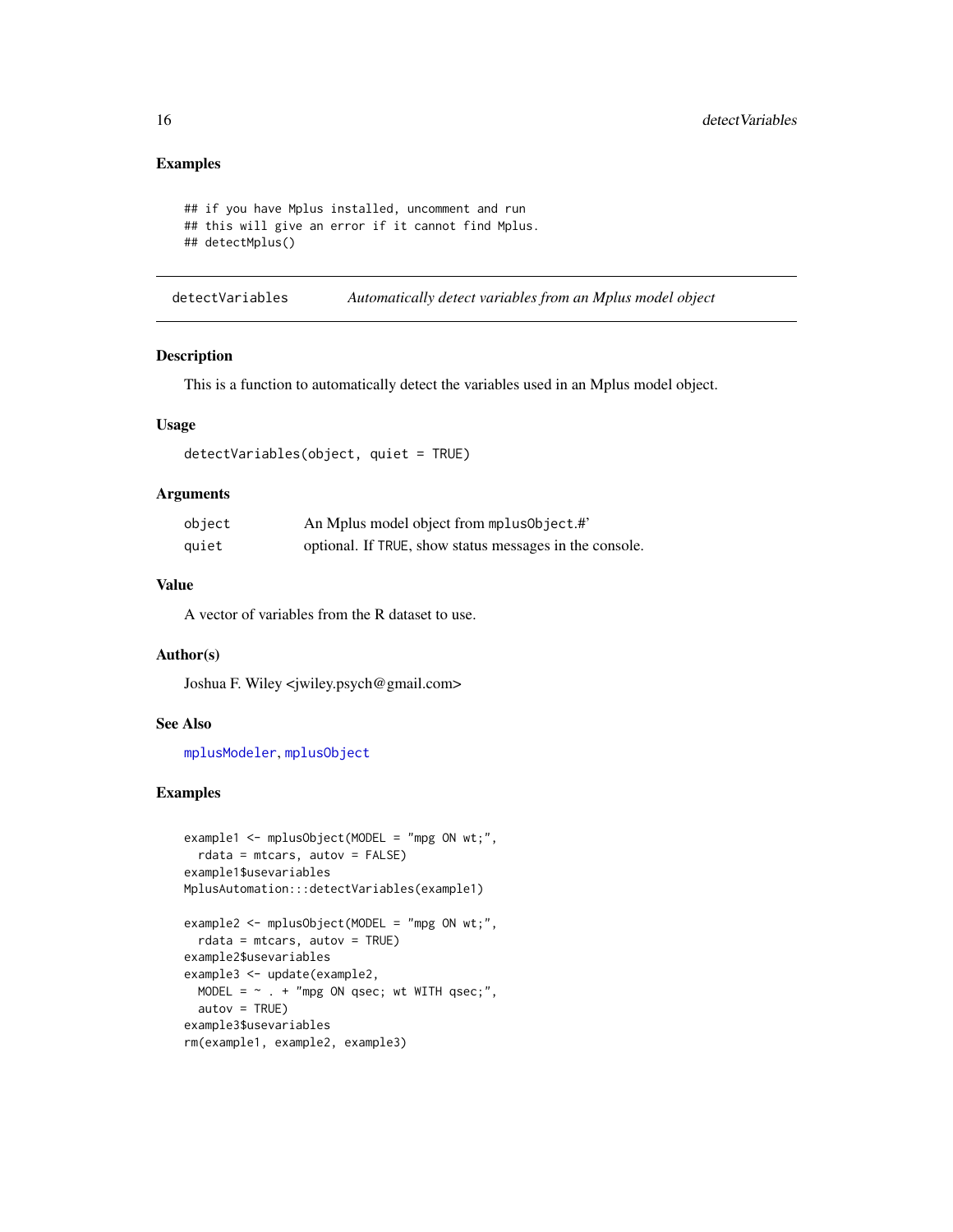## Examples

```
## if you have Mplus installed, uncomment and run
## this will give an error if it cannot find Mplus.
## detectMplus()
```

---

## detectVariables — *Automatically detect variables from an Mplus model object*

### Description

This is a function to automatically detect the variables used in an Mplus model object.

### Usage

```
detectVariables(object, quiet = TRUE)
```

### Arguments

| | |
|---|---|
| object | An Mplus model object from mplusObject.#' |
| quiet | optional. If TRUE, show status messages in the console. |

### Value

A vector of variables from the R dataset to use.

### Author(s)

Joshua F. Wiley <jwiley.psych@gmail.com>

### See Also

mplusModeler, mplusObject

### Examples

```
example1 <- mplusObject(MODEL = "mpg ON wt;",
  rdata = mtcars, autov = FALSE)
example1$usevariables
MplusAutomation:::detectVariables(example1)

example2 <- mplusObject(MODEL = "mpg ON wt;",
  rdata = mtcars, autov = TRUE)
example2$usevariables
example3 <- update(example2,
  MODEL = ~ . + "mpg ON qsec; wt WITH qsec;",
  autov = TRUE)
example3$usevariables
rm(example1, example2, example3)
```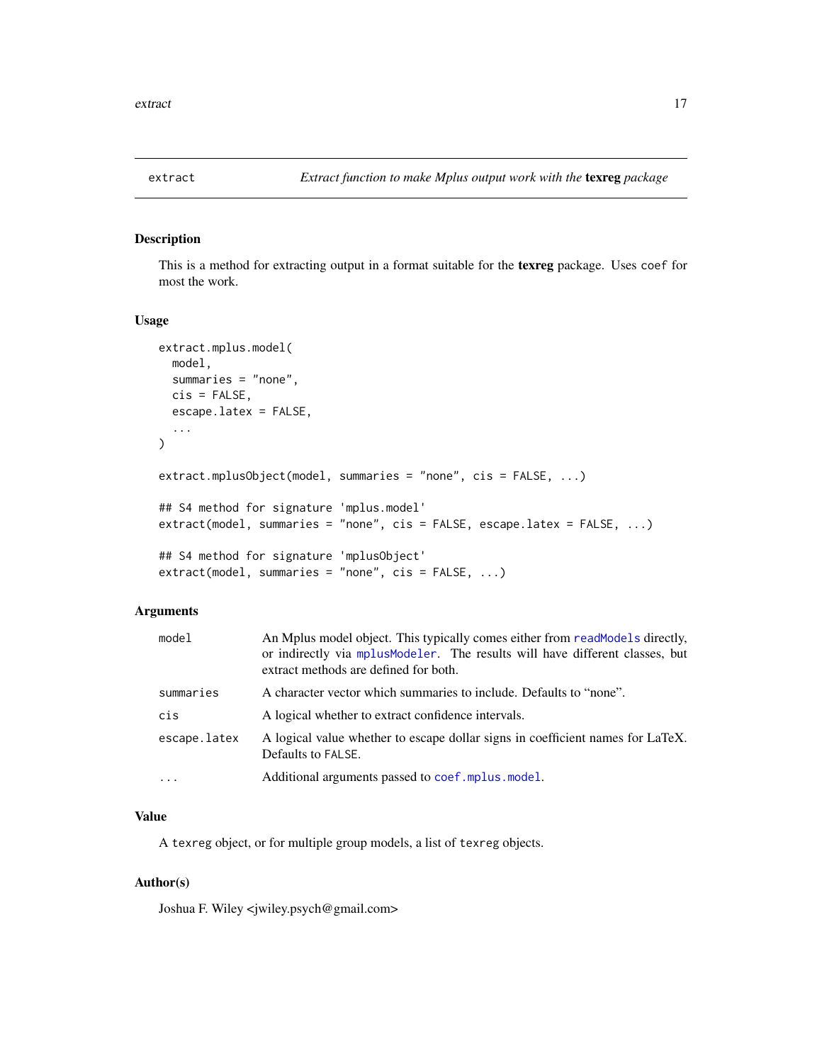# extract — *Extract function to make Mplus output work with the* **texreg** *package*

## Description

This is a method for extracting output in a format suitable for the **texreg** package. Uses `coef` for most the work.

## Usage

```
extract.mplus.model(
  model,
  summaries = "none",
  cis = FALSE,
  escape.latex = FALSE,
  ...
)

extract.mplusObject(model, summaries = "none", cis = FALSE, ...)

## S4 method for signature 'mplus.model'
extract(model, summaries = "none", cis = FALSE, escape.latex = FALSE, ...)

## S4 method for signature 'mplusObject'
extract(model, summaries = "none", cis = FALSE, ...)
```

## Arguments

| | |
|---|---|
| `model` | An Mplus model object. This typically comes either from `readModels` directly, or indirectly via `mplusModeler`. The results will have different classes, but extract methods are defined for both. |
| `summaries` | A character vector which summaries to include. Defaults to "none". |
| `cis` | A logical whether to extract confidence intervals. |
| `escape.latex` | A logical value whether to escape dollar signs in coefficient names for LaTeX. Defaults to `FALSE`. |
| `...` | Additional arguments passed to `coef.mplus.model`. |

## Value

A `texreg` object, or for multiple group models, a list of `texreg` objects.

## Author(s)

Joshua F. Wiley <jwiley.psych@gmail.com>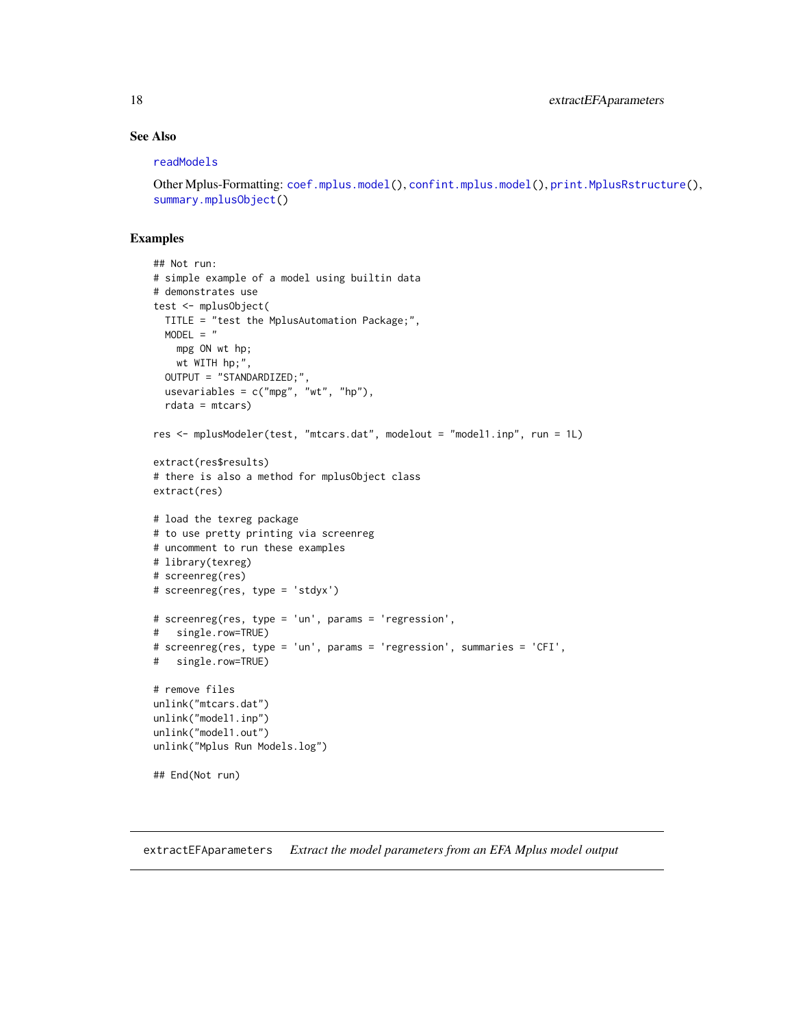### See Also

readModels

Other Mplus-Formatting: coef.mplus.model(), confint.mplus.model(), print.MplusRstructure(), summary.mplusObject()

### Examples

```
## Not run:
# simple example of a model using builtin data
# demonstrates use
test <- mplusObject(
  TITLE = "test the MplusAutomation Package;",
  MODEL = "
    mpg ON wt hp;
    wt WITH hp;",
  OUTPUT = "STANDARDIZED;",
  usevariables = c("mpg", "wt", "hp"),
  rdata = mtcars)

res <- mplusModeler(test, "mtcars.dat", modelout = "model1.inp", run = 1L)

extract(res$results)
# there is also a method for mplusObject class
extract(res)

# load the texreg package
# to use pretty printing via screenreg
# uncomment to run these examples
# library(texreg)
# screenreg(res)
# screenreg(res, type = 'stdyx')

# screenreg(res, type = 'un', params = 'regression',
#   single.row=TRUE)
# screenreg(res, type = 'un', params = 'regression', summaries = 'CFI',
#   single.row=TRUE)

# remove files
unlink("mtcars.dat")
unlink("model1.inp")
unlink("model1.out")
unlink("Mplus Run Models.log")

## End(Not run)
```

## extractEFAparameters *Extract the model parameters from an EFA Mplus model output*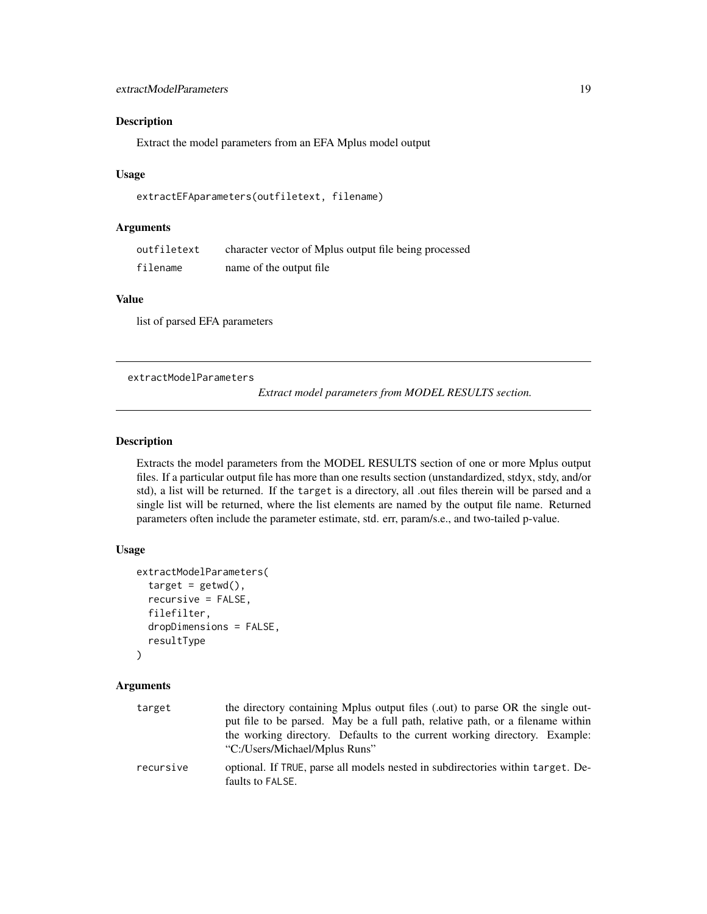## Description

Extract the model parameters from an EFA Mplus model output

## Usage

```
extractEFAparameters(outfiletext, filename)
```

## Arguments

| | |
|---|---|
| outfiletext | character vector of Mplus output file being processed |
| filename | name of the output file |

## Value

list of parsed EFA parameters

---

# extractModelParameters

*Extract model parameters from MODEL RESULTS section.*

---

## Description

Extracts the model parameters from the MODEL RESULTS section of one or more Mplus output files. If a particular output file has more than one results section (unstandardized, stdyx, stdy, and/or std), a list will be returned. If the target is a directory, all .out files therein will be parsed and a single list will be returned, where the list elements are named by the output file name. Returned parameters often include the parameter estimate, std. err, param/s.e., and two-tailed p-value.

## Usage

```
extractModelParameters(
  target = getwd(),
  recursive = FALSE,
  filefilter,
  dropDimensions = FALSE,
  resultType
)
```

## Arguments

| | |
|---|---|
| target | the directory containing Mplus output files (.out) to parse OR the single output file to be parsed. May be a full path, relative path, or a filename within the working directory. Defaults to the current working directory. Example: "C:/Users/Michael/Mplus Runs" |
| recursive | optional. If TRUE, parse all models nested in subdirectories within target. Defaults to FALSE. |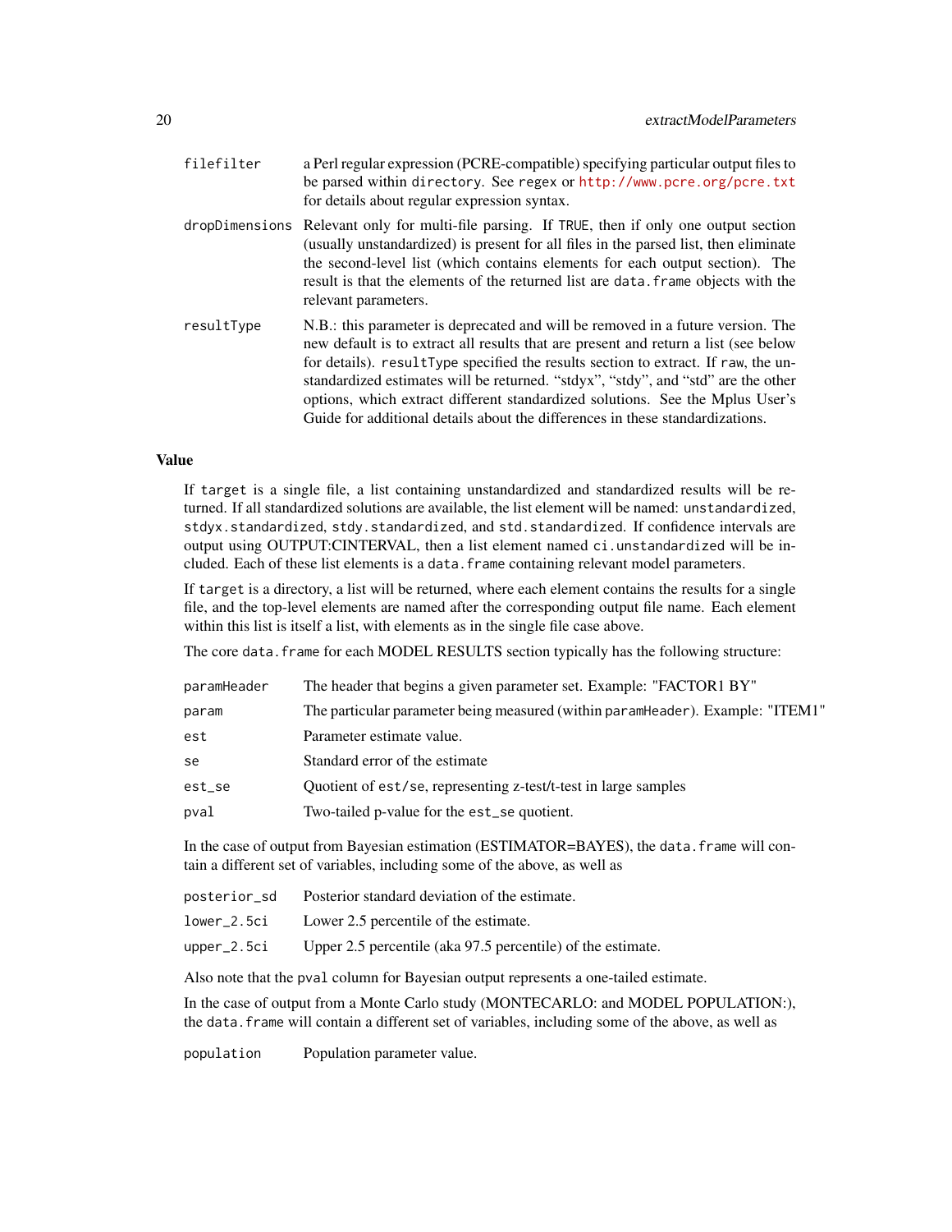| | |
|---|---|
| filefilter | a Perl regular expression (PCRE-compatible) specifying particular output files to be parsed within directory. See regex or http://www.pcre.org/pcre.txt for details about regular expression syntax. |
| dropDimensions | Relevant only for multi-file parsing. If TRUE, then if only one output section (usually unstandardized) is present for all files in the parsed list, then eliminate the second-level list (which contains elements for each output section). The result is that the elements of the returned list are data.frame objects with the relevant parameters. |
| resultType | N.B.: this parameter is deprecated and will be removed in a future version. The new default is to extract all results that are present and return a list (see below for details). resultType specified the results section to extract. If raw, the unstandardized estimates will be returned. "stdyx", "stdy", and "std" are the other options, which extract different standardized solutions. See the Mplus User's Guide for additional details about the differences in these standardizations. |

## Value

If target is a single file, a list containing unstandardized and standardized results will be returned. If all standardized solutions are available, the list element will be named: unstandardized, stdyx.standardized, stdy.standardized, and std.standardized. If confidence intervals are output using OUTPUT:CINTERVAL, then a list element named ci.unstandardized will be included. Each of these list elements is a data.frame containing relevant model parameters.

If target is a directory, a list will be returned, where each element contains the results for a single file, and the top-level elements are named after the corresponding output file name. Each element within this list is itself a list, with elements as in the single file case above.

The core data.frame for each MODEL RESULTS section typically has the following structure:

| | |
|---|---|
| paramHeader | The header that begins a given parameter set. Example: "FACTOR1 BY" |
| param | The particular parameter being measured (within paramHeader). Example: "ITEM1" |
| est | Parameter estimate value. |
| se | Standard error of the estimate |
| est_se | Quotient of est/se, representing z-test/t-test in large samples |
| pval | Two-tailed p-value for the est_se quotient. |

In the case of output from Bayesian estimation (ESTIMATOR=BAYES), the data.frame will contain a different set of variables, including some of the above, as well as

| | |
|---|---|
| posterior_sd | Posterior standard deviation of the estimate. |
| lower_2.5ci | Lower 2.5 percentile of the estimate. |
| upper_2.5ci | Upper 2.5 percentile (aka 97.5 percentile) of the estimate. |

Also note that the pval column for Bayesian output represents a one-tailed estimate.

In the case of output from a Monte Carlo study (MONTECARLO: and MODEL POPULATION:), the data.frame will contain a different set of variables, including some of the above, as well as

| | |
|---|---|
| population | Population parameter value. |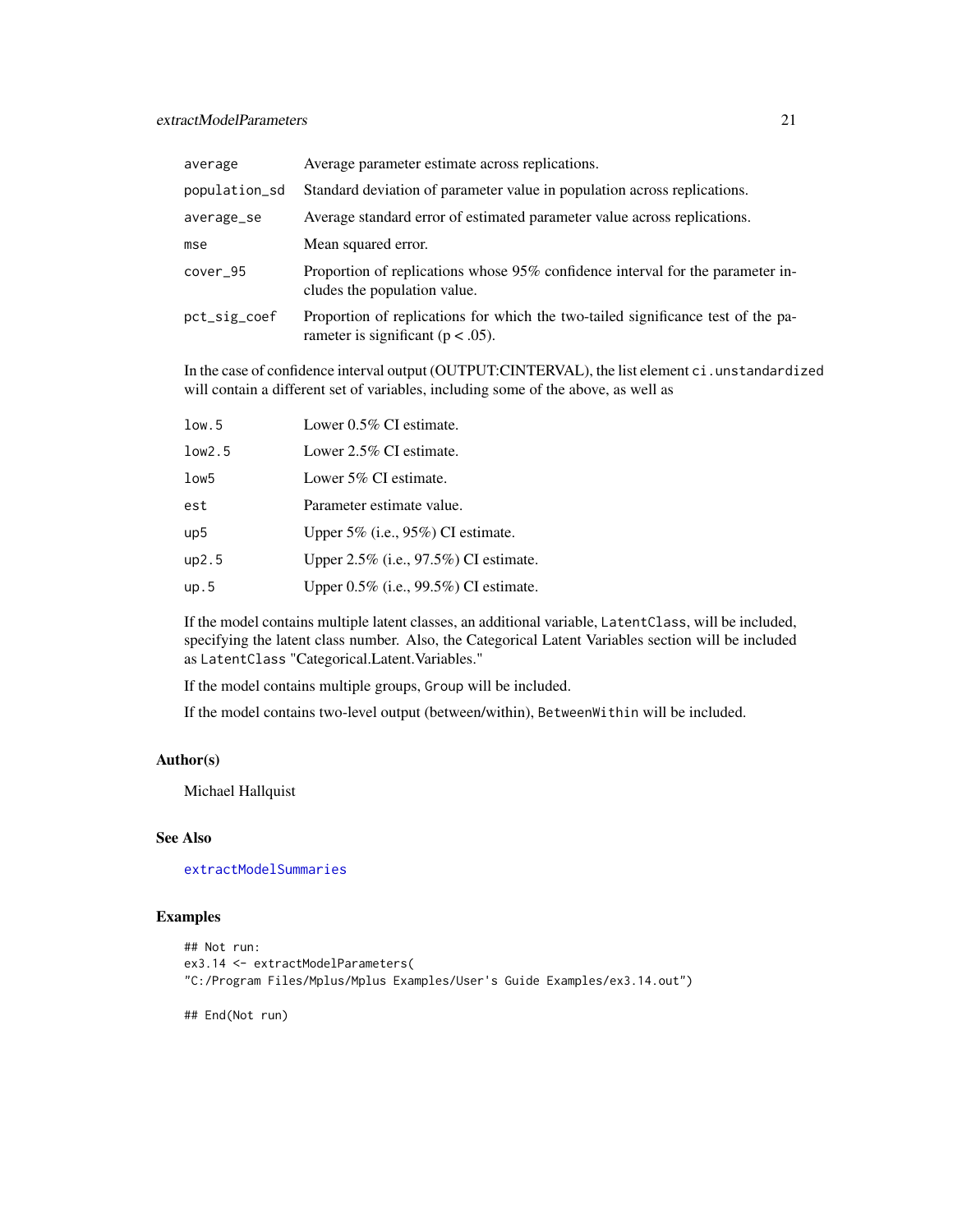| | |
|---|---|
| `average` | Average parameter estimate across replications. |
| `population_sd` | Standard deviation of parameter value in population across replications. |
| `average_se` | Average standard error of estimated parameter value across replications. |
| `mse` | Mean squared error. |
| `cover_95` | Proportion of replications whose 95% confidence interval for the parameter includes the population value. |
| `pct_sig_coef` | Proportion of replications for which the two-tailed significance test of the parameter is significant (p < .05). |

In the case of confidence interval output (OUTPUT:CINTERVAL), the list element `ci.unstandardized` will contain a different set of variables, including some of the above, as well as

| | |
|---|---|
| `low.5` | Lower 0.5% CI estimate. |
| `low2.5` | Lower 2.5% CI estimate. |
| `low5` | Lower 5% CI estimate. |
| `est` | Parameter estimate value. |
| `up5` | Upper 5% (i.e., 95%) CI estimate. |
| `up2.5` | Upper 2.5% (i.e., 97.5%) CI estimate. |
| `up.5` | Upper 0.5% (i.e., 99.5%) CI estimate. |

If the model contains multiple latent classes, an additional variable, `LatentClass`, will be included, specifying the latent class number. Also, the Categorical Latent Variables section will be included as `LatentClass` "Categorical.Latent.Variables."

If the model contains multiple groups, `Group` will be included.

If the model contains two-level output (between/within), `BetweenWithin` will be included.

### Author(s)

Michael Hallquist

### See Also

`extractModelSummaries`

### Examples

```
## Not run:
ex3.14 <- extractModelParameters(
"C:/Program Files/Mplus/Mplus Examples/User's Guide Examples/ex3.14.out")

## End(Not run)
```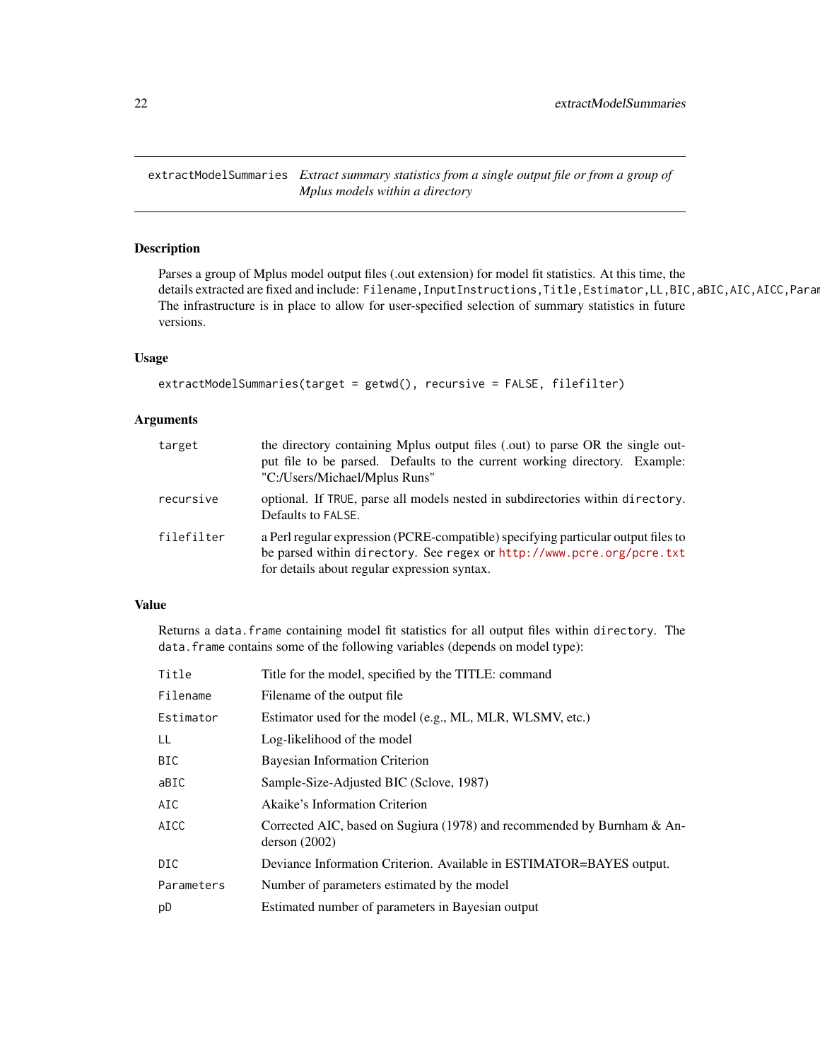extractModelSummaries *Extract summary statistics from a single output file or from a group of Mplus models within a directory*

## Description

Parses a group of Mplus model output files (.out extension) for model fit statistics. At this time, the details extracted are fixed and include: `Filename,InputInstructions,Title,Estimator,LL,BIC,aBIC,AIC,AICC,Param` The infrastructure is in place to allow for user-specified selection of summary statistics in future versions.

## Usage

```
extractModelSummaries(target = getwd(), recursive = FALSE, filefilter)
```

## Arguments

| | |
|---|---|
| `target` | the directory containing Mplus output files (.out) to parse OR the single output file to be parsed. Defaults to the current working directory. Example: "C:/Users/Michael/Mplus Runs" |
| `recursive` | optional. If `TRUE`, parse all models nested in subdirectories within `directory`. Defaults to `FALSE`. |
| `filefilter` | a Perl regular expression (PCRE-compatible) specifying particular output files to be parsed within `directory`. See `regex` or http://www.pcre.org/pcre.txt for details about regular expression syntax. |

## Value

Returns a `data.frame` containing model fit statistics for all output files within `directory`. The `data.frame` contains some of the following variables (depends on model type):

| | |
|---|---|
| `Title` | Title for the model, specified by the TITLE: command |
| `Filename` | Filename of the output file |
| `Estimator` | Estimator used for the model (e.g., ML, MLR, WLSMV, etc.) |
| `LL` | Log-likelihood of the model |
| `BIC` | Bayesian Information Criterion |
| `aBIC` | Sample-Size-Adjusted BIC (Sclove, 1987) |
| `AIC` | Akaike's Information Criterion |
| `AICC` | Corrected AIC, based on Sugiura (1978) and recommended by Burnham & Anderson (2002) |
| `DIC` | Deviance Information Criterion. Available in ESTIMATOR=BAYES output. |
| `Parameters` | Number of parameters estimated by the model |
| `pD` | Estimated number of parameters in Bayesian output |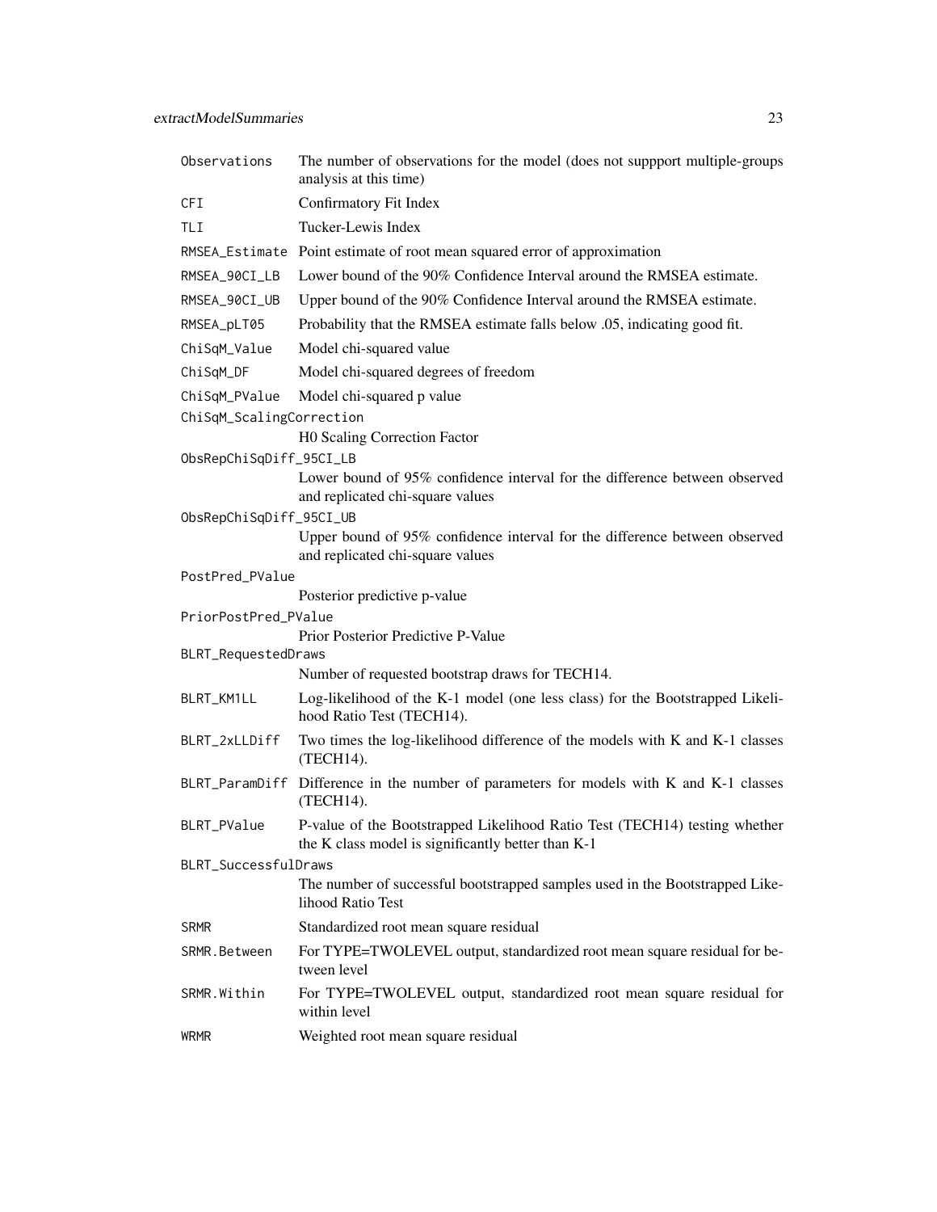| | |
|---|---|
| `Observations` | The number of observations for the model (does not suppport multiple-groups analysis at this time) |
| `CFI` | Confirmatory Fit Index |
| `TLI` | Tucker-Lewis Index |
| `RMSEA_Estimate` | Point estimate of root mean squared error of approximation |
| `RMSEA_90CI_LB` | Lower bound of the 90% Confidence Interval around the RMSEA estimate. |
| `RMSEA_90CI_UB` | Upper bound of the 90% Confidence Interval around the RMSEA estimate. |
| `RMSEA_pLT05` | Probability that the RMSEA estimate falls below .05, indicating good fit. |
| `ChiSqM_Value` | Model chi-squared value |
| `ChiSqM_DF` | Model chi-squared degrees of freedom |
| `ChiSqM_PValue` | Model chi-squared p value |
| `ChiSqM_ScalingCorrection` | H0 Scaling Correction Factor |
| `ObsRepChiSqDiff_95CI_LB` | Lower bound of 95% confidence interval for the difference between observed and replicated chi-square values |
| `ObsRepChiSqDiff_95CI_UB` | Upper bound of 95% confidence interval for the difference between observed and replicated chi-square values |
| `PostPred_PValue` | Posterior predictive p-value |
| `PriorPostPred_PValue` | Prior Posterior Predictive P-Value |
| `BLRT_RequestedDraws` | Number of requested bootstrap draws for TECH14. |
| `BLRT_KM1LL` | Log-likelihood of the K-1 model (one less class) for the Bootstrapped Likelihood Ratio Test (TECH14). |
| `BLRT_2xLLDiff` | Two times the log-likelihood difference of the models with K and K-1 classes (TECH14). |
| `BLRT_ParamDiff` | Difference in the number of parameters for models with K and K-1 classes (TECH14). |
| `BLRT_PValue` | P-value of the Bootstrapped Likelihood Ratio Test (TECH14) testing whether the K class model is significantly better than K-1 |
| `BLRT_SuccessfulDraws` | The number of successful bootstrapped samples used in the Bootstrapped Likelihood Ratio Test |
| `SRMR` | Standardized root mean square residual |
| `SRMR.Between` | For TYPE=TWOLEVEL output, standardized root mean square residual for between level |
| `SRMR.Within` | For TYPE=TWOLEVEL output, standardized root mean square residual for within level |
| `WRMR` | Weighted root mean square residual |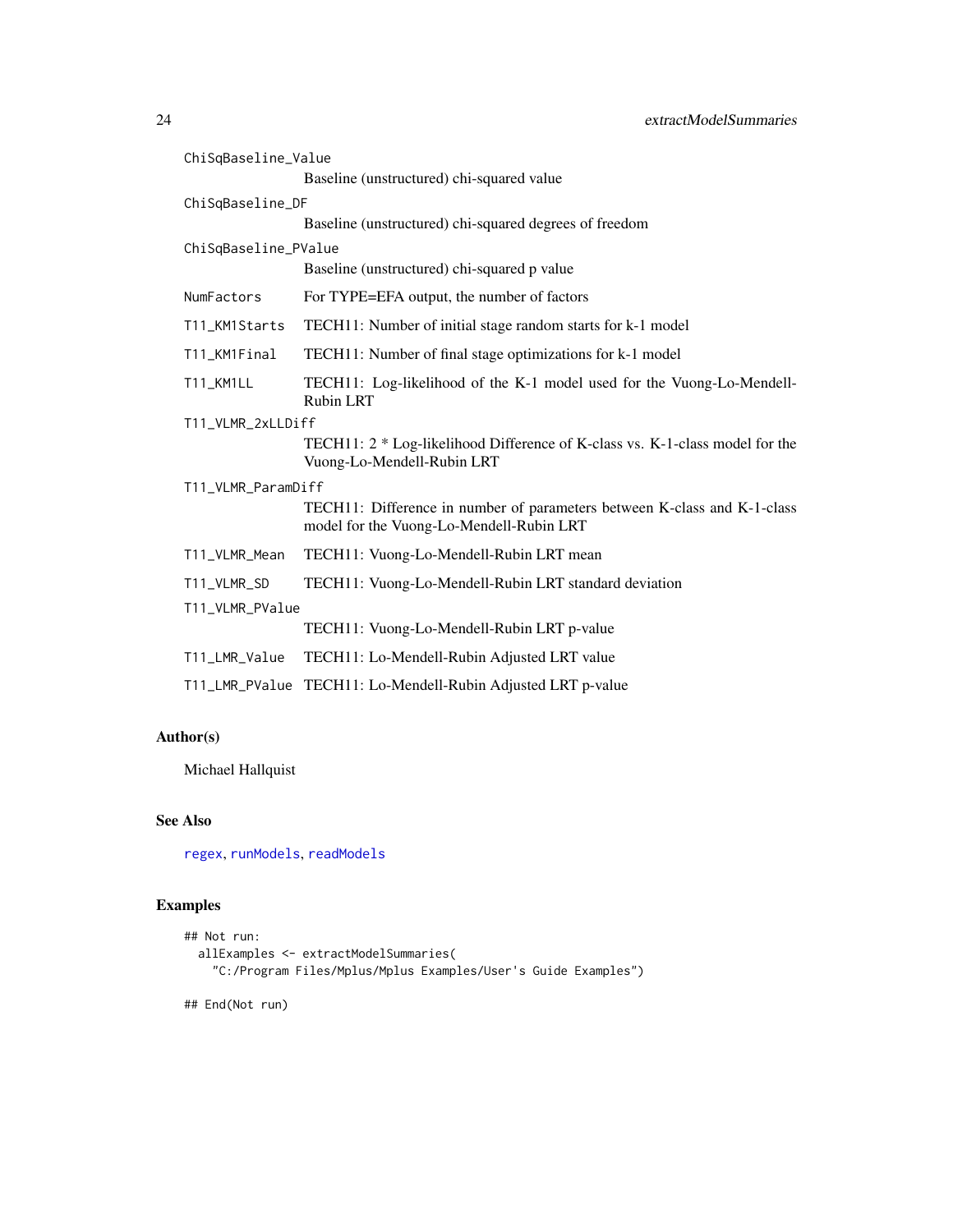ChiSqBaseline_Value
: Baseline (unstructured) chi-squared value

ChiSqBaseline_DF
: Baseline (unstructured) chi-squared degrees of freedom

ChiSqBaseline_PValue
: Baseline (unstructured) chi-squared p value

NumFactors
: For TYPE=EFA output, the number of factors

T11_KM1Starts
: TECH11: Number of initial stage random starts for k-1 model

T11_KM1Final
: TECH11: Number of final stage optimizations for k-1 model

T11_KM1LL
: TECH11: Log-likelihood of the K-1 model used for the Vuong-Lo-Mendell-Rubin LRT

T11_VLMR_2xLLDiff
: TECH11: 2 * Log-likelihood Difference of K-class vs. K-1-class model for the Vuong-Lo-Mendell-Rubin LRT

T11_VLMR_ParamDiff
: TECH11: Difference in number of parameters between K-class and K-1-class model for the Vuong-Lo-Mendell-Rubin LRT

T11_VLMR_Mean
: TECH11: Vuong-Lo-Mendell-Rubin LRT mean

T11_VLMR_SD
: TECH11: Vuong-Lo-Mendell-Rubin LRT standard deviation

T11_VLMR_PValue
: TECH11: Vuong-Lo-Mendell-Rubin LRT p-value

T11_LMR_Value
: TECH11: Lo-Mendell-Rubin Adjusted LRT value

T11_LMR_PValue
: TECH11: Lo-Mendell-Rubin Adjusted LRT p-value

## Author(s)

Michael Hallquist

## See Also

regex, runModels, readModels

## Examples

```
## Not run:
  allExamples <- extractModelSummaries(
    "C:/Program Files/Mplus/Mplus Examples/User's Guide Examples")

## End(Not run)
```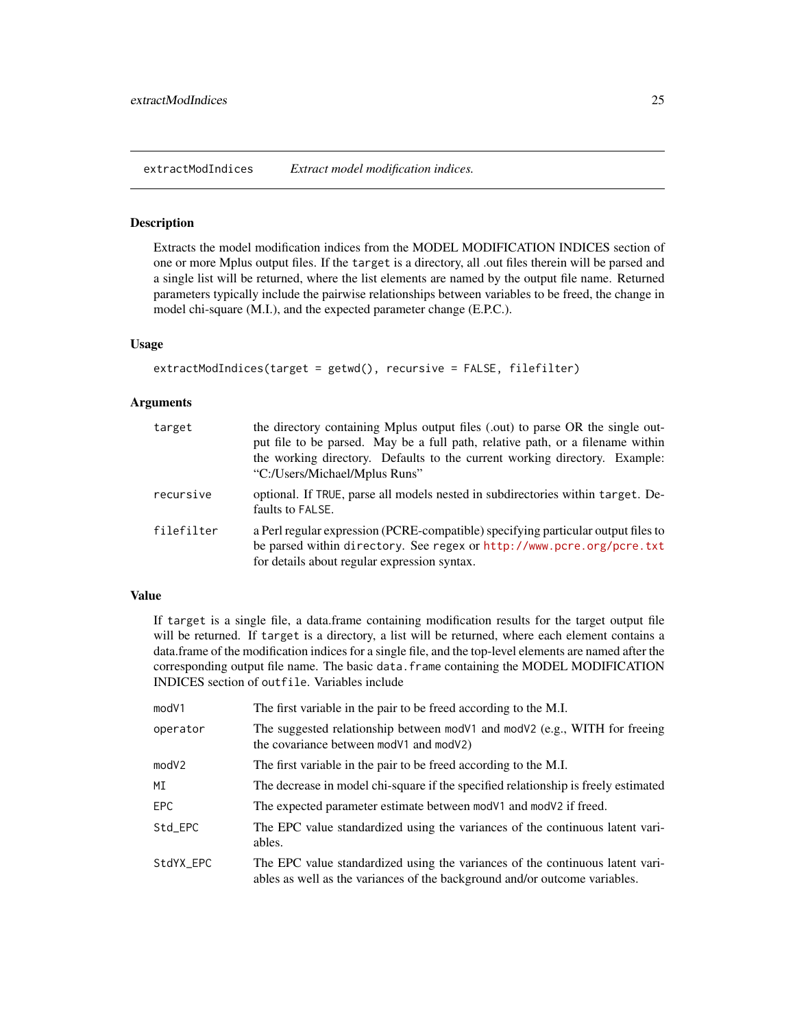extractModIndices *Extract model modification indices.*

### Description

Extracts the model modification indices from the MODEL MODIFICATION INDICES section of one or more Mplus output files. If the `target` is a directory, all .out files therein will be parsed and a single list will be returned, where the list elements are named by the output file name. Returned parameters typically include the pairwise relationships between variables to be freed, the change in model chi-square (M.I.), and the expected parameter change (E.P.C.).

### Usage

```
extractModIndices(target = getwd(), recursive = FALSE, filefilter)
```

### Arguments

| | |
|---|---|
| `target` | the directory containing Mplus output files (.out) to parse OR the single output file to be parsed. May be a full path, relative path, or a filename within the working directory. Defaults to the current working directory. Example: "C:/Users/Michael/Mplus Runs" |
| `recursive` | optional. If `TRUE`, parse all models nested in subdirectories within `target`. Defaults to `FALSE`. |
| `filefilter` | a Perl regular expression (PCRE-compatible) specifying particular output files to be parsed within `directory`. See `regex` or http://www.pcre.org/pcre.txt for details about regular expression syntax. |

### Value

If `target` is a single file, a data.frame containing modification results for the target output file will be returned. If `target` is a directory, a list will be returned, where each element contains a data.frame of the modification indices for a single file, and the top-level elements are named after the corresponding output file name. The basic `data.frame` containing the MODEL MODIFICATION INDICES section of `outfile`. Variables include

| | |
|---|---|
| `modV1` | The first variable in the pair to be freed according to the M.I. |
| `operator` | The suggested relationship between `modV1` and `modV2` (e.g., WITH for freeing the covariance between `modV1` and `modV2`) |
| `modV2` | The first variable in the pair to be freed according to the M.I. |
| `MI` | The decrease in model chi-square if the specified relationship is freely estimated |
| `EPC` | The expected parameter estimate between `modV1` and `modV2` if freed. |
| `Std_EPC` | The EPC value standardized using the variances of the continuous latent variables. |
| `StdYX_EPC` | The EPC value standardized using the variances of the continuous latent variables as well as the variances of the background and/or outcome variables. |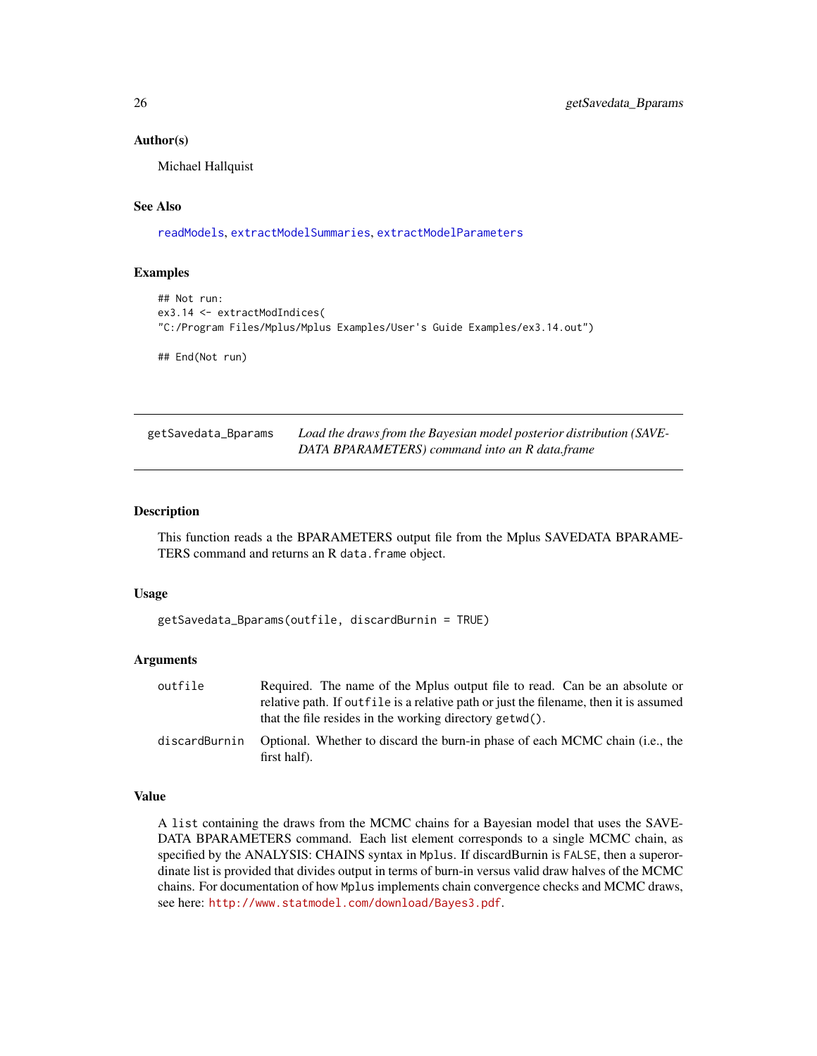### Author(s)

Michael Hallquist

### See Also

readModels, extractModelSummaries, extractModelParameters

### Examples

```
## Not run:
ex3.14 <- extractModIndices(
"C:/Program Files/Mplus/Mplus Examples/User's Guide Examples/ex3.14.out")

## End(Not run)
```

---

## getSavedata_Bparams — *Load the draws from the Bayesian model posterior distribution (SAVEDATA BPARAMETERS) command into an R data.frame*

---

### Description

This function reads a the BPARAMETERS output file from the Mplus SAVEDATA BPARAMETERS command and returns an R `data.frame` object.

### Usage

```
getSavedata_Bparams(outfile, discardBurnin = TRUE)
```

### Arguments

| | |
|---|---|
| `outfile` | Required. The name of the Mplus output file to read. Can be an absolute or relative path. If `outfile` is a relative path or just the filename, then it is assumed that the file resides in the working directory `getwd()`. |
| `discardBurnin` | Optional. Whether to discard the burn-in phase of each MCMC chain (i.e., the first half). |

### Value

A `list` containing the draws from the MCMC chains for a Bayesian model that uses the SAVEDATA BPARAMETERS command. Each list element corresponds to a single MCMC chain, as specified by the ANALYSIS: CHAINS syntax in `Mplus`. If discardBurnin is `FALSE`, then a superordinate list is provided that divides output in terms of burn-in versus valid draw halves of the MCMC chains. For documentation of how `Mplus` implements chain convergence checks and MCMC draws, see here: http://www.statmodel.com/download/Bayes3.pdf.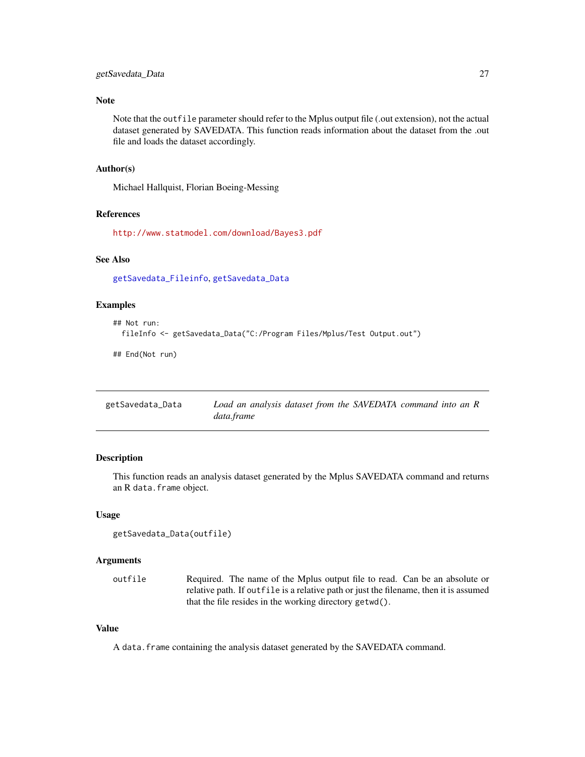## Note

Note that the `outfile` parameter should refer to the Mplus output file (.out extension), not the actual dataset generated by SAVEDATA. This function reads information about the dataset from the .out file and loads the dataset accordingly.

## Author(s)

Michael Hallquist, Florian Boeing-Messing

## References

http://www.statmodel.com/download/Bayes3.pdf

## See Also

getSavedata_Fileinfo, getSavedata_Data

## Examples

```
## Not run:
  fileInfo <- getSavedata_Data("C:/Program Files/Mplus/Test Output.out")

## End(Not run)
```

---

# getSavedata_Data — *Load an analysis dataset from the SAVEDATA command into an R data.frame*

---

## Description

This function reads an analysis dataset generated by the Mplus SAVEDATA command and returns an R `data.frame` object.

## Usage

```
getSavedata_Data(outfile)
```

## Arguments

| | |
|---|---|
| `outfile` | Required. The name of the Mplus output file to read. Can be an absolute or relative path. If `outfile` is a relative path or just the filename, then it is assumed that the file resides in the working directory `getwd()`. |

## Value

A `data.frame` containing the analysis dataset generated by the SAVEDATA command.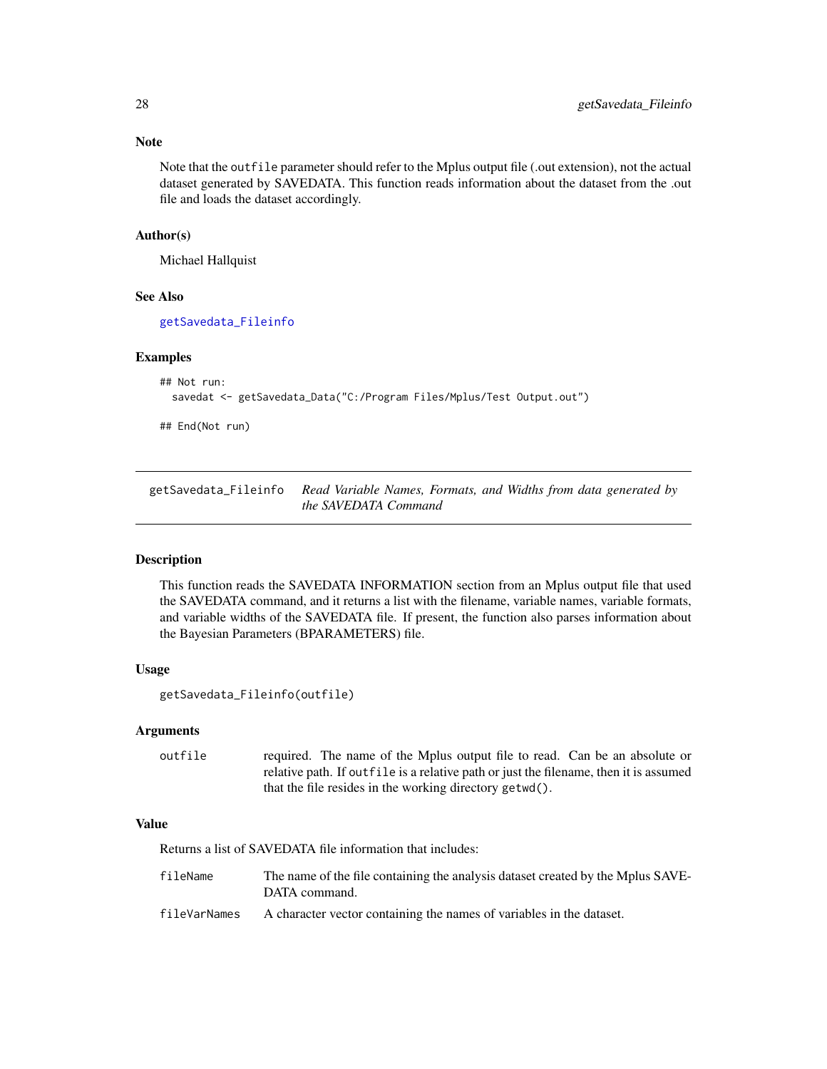### Note

Note that the outfile parameter should refer to the Mplus output file (.out extension), not the actual dataset generated by SAVEDATA. This function reads information about the dataset from the .out file and loads the dataset accordingly.

### Author(s)

Michael Hallquist

### See Also

getSavedata_Fileinfo

### Examples

```
## Not run:
  savedat <- getSavedata_Data("C:/Program Files/Mplus/Test Output.out")

## End(Not run)
```

---

## getSavedata_Fileinfo    *Read Variable Names, Formats, and Widths from data generated by the SAVEDATA Command*

---

### Description

This function reads the SAVEDATA INFORMATION section from an Mplus output file that used the SAVEDATA command, and it returns a list with the filename, variable names, variable formats, and variable widths of the SAVEDATA file. If present, the function also parses information about the Bayesian Parameters (BPARAMETERS) file.

### Usage

```
getSavedata_Fileinfo(outfile)
```

### Arguments

| | |
|---|---|
| outfile | required. The name of the Mplus output file to read. Can be an absolute or relative path. If outfile is a relative path or just the filename, then it is assumed that the file resides in the working directory getwd(). |

### Value

Returns a list of SAVEDATA file information that includes:

| | |
|---|---|
| fileName | The name of the file containing the analysis dataset created by the Mplus SAVEDATA command. |
| fileVarNames | A character vector containing the names of variables in the dataset. |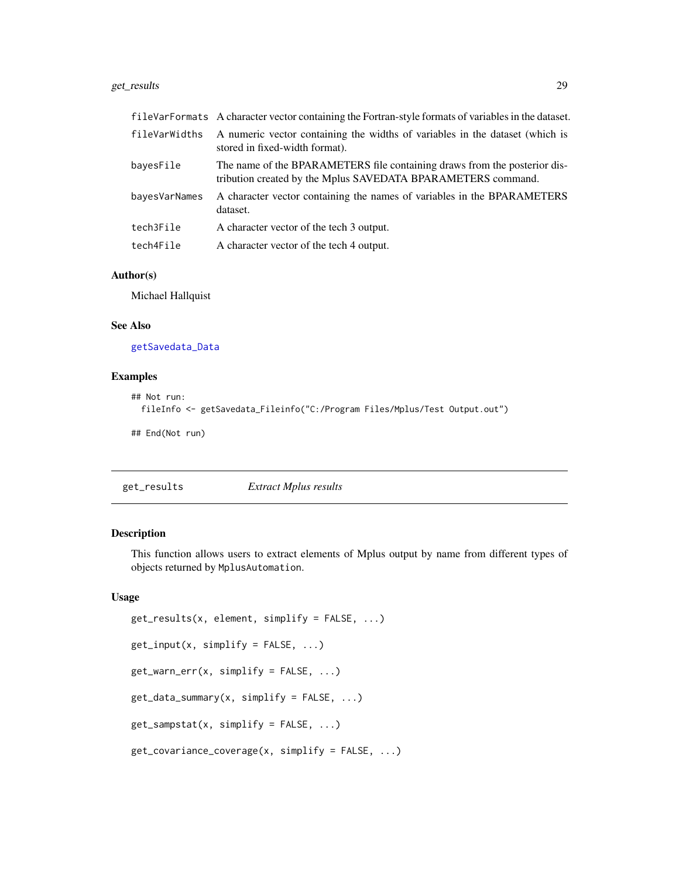| | |
|---|---|
| fileVarFormats | A character vector containing the Fortran-style formats of variables in the dataset. |
| fileVarWidths | A numeric vector containing the widths of variables in the dataset (which is stored in fixed-width format). |
| bayesFile | The name of the BPARAMETERS file containing draws from the posterior distribution created by the Mplus SAVEDATA BPARAMETERS command. |
| bayesVarNames | A character vector containing the names of variables in the BPARAMETERS dataset. |
| tech3File | A character vector of the tech 3 output. |
| tech4File | A character vector of the tech 4 output. |

### Author(s)

Michael Hallquist

### See Also

getSavedata_Data

### Examples

```
## Not run:
  fileInfo <- getSavedata_Fileinfo("C:/Program Files/Mplus/Test Output.out")

## End(Not run)
```

---

## get_results *Extract Mplus results*

---

### Description

This function allows users to extract elements of Mplus output by name from different types of objects returned by MplusAutomation.

### Usage

```
get_results(x, element, simplify = FALSE, ...)

get_input(x, simplify = FALSE, ...)

get_warn_err(x, simplify = FALSE, ...)

get_data_summary(x, simplify = FALSE, ...)

get_sampstat(x, simplify = FALSE, ...)

get_covariance_coverage(x, simplify = FALSE, ...)
```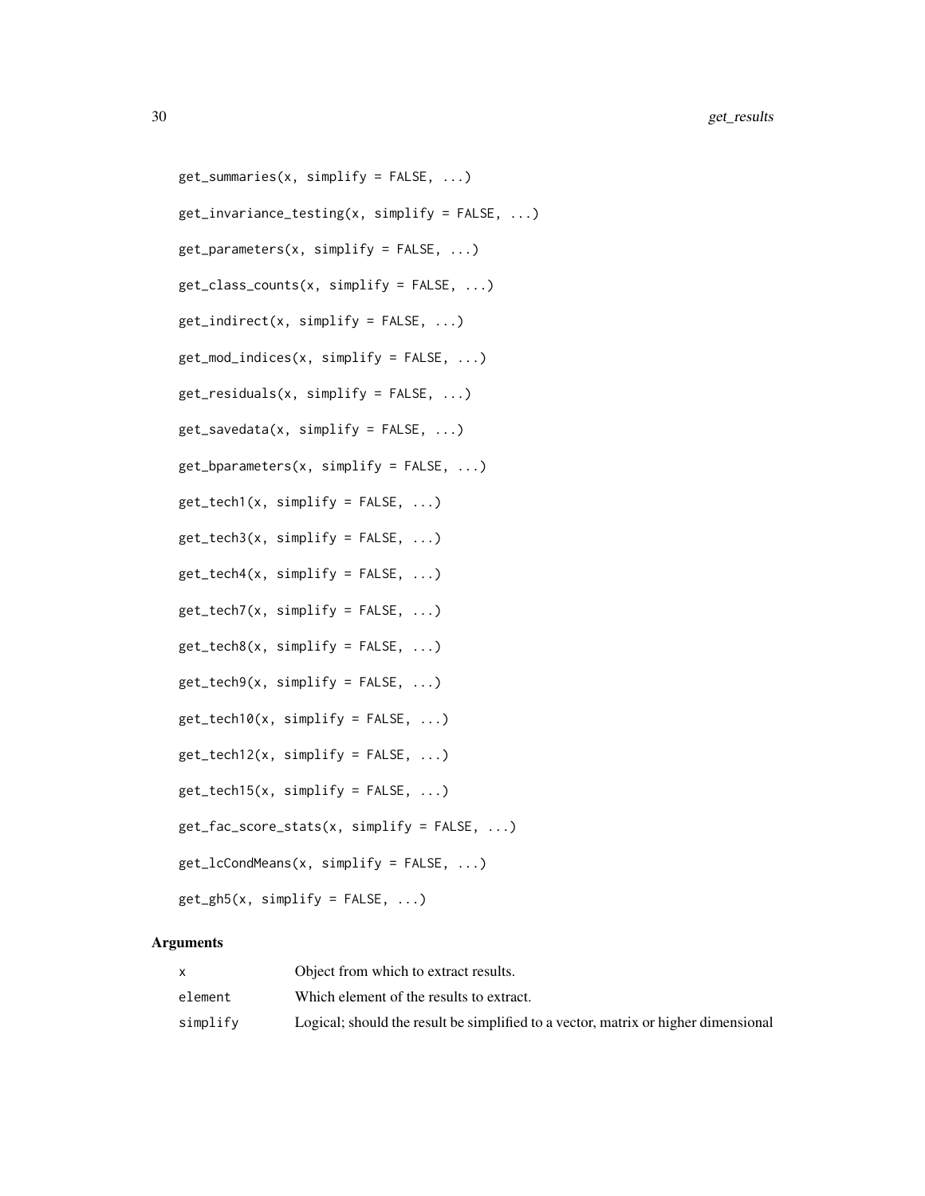```
get_summaries(x, simplify = FALSE, ...)

get_invariance_testing(x, simplify = FALSE, ...)

get_parameters(x, simplify = FALSE, ...)

get_class_counts(x, simplify = FALSE, ...)

get_indirect(x, simplify = FALSE, ...)

get_mod_indices(x, simplify = FALSE, ...)

get_residuals(x, simplify = FALSE, ...)

get_savedata(x, simplify = FALSE, ...)

get_bparameters(x, simplify = FALSE, ...)

get_tech1(x, simplify = FALSE, ...)

get_tech3(x, simplify = FALSE, ...)

get_tech4(x, simplify = FALSE, ...)

get_tech7(x, simplify = FALSE, ...)

get_tech8(x, simplify = FALSE, ...)

get_tech9(x, simplify = FALSE, ...)

get_tech10(x, simplify = FALSE, ...)

get_tech12(x, simplify = FALSE, ...)

get_tech15(x, simplify = FALSE, ...)

get_fac_score_stats(x, simplify = FALSE, ...)

get_lcCondMeans(x, simplify = FALSE, ...)

get_gh5(x, simplify = FALSE, ...)
```

## Arguments

| | |
|---|---|
| x | Object from which to extract results. |
| element | Which element of the results to extract. |
| simplify | Logical; should the result be simplified to a vector, matrix or higher dimensional |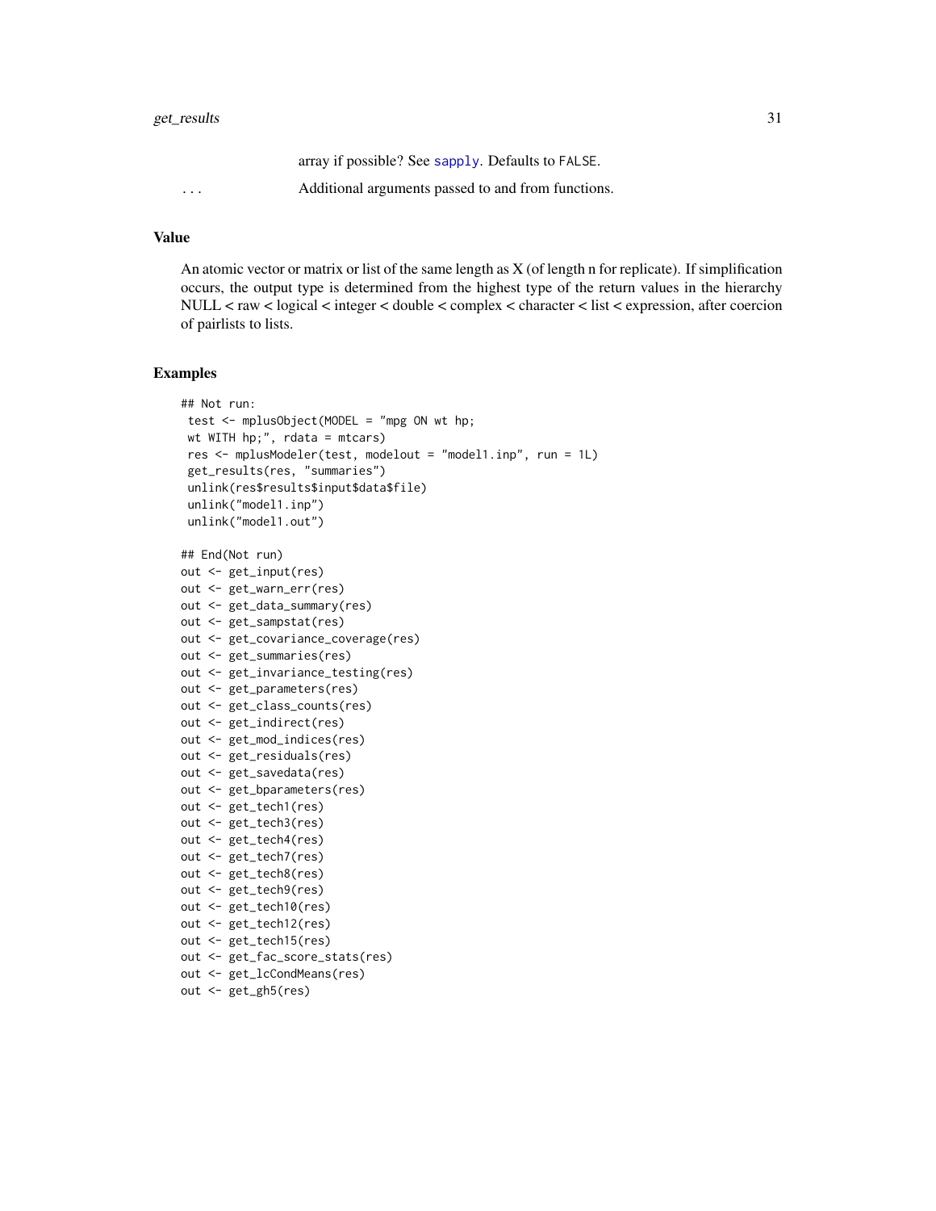| | |
|---|---|
| | array if possible? See sapply. Defaults to FALSE. |
| ... | Additional arguments passed to and from functions. |

## Value

An atomic vector or matrix or list of the same length as X (of length n for replicate). If simplification occurs, the output type is determined from the highest type of the return values in the hierarchy NULL < raw < logical < integer < double < complex < character < list < expression, after coercion of pairlists to lists.

## Examples

```
## Not run:
 test <- mplusObject(MODEL = "mpg ON wt hp;
 wt WITH hp;", rdata = mtcars)
 res <- mplusModeler(test, modelout = "model1.inp", run = 1L)
 get_results(res, "summaries")
 unlink(res$results$input$data$file)
 unlink("model1.inp")
 unlink("model1.out")

## End(Not run)
out <- get_input(res)
out <- get_warn_err(res)
out <- get_data_summary(res)
out <- get_sampstat(res)
out <- get_covariance_coverage(res)
out <- get_summaries(res)
out <- get_invariance_testing(res)
out <- get_parameters(res)
out <- get_class_counts(res)
out <- get_indirect(res)
out <- get_mod_indices(res)
out <- get_residuals(res)
out <- get_savedata(res)
out <- get_bparameters(res)
out <- get_tech1(res)
out <- get_tech3(res)
out <- get_tech4(res)
out <- get_tech7(res)
out <- get_tech8(res)
out <- get_tech9(res)
out <- get_tech10(res)
out <- get_tech12(res)
out <- get_tech15(res)
out <- get_fac_score_stats(res)
out <- get_lcCondMeans(res)
out <- get_gh5(res)
```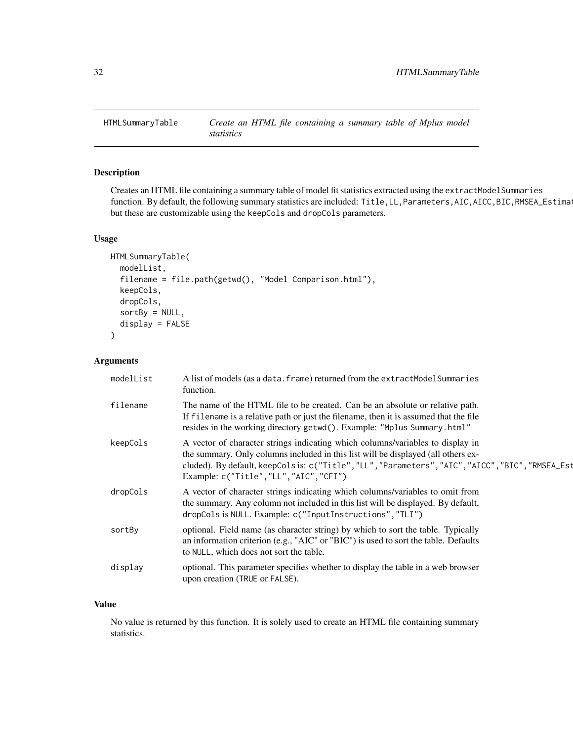HTMLSummaryTable    *Create an HTML file containing a summary table of Mplus model statistics*

## Description

Creates an HTML file containing a summary table of model fit statistics extracted using the `extractModelSummaries` function. By default, the following summary statistics are included: `Title,LL,Parameters,AIC,AICC,BIC,RMSEA_Estimat` but these are customizable using the `keepCols` and `dropCols` parameters.

## Usage

```
HTMLSummaryTable(
  modelList,
  filename = file.path(getwd(), "Model Comparison.html"),
  keepCols,
  dropCols,
  sortBy = NULL,
  display = FALSE
)
```

## Arguments

| | |
|---|---|
| `modelList` | A list of models (as a `data.frame`) returned from the `extractModelSummaries` function. |
| `filename` | The name of the HTML file to be created. Can be an absolute or relative path. If `filename` is a relative path or just the filename, then it is assumed that the file resides in the working directory `getwd()`. Example: `"Mplus Summary.html"` |
| `keepCols` | A vector of character strings indicating which columns/variables to display in the summary. Only columns included in this list will be displayed (all others excluded). By default, `keepCols` is: `c("Title","LL","Parameters","AIC","AICC","BIC","RMSEA_Est` Example: `c("Title","LL","AIC","CFI")` |
| `dropCols` | A vector of character strings indicating which columns/variables to omit from the summary. Any column not included in this list will be displayed. By default, `dropCols` is `NULL`. Example: `c("InputInstructions","TLI")` |
| `sortBy` | optional. Field name (as character string) by which to sort the table. Typically an information criterion (e.g., "AIC" or "BIC") is used to sort the table. Defaults to `NULL`, which does not sort the table. |
| `display` | optional. This parameter specifies whether to display the table in a web browser upon creation (`TRUE` or `FALSE`). |

## Value

No value is returned by this function. It is solely used to create an HTML file containing summary statistics.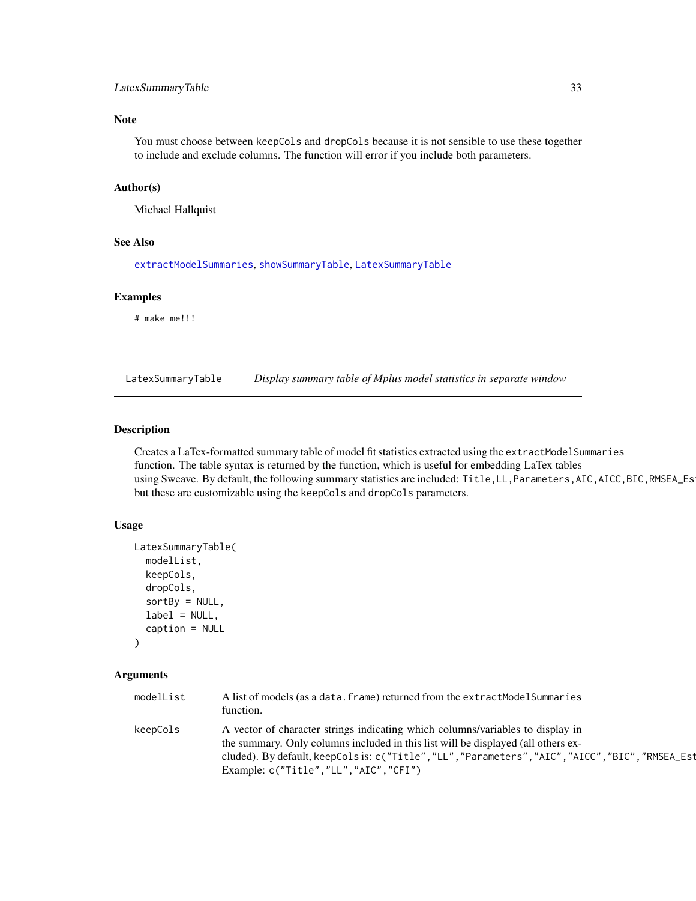## Note

You must choose between keepCols and dropCols because it is not sensible to use these together to include and exclude columns. The function will error if you include both parameters.

## Author(s)

Michael Hallquist

## See Also

extractModelSummaries, showSummaryTable, LatexSummaryTable

## Examples

```
# make me!!!
```

---

LatexSummaryTable *Display summary table of Mplus model statistics in separate window*

---

## Description

Creates a LaTex-formatted summary table of model fit statistics extracted using the extractModelSummaries function. The table syntax is returned by the function, which is useful for embedding LaTex tables using Sweave. By default, the following summary statistics are included: Title,LL,Parameters,AIC,AICC,BIC,RMSEA_Est but these are customizable using the keepCols and dropCols parameters.

## Usage

```
LatexSummaryTable(
  modelList,
  keepCols,
  dropCols,
  sortBy = NULL,
  label = NULL,
  caption = NULL
)
```

## Arguments

| | |
|---|---|
| modelList | A list of models (as a data.frame) returned from the extractModelSummaries function. |
| keepCols | A vector of character strings indicating which columns/variables to display in the summary. Only columns included in this list will be displayed (all others excluded). By default, keepCols is: c("Title","LL","Parameters","AIC","AICC","BIC","RMSEA_Est Example: c("Title","LL","AIC","CFI") |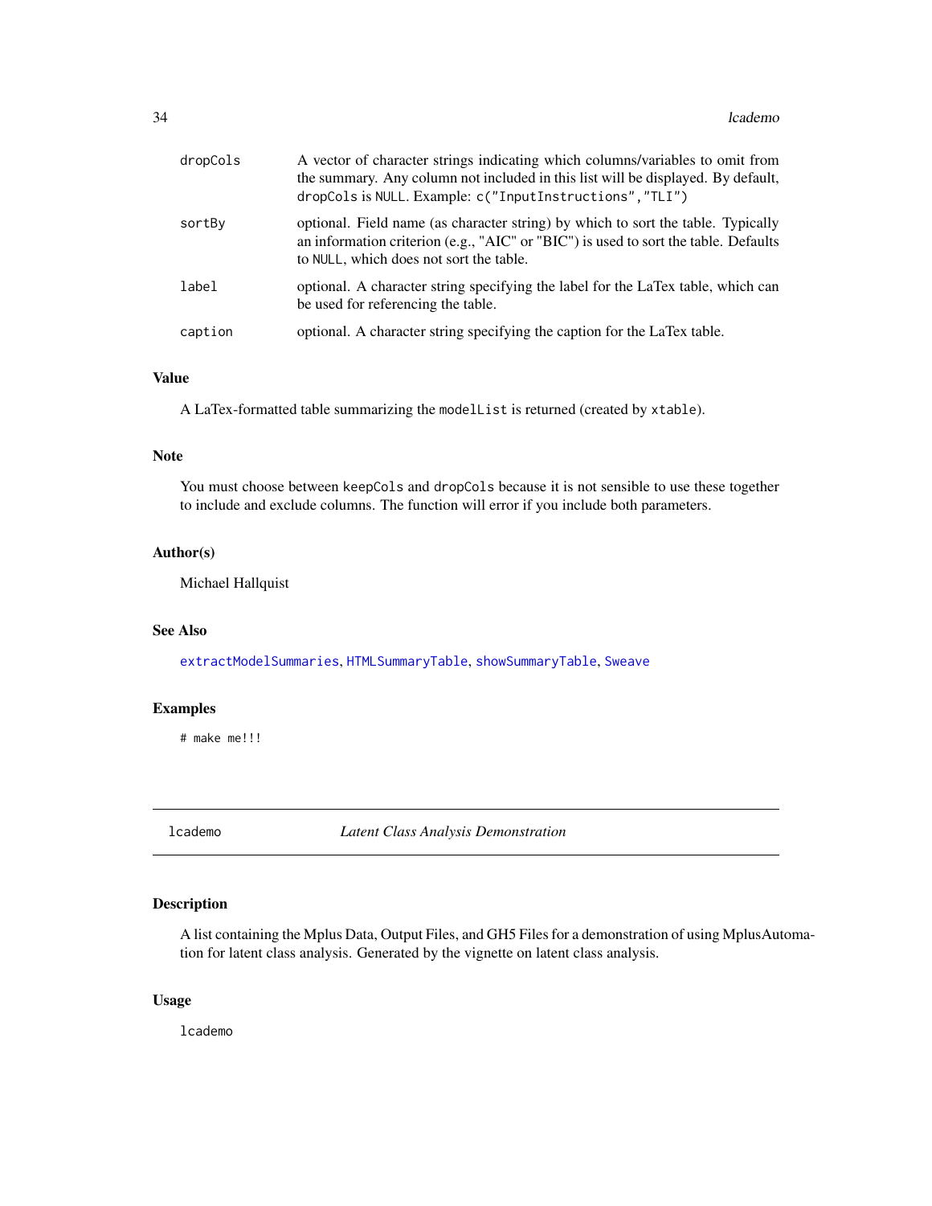dropCols A vector of character strings indicating which columns/variables to omit from the summary. Any column not included in this list will be displayed. By default, `dropCols` is `NULL`. Example: `c("InputInstructions","TLI")`

sortBy optional. Field name (as character string) by which to sort the table. Typically an information criterion (e.g., "AIC" or "BIC") is used to sort the table. Defaults to `NULL`, which does not sort the table.

label optional. A character string specifying the label for the LaTex table, which can be used for referencing the table.

caption optional. A character string specifying the caption for the LaTex table.

### Value

A LaTex-formatted table summarizing the `modelList` is returned (created by `xtable`).

### Note

You must choose between `keepCols` and `dropCols` because it is not sensible to use these together to include and exclude columns. The function will error if you include both parameters.

### Author(s)

Michael Hallquist

### See Also

`extractModelSummaries`, `HTMLSummaryTable`, `showSummaryTable`, `Sweave`

### Examples

```
# make me!!!
```

## lcademo *Latent Class Analysis Demonstration*

### Description

A list containing the Mplus Data, Output Files, and GH5 Files for a demonstration of using MplusAutomation for latent class analysis. Generated by the vignette on latent class analysis.

### Usage

```
lcademo
```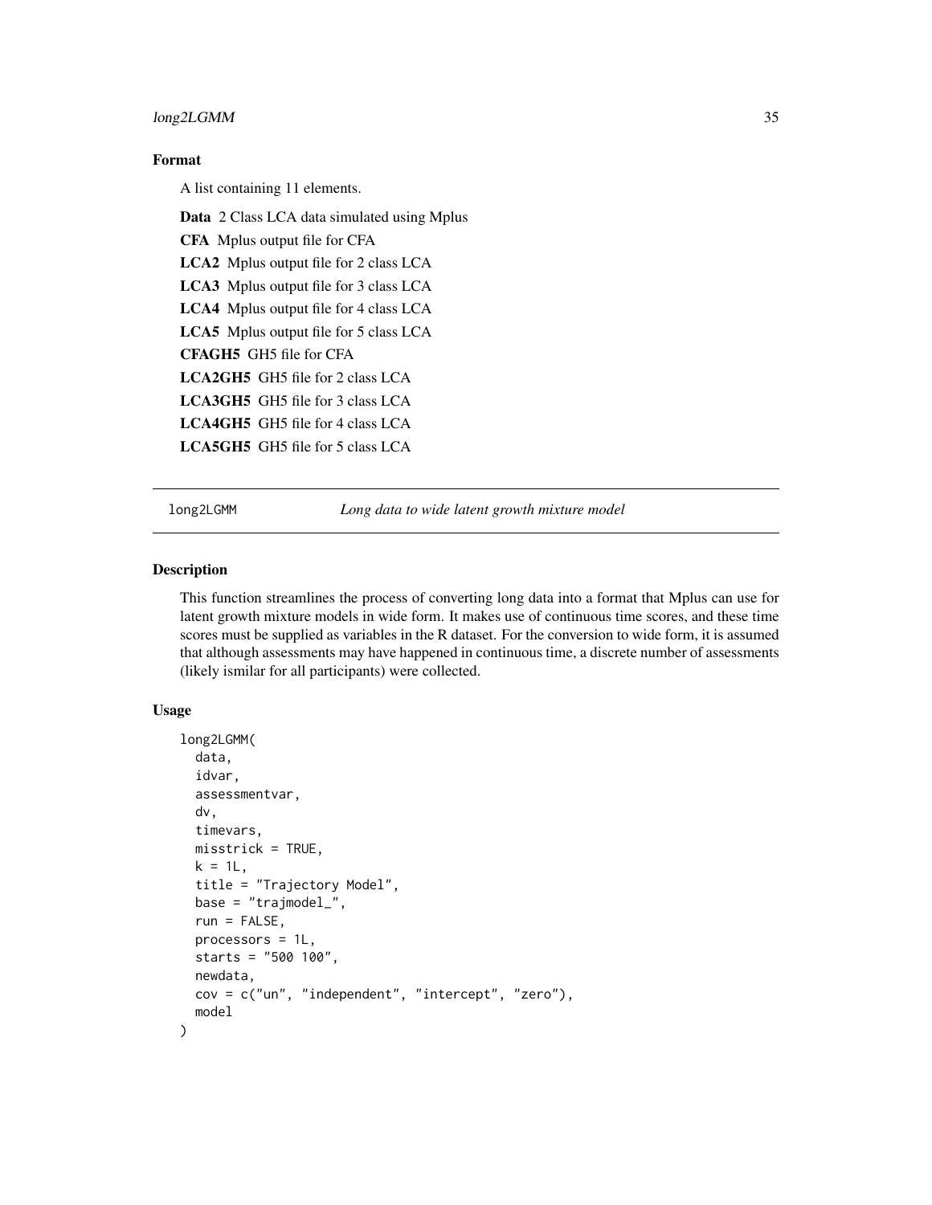### Format

A list containing 11 elements.

**Data** 2 Class LCA data simulated using Mplus

**CFA** Mplus output file for CFA

**LCA2** Mplus output file for 2 class LCA

**LCA3** Mplus output file for 3 class LCA

**LCA4** Mplus output file for 4 class LCA

**LCA5** Mplus output file for 5 class LCA

**CFAGH5** GH5 file for CFA

**LCA2GH5** GH5 file for 2 class LCA

**LCA3GH5** GH5 file for 3 class LCA

**LCA4GH5** GH5 file for 4 class LCA

**LCA5GH5** GH5 file for 5 class LCA

---

## long2LGMM — *Long data to wide latent growth mixture model*

### Description

This function streamlines the process of converting long data into a format that Mplus can use for latent growth mixture models in wide form. It makes use of continuous time scores, and these time scores must be supplied as variables in the R dataset. For the conversion to wide form, it is assumed that although assessments may have happened in continuous time, a discrete number of assessments (likely ismilar for all participants) were collected.

### Usage

```
long2LGMM(
  data,
  idvar,
  assessmentvar,
  dv,
  timevars,
  misstrick = TRUE,
  k = 1L,
  title = "Trajectory Model",
  base = "trajmodel_",
  run = FALSE,
  processors = 1L,
  starts = "500 100",
  newdata,
  cov = c("un", "independent", "intercept", "zero"),
  model
)
```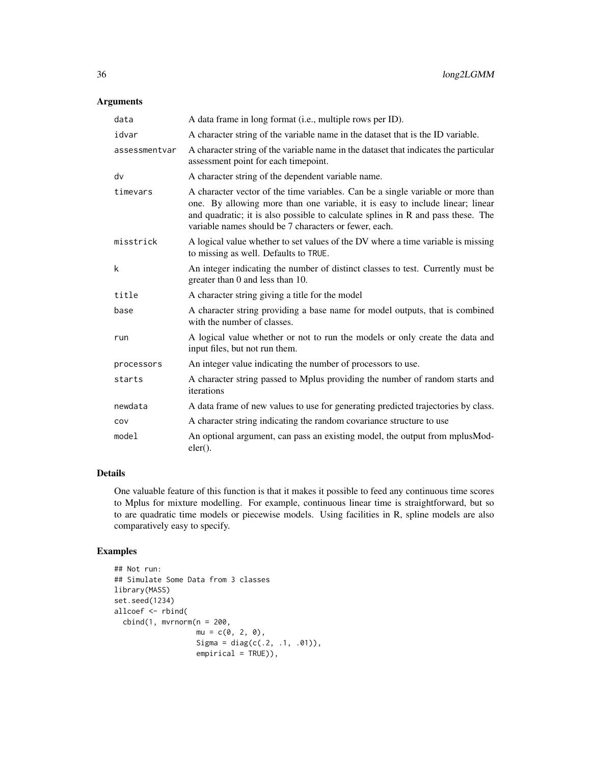## Arguments

| | |
|---|---|
| data | A data frame in long format (i.e., multiple rows per ID). |
| idvar | A character string of the variable name in the dataset that is the ID variable. |
| assessmentvar | A character string of the variable name in the dataset that indicates the particular assessment point for each timepoint. |
| dv | A character string of the dependent variable name. |
| timevars | A character vector of the time variables. Can be a single variable or more than one. By allowing more than one variable, it is easy to include linear; linear and quadratic; it is also possible to calculate splines in R and pass these. The variable names should be 7 characters or fewer, each. |
| misstrick | A logical value whether to set values of the DV where a time variable is missing to missing as well. Defaults to TRUE. |
| k | An integer indicating the number of distinct classes to test. Currently must be greater than 0 and less than 10. |
| title | A character string giving a title for the model |
| base | A character string providing a base name for model outputs, that is combined with the number of classes. |
| run | A logical value whether or not to run the models or only create the data and input files, but not run them. |
| processors | An integer value indicating the number of processors to use. |
| starts | A character string passed to Mplus providing the number of random starts and iterations |
| newdata | A data frame of new values to use for generating predicted trajectories by class. |
| cov | A character string indicating the random covariance structure to use |
| model | An optional argument, can pass an existing model, the output from mplusModeler(). |

## Details

One valuable feature of this function is that it makes it possible to feed any continuous time scores to Mplus for mixture modelling. For example, continuous linear time is straightforward, but so to are quadratic time models or piecewise models. Using facilities in R, spline models are also comparatively easy to specify.

## Examples

```
## Not run:
## Simulate Some Data from 3 classes
library(MASS)
set.seed(1234)
allcoef <- rbind(
  cbind(1, mvrnorm(n = 200,
                   mu = c(0, 2, 0),
                   Sigma = diag(c(.2, .1, .01)),
                   empirical = TRUE)),
```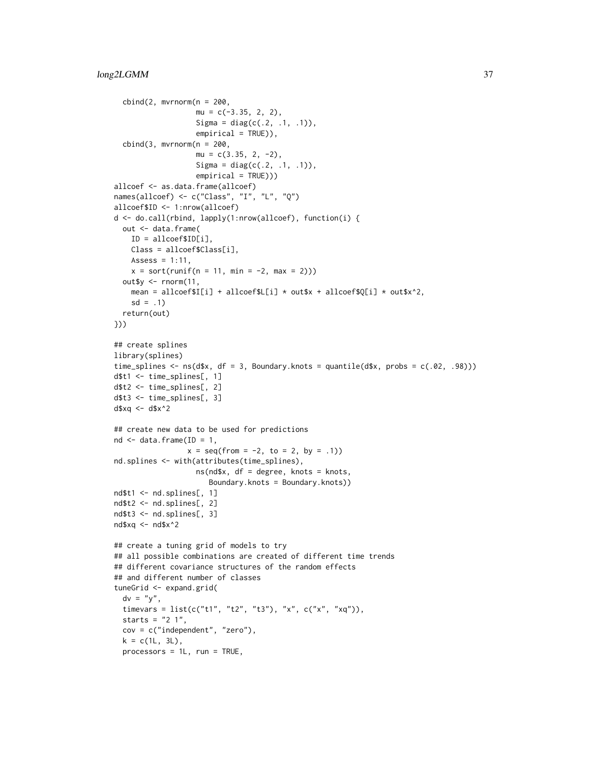```
  cbind(2, mvrnorm(n = 200,
                   mu = c(-3.35, 2, 2),
                   Sigma = diag(c(.2, .1, .1)),
                   empirical = TRUE)),
  cbind(3, mvrnorm(n = 200,
                   mu = c(3.35, 2, -2),
                   Sigma = diag(c(.2, .1, .1)),
                   empirical = TRUE)))
allcoef <- as.data.frame(allcoef)
names(allcoef) <- c("Class", "I", "L", "Q")
allcoef$ID <- 1:nrow(allcoef)
d <- do.call(rbind, lapply(1:nrow(allcoef), function(i) {
  out <- data.frame(
    ID = allcoef$ID[i],
    Class = allcoef$Class[i],
    Assess = 1:11,
    x = sort(runif(n = 11, min = -2, max = 2)))
  out$y <- rnorm(11,
    mean = allcoef$I[i] + allcoef$L[i] * out$x + allcoef$Q[i] * out$x^2,
    sd = .1)
  return(out)
}))

## create splines
library(splines)
time_splines <- ns(d$x, df = 3, Boundary.knots = quantile(d$x, probs = c(.02, .98)))
d$t1 <- time_splines[, 1]
d$t2 <- time_splines[, 2]
d$t3 <- time_splines[, 3]
d$xq <- d$x^2

## create new data to be used for predictions
nd <- data.frame(ID = 1,
                 x = seq(from = -2, to = 2, by = .1))
nd.splines <- with(attributes(time_splines),
                   ns(nd$x, df = degree, knots = knots,
                      Boundary.knots = Boundary.knots))
nd$t1 <- nd.splines[, 1]
nd$t2 <- nd.splines[, 2]
nd$t3 <- nd.splines[, 3]
nd$xq <- nd$x^2

## create a tuning grid of models to try
## all possible combinations are created of different time trends
## different covariance structures of the random effects
## and different number of classes
tuneGrid <- expand.grid(
  dv = "y",
  timevars = list(c("t1", "t2", "t3"), "x", c("x", "xq")),
  starts = "2 1",
  cov = c("independent", "zero"),
  k = c(1L, 3L),
  processors = 1L, run = TRUE,
```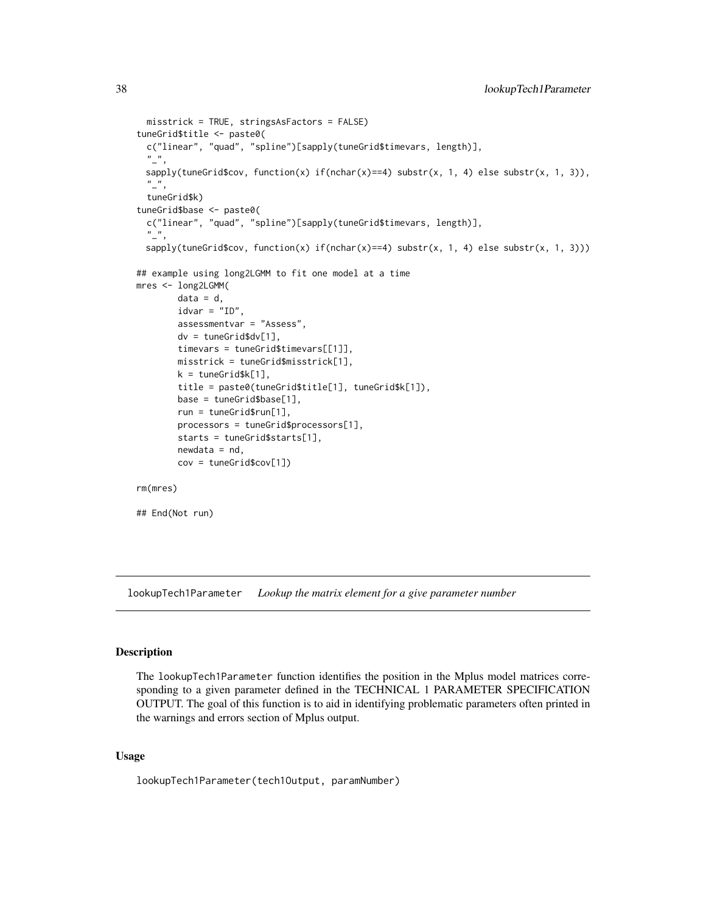```
  misstrick = TRUE, stringsAsFactors = FALSE)
tuneGrid$title <- paste0(
  c("linear", "quad", "spline")[sapply(tuneGrid$timevars, length)],
  "_",
  sapply(tuneGrid$cov, function(x) if(nchar(x)==4) substr(x, 1, 4) else substr(x, 1, 3)),
  "_",
  tuneGrid$k)
tuneGrid$base <- paste0(
  c("linear", "quad", "spline")[sapply(tuneGrid$timevars, length)],
  "_",
  sapply(tuneGrid$cov, function(x) if(nchar(x)==4) substr(x, 1, 4) else substr(x, 1, 3)))

## example using long2LGMM to fit one model at a time
mres <- long2LGMM(
        data = d,
        idvar = "ID",
        assessmentvar = "Assess",
        dv = tuneGrid$dv[1],
        timevars = tuneGrid$timevars[[1]],
        misstrick = tuneGrid$misstrick[1],
        k = tuneGrid$k[1],
        title = paste0(tuneGrid$title[1], tuneGrid$k[1]),
        base = tuneGrid$base[1],
        run = tuneGrid$run[1],
        processors = tuneGrid$processors[1],
        starts = tuneGrid$starts[1],
        newdata = nd,
        cov = tuneGrid$cov[1])

rm(mres)

## End(Not run)
```

## lookupTech1Parameter *Lookup the matrix element for a give parameter number*

### Description

The lookupTech1Parameter function identifies the position in the Mplus model matrices corresponding to a given parameter defined in the TECHNICAL 1 PARAMETER SPECIFICATION OUTPUT. The goal of this function is to aid in identifying problematic parameters often printed in the warnings and errors section of Mplus output.

### Usage

```
lookupTech1Parameter(tech1Output, paramNumber)
```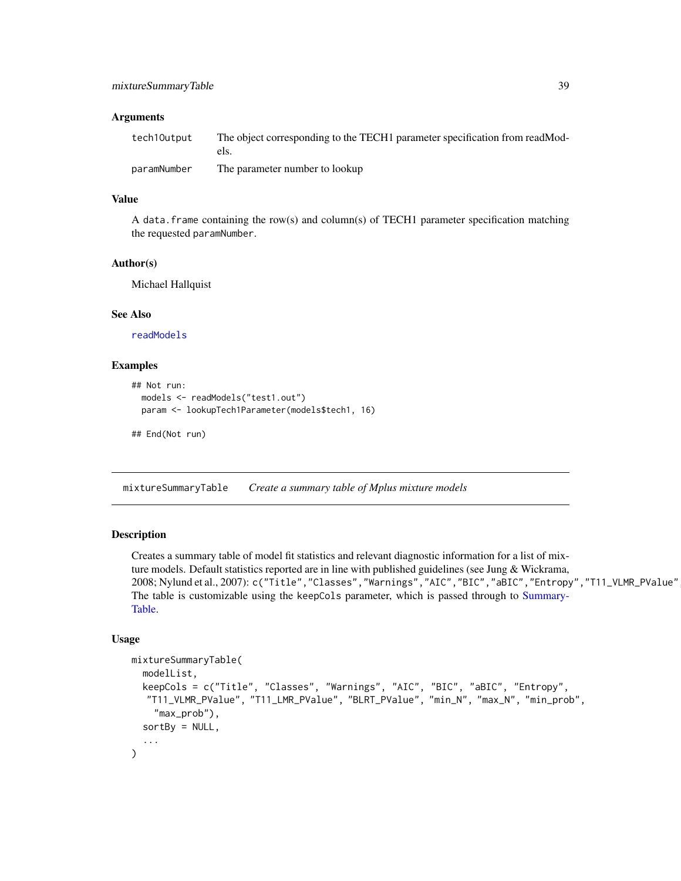### Arguments

| | |
|---|---|
| tech1Output | The object corresponding to the TECH1 parameter specification from readModels. |
| paramNumber | The parameter number to lookup |

### Value

A data.frame containing the row(s) and column(s) of TECH1 parameter specification matching the requested paramNumber.

### Author(s)

Michael Hallquist

### See Also

readModels

### Examples

```
## Not run:
  models <- readModels("test1.out")
  param <- lookupTech1Parameter(models$tech1, 16)

## End(Not run)
```

---

## mixtureSummaryTable    *Create a summary table of Mplus mixture models*

---

### Description

Creates a summary table of model fit statistics and relevant diagnostic information for a list of mixture models. Default statistics reported are in line with published guidelines (see Jung & Wickrama, 2008; Nylund et al., 2007): c("Title","Classes","Warnings","AIC","BIC","aBIC","Entropy","T11_VLMR_PValue" The table is customizable using the keepCols parameter, which is passed through to SummaryTable.

### Usage

```
mixtureSummaryTable(
  modelList,
  keepCols = c("Title", "Classes", "Warnings", "AIC", "BIC", "aBIC", "Entropy",
   "T11_VLMR_PValue", "T11_LMR_PValue", "BLRT_PValue", "min_N", "max_N", "min_prob",
    "max_prob"),
  sortBy = NULL,
  ...
)
```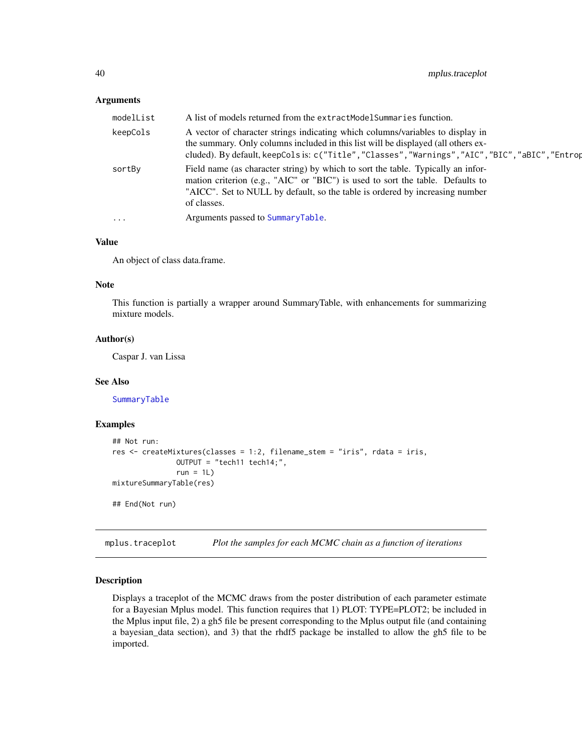### Arguments

| | |
|---|---|
| modelList | A list of models returned from the `extractModelSummaries` function. |
| keepCols | A vector of character strings indicating which columns/variables to display in the summary. Only columns included in this list will be displayed (all others excluded). By default, keepCols is: `c("Title","Classes","Warnings","AIC","BIC","aBIC","Entrop` |
| sortBy | Field name (as character string) by which to sort the table. Typically an information criterion (e.g., "AIC" or "BIC") is used to sort the table. Defaults to "AICC". Set to NULL by default, so the table is ordered by increasing number of classes. |
| ... | Arguments passed to `SummaryTable`. |

### Value

An object of class data.frame.

### Note

This function is partially a wrapper around SummaryTable, with enhancements for summarizing mixture models.

### Author(s)

Caspar J. van Lissa

### See Also

`SummaryTable`

### Examples

```
## Not run:
res <- createMixtures(classes = 1:2, filename_stem = "iris", rdata = iris,
               OUTPUT = "tech11 tech14;",
               run = 1L)
mixtureSummaryTable(res)

## End(Not run)
```

## mplus.traceplot — *Plot the samples for each MCMC chain as a function of iterations*

### Description

Displays a traceplot of the MCMC draws from the poster distribution of each parameter estimate for a Bayesian Mplus model. This function requires that 1) PLOT: TYPE=PLOT2; be included in the Mplus input file, 2) a gh5 file be present corresponding to the Mplus output file (and containing a bayesian_data section), and 3) that the rhdf5 package be installed to allow the gh5 file to be imported.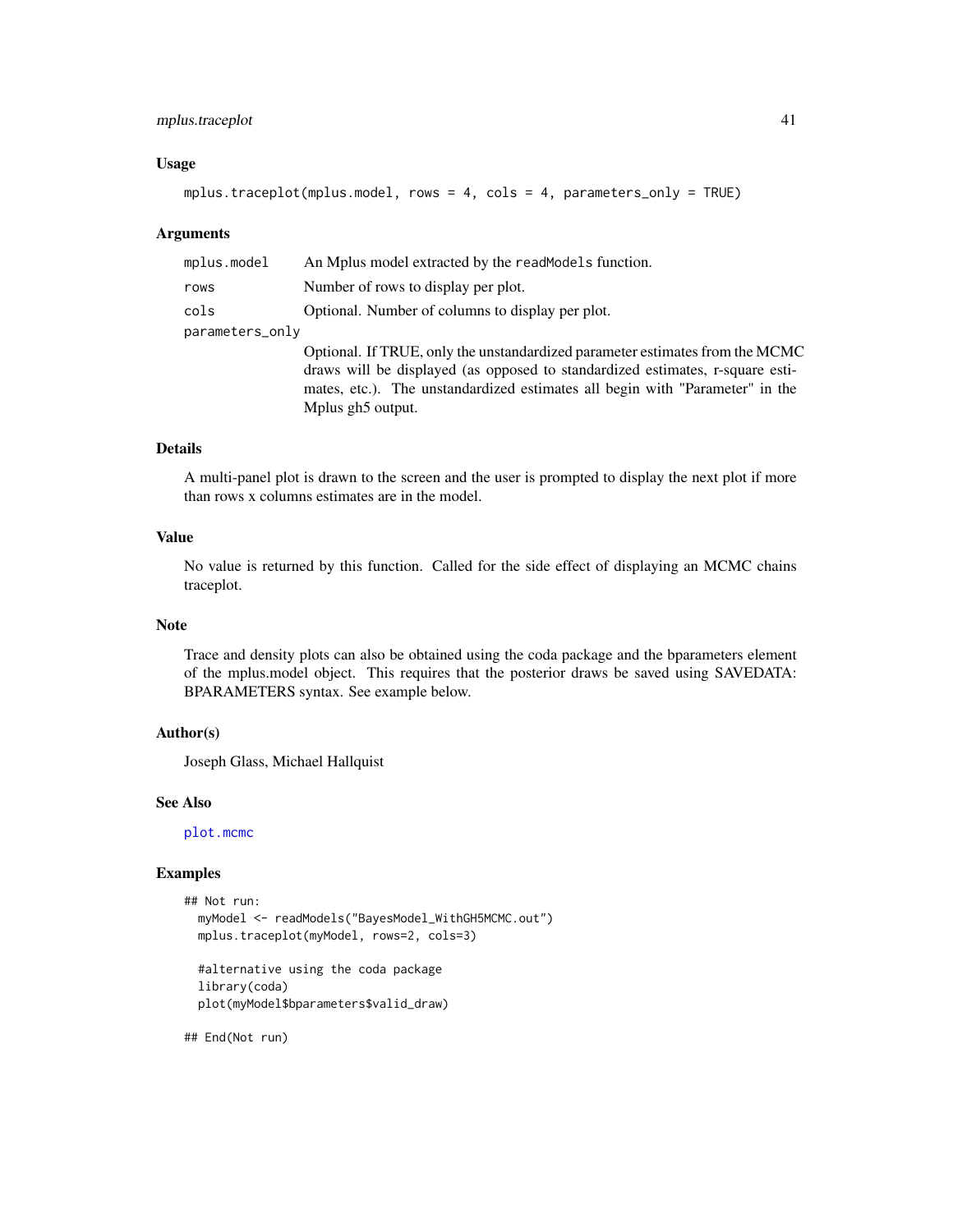## Usage

```
mplus.traceplot(mplus.model, rows = 4, cols = 4, parameters_only = TRUE)
```

## Arguments

| | |
|---|---|
| mplus.model | An Mplus model extracted by the readModels function. |
| rows | Number of rows to display per plot. |
| cols | Optional. Number of columns to display per plot. |
| parameters_only | Optional. If TRUE, only the unstandardized parameter estimates from the MCMC draws will be displayed (as opposed to standardized estimates, r-square estimates, etc.). The unstandardized estimates all begin with "Parameter" in the Mplus gh5 output. |

## Details

A multi-panel plot is drawn to the screen and the user is prompted to display the next plot if more than rows x columns estimates are in the model.

## Value

No value is returned by this function. Called for the side effect of displaying an MCMC chains traceplot.

## Note

Trace and density plots can also be obtained using the coda package and the bparameters element of the mplus.model object. This requires that the posterior draws be saved using SAVEDATA: BPARAMETERS syntax. See example below.

## Author(s)

Joseph Glass, Michael Hallquist

## See Also

plot.mcmc

## Examples

```
## Not run:
  myModel <- readModels("BayesModel_WithGH5MCMC.out")
  mplus.traceplot(myModel, rows=2, cols=3)

  #alternative using the coda package
  library(coda)
  plot(myModel$bparameters$valid_draw)

## End(Not run)
```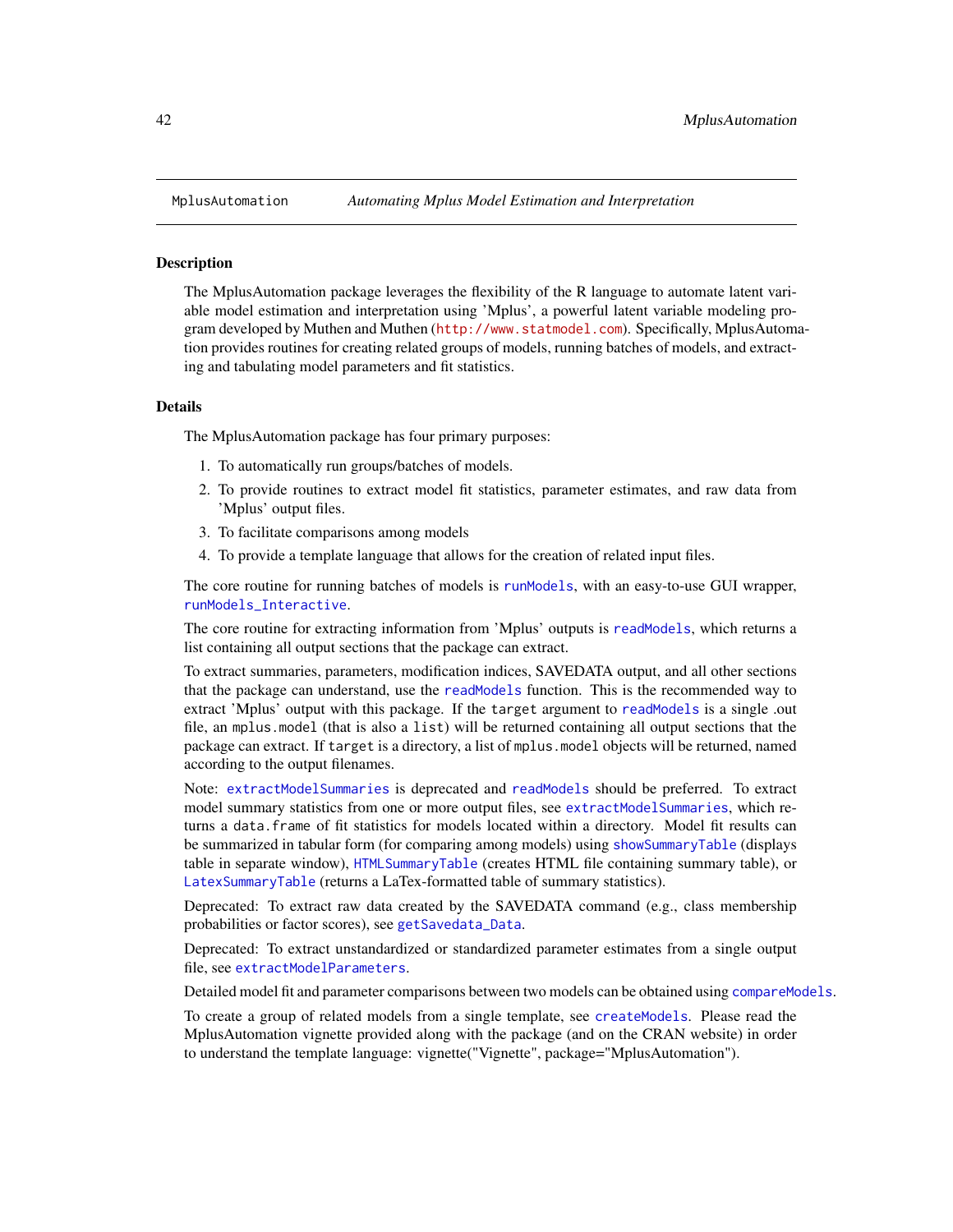MplusAutomation *Automating Mplus Model Estimation and Interpretation*

## Description

The MplusAutomation package leverages the flexibility of the R language to automate latent variable model estimation and interpretation using 'Mplus', a powerful latent variable modeling program developed by Muthen and Muthen (http://www.statmodel.com). Specifically, MplusAutomation provides routines for creating related groups of models, running batches of models, and extracting and tabulating model parameters and fit statistics.

## Details

The MplusAutomation package has four primary purposes:

1. To automatically run groups/batches of models.
2. To provide routines to extract model fit statistics, parameter estimates, and raw data from 'Mplus' output files.
3. To facilitate comparisons among models
4. To provide a template language that allows for the creation of related input files.

The core routine for running batches of models is `runModels`, with an easy-to-use GUI wrapper, `runModels_Interactive`.

The core routine for extracting information from 'Mplus' outputs is `readModels`, which returns a list containing all output sections that the package can extract.

To extract summaries, parameters, modification indices, SAVEDATA output, and all other sections that the package can understand, use the `readModels` function. This is the recommended way to extract 'Mplus' output with this package. If the `target` argument to `readModels` is a single .out file, an `mplus.model` (that is also a `list`) will be returned containing all output sections that the package can extract. If `target` is a directory, a list of `mplus.model` objects will be returned, named according to the output filenames.

Note: `extractModelSummaries` is deprecated and `readModels` should be preferred. To extract model summary statistics from one or more output files, see `extractModelSummaries`, which returns a `data.frame` of fit statistics for models located within a directory. Model fit results can be summarized in tabular form (for comparing among models) using `showSummaryTable` (displays table in separate window), `HTMLSummaryTable` (creates HTML file containing summary table), or `LatexSummaryTable` (returns a LaTex-formatted table of summary statistics).

Deprecated: To extract raw data created by the SAVEDATA command (e.g., class membership probabilities or factor scores), see `getSavedata_Data`.

Deprecated: To extract unstandardized or standardized parameter estimates from a single output file, see `extractModelParameters`.

Detailed model fit and parameter comparisons between two models can be obtained using `compareModels`.

To create a group of related models from a single template, see `createModels`. Please read the MplusAutomation vignette provided along with the package (and on the CRAN website) in order to understand the template language: vignette("Vignette", package="MplusAutomation").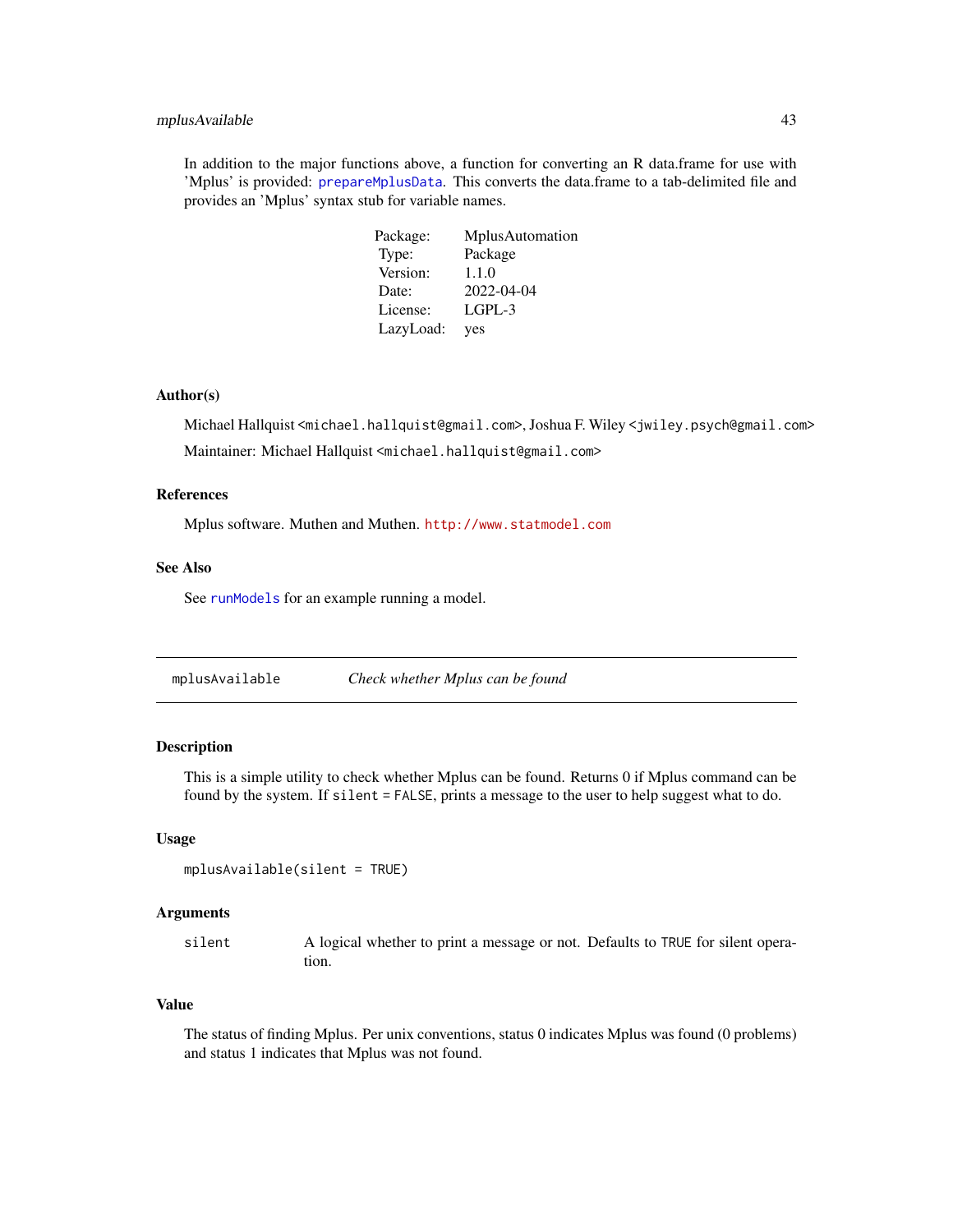In addition to the major functions above, a function for converting an R data.frame for use with 'Mplus' is provided: prepareMplusData. This converts the data.frame to a tab-delimited file and provides an 'Mplus' syntax stub for variable names.

| | |
|---|---|
| Package: | MplusAutomation |
| Type: | Package |
| Version: | 1.1.0 |
| Date: | 2022-04-04 |
| License: | LGPL-3 |
| LazyLoad: | yes |

### Author(s)

Michael Hallquist <michael.hallquist@gmail.com>, Joshua F. Wiley <jwiley.psych@gmail.com>

Maintainer: Michael Hallquist <michael.hallquist@gmail.com>

### References

Mplus software. Muthen and Muthen. http://www.statmodel.com

### See Also

See runModels for an example running a model.

---

## mplusAvailable *Check whether Mplus can be found*

### Description

This is a simple utility to check whether Mplus can be found. Returns 0 if Mplus command can be found by the system. If silent = FALSE, prints a message to the user to help suggest what to do.

### Usage

```
mplusAvailable(silent = TRUE)
```

### Arguments

| | |
|---|---|
| silent | A logical whether to print a message or not. Defaults to TRUE for silent operation. |

### Value

The status of finding Mplus. Per unix conventions, status 0 indicates Mplus was found (0 problems) and status 1 indicates that Mplus was not found.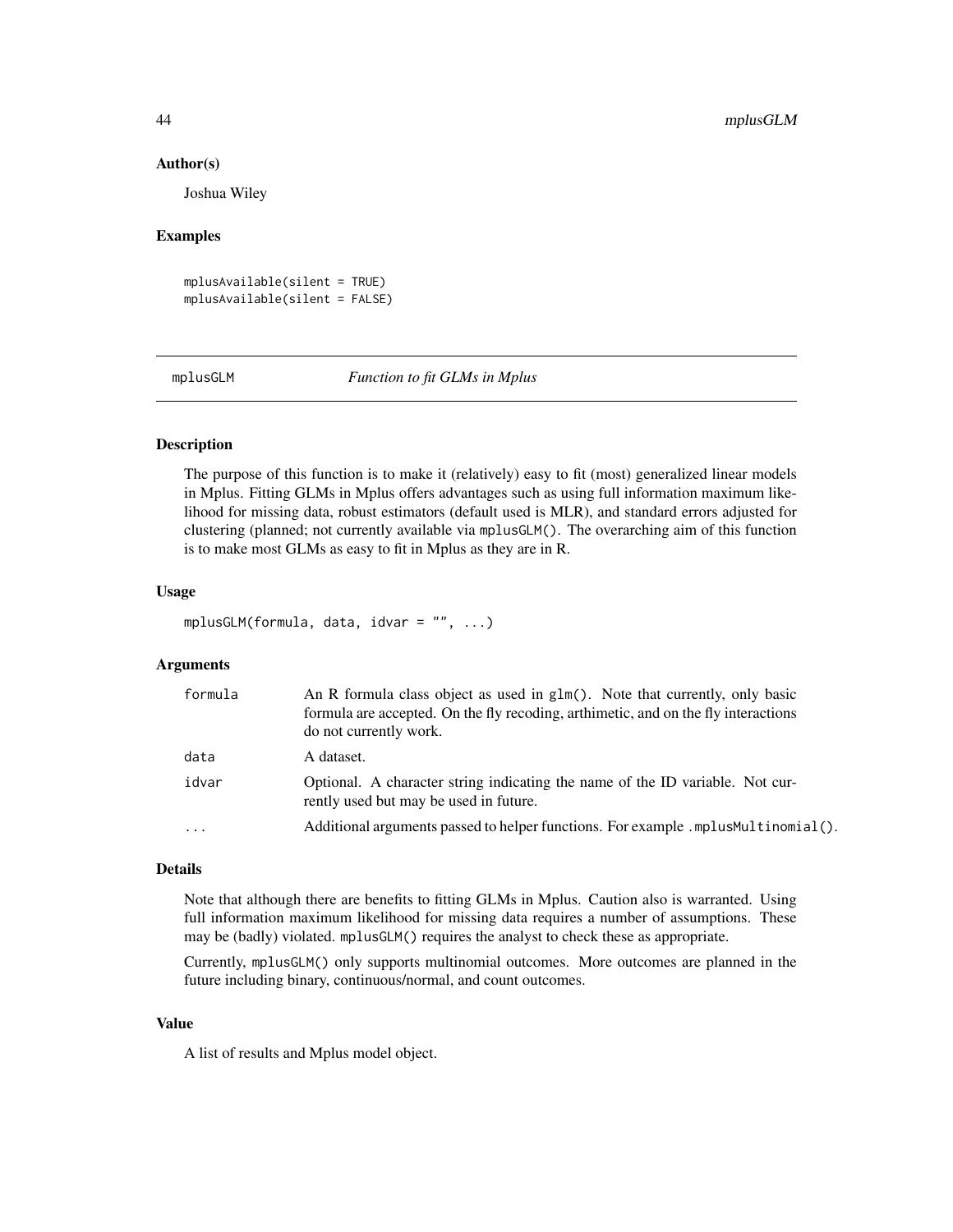### Author(s)

Joshua Wiley

### Examples

```
mplusAvailable(silent = TRUE)
mplusAvailable(silent = FALSE)
```

## mplusGLM *Function to fit GLMs in Mplus*

### Description

The purpose of this function is to make it (relatively) easy to fit (most) generalized linear models in Mplus. Fitting GLMs in Mplus offers advantages such as using full information maximum likelihood for missing data, robust estimators (default used is MLR), and standard errors adjusted for clustering (planned; not currently available via `mplusGLM()`. The overarching aim of this function is to make most GLMs as easy to fit in Mplus as they are in R.

### Usage

```
mplusGLM(formula, data, idvar = "", ...)
```

### Arguments

| | |
|---|---|
| formula | An R formula class object as used in `glm()`. Note that currently, only basic formula are accepted. On the fly recoding, arthimetic, and on the fly interactions do not currently work. |
| data | A dataset. |
| idvar | Optional. A character string indicating the name of the ID variable. Not currently used but may be used in future. |
| ... | Additional arguments passed to helper functions. For example `.mplusMultinomial()`. |

### Details

Note that although there are benefits to fitting GLMs in Mplus. Caution also is warranted. Using full information maximum likelihood for missing data requires a number of assumptions. These may be (badly) violated. `mplusGLM()` requires the analyst to check these as appropriate.

Currently, `mplusGLM()` only supports multinomial outcomes. More outcomes are planned in the future including binary, continuous/normal, and count outcomes.

### Value

A list of results and Mplus model object.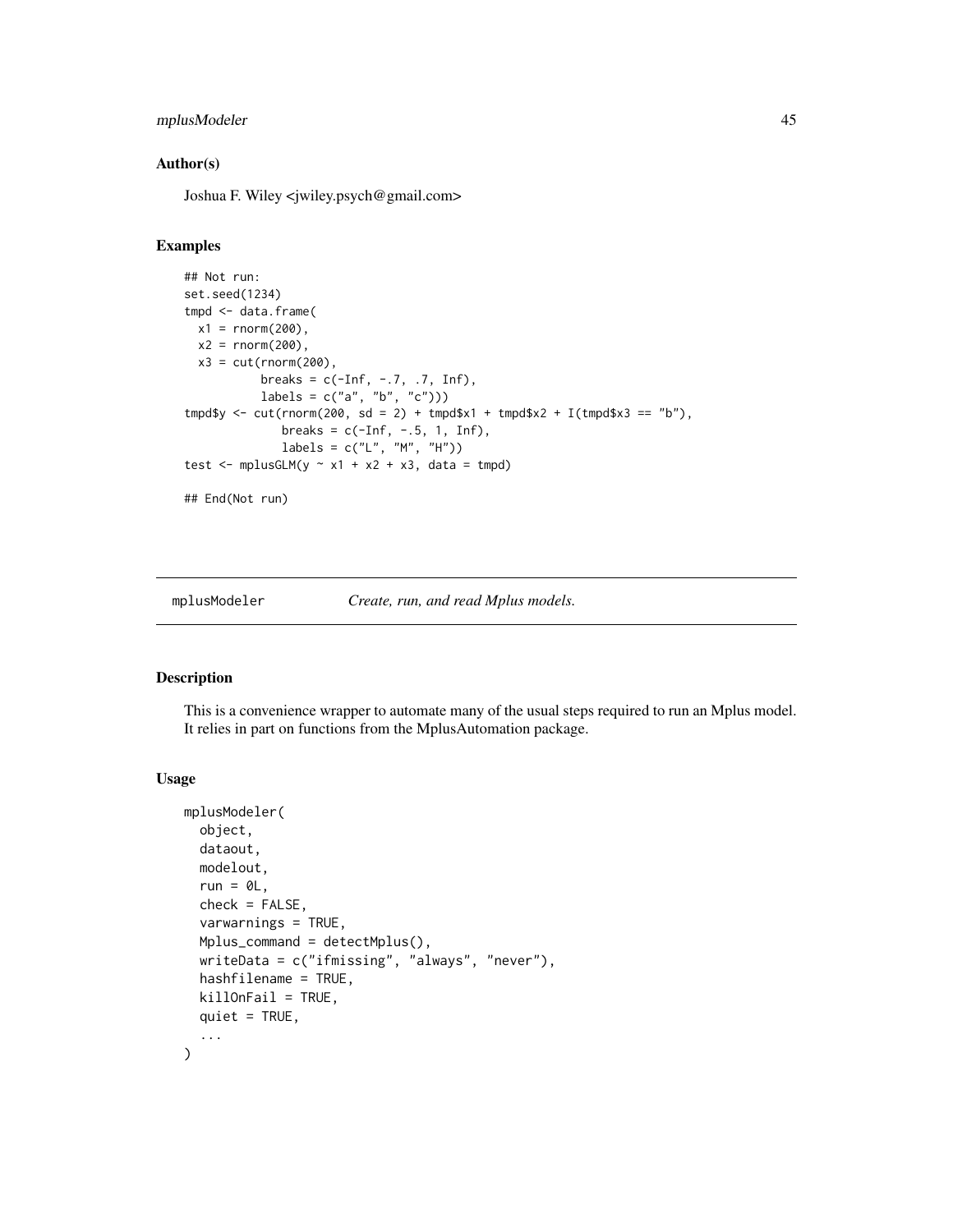### Author(s)

Joshua F. Wiley <jwiley.psych@gmail.com>

### Examples

```
## Not run:
set.seed(1234)
tmpd <- data.frame(
  x1 = rnorm(200),
  x2 = rnorm(200),
  x3 = cut(rnorm(200),
          breaks = c(-Inf, -.7, .7, Inf),
          labels = c("a", "b", "c")))
tmpd$y <- cut(rnorm(200, sd = 2) + tmpd$x1 + tmpd$x2 + I(tmpd$x3 == "b"),
             breaks = c(-Inf, -.5, 1, Inf),
             labels = c("L", "M", "H"))
test <- mplusGLM(y ~ x1 + x2 + x3, data = tmpd)

## End(Not run)
```

---

## mplusModeler    *Create, run, and read Mplus models.*

---

### Description

This is a convenience wrapper to automate many of the usual steps required to run an Mplus model. It relies in part on functions from the MplusAutomation package.

### Usage

```
mplusModeler(
  object,
  dataout,
  modelout,
  run = 0L,
  check = FALSE,
  varwarnings = TRUE,
  Mplus_command = detectMplus(),
  writeData = c("ifmissing", "always", "never"),
  hashfilename = TRUE,
  killOnFail = TRUE,
  quiet = TRUE,
  ...
)
```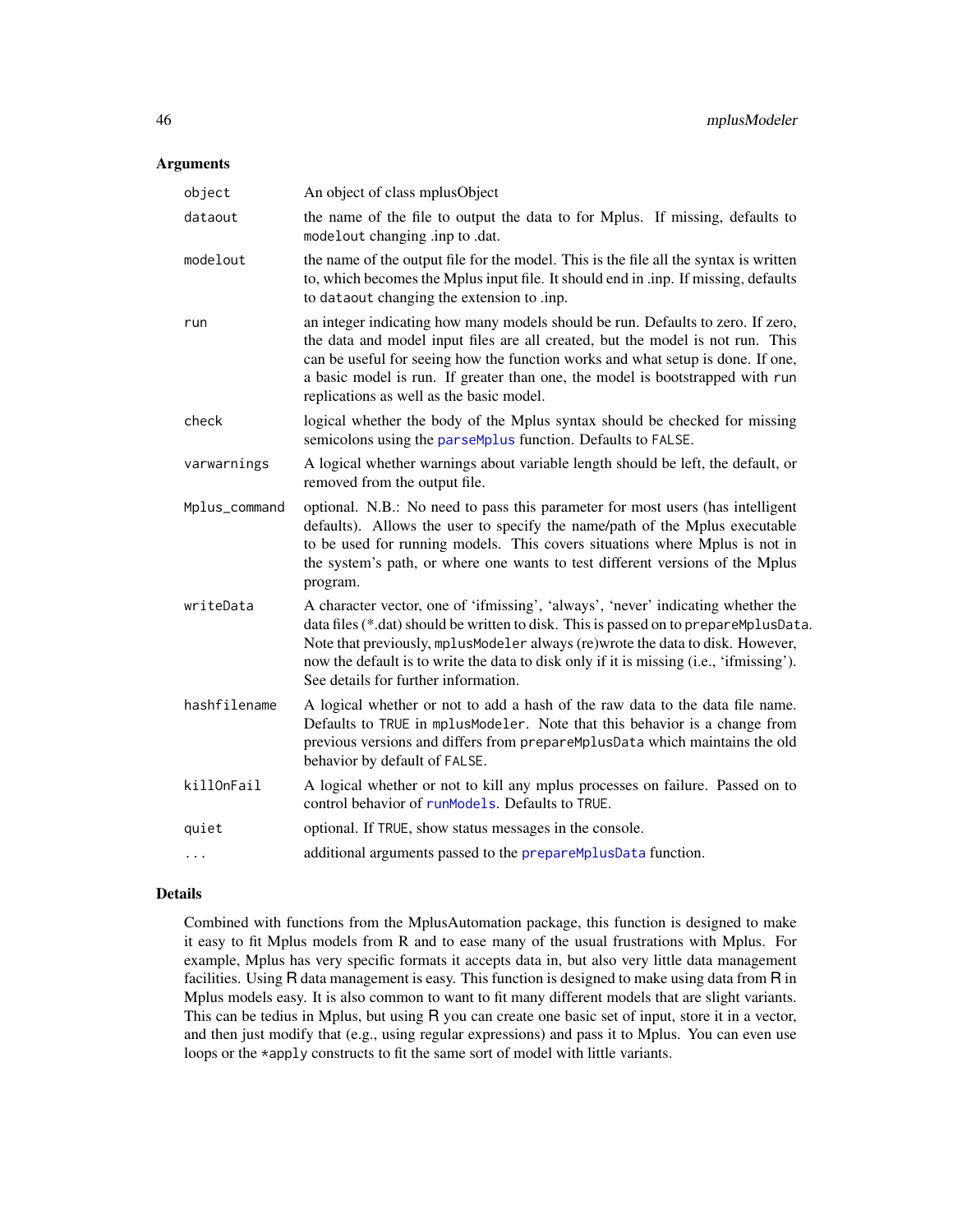## Arguments

| | |
|---|---|
| `object` | An object of class mplusObject |
| `dataout` | the name of the file to output the data to for Mplus. If missing, defaults to `modelout` changing .inp to .dat. |
| `modelout` | the name of the output file for the model. This is the file all the syntax is written to, which becomes the Mplus input file. It should end in .inp. If missing, defaults to `dataout` changing the extension to .inp. |
| `run` | an integer indicating how many models should be run. Defaults to zero. If zero, the data and model input files are all created, but the model is not run. This can be useful for seeing how the function works and what setup is done. If one, a basic model is run. If greater than one, the model is bootstrapped with `run` replications as well as the basic model. |
| `check` | logical whether the body of the Mplus syntax should be checked for missing semicolons using the `parseMplus` function. Defaults to `FALSE`. |
| `varwarnings` | A logical whether warnings about variable length should be left, the default, or removed from the output file. |
| `Mplus_command` | optional. N.B.: No need to pass this parameter for most users (has intelligent defaults). Allows the user to specify the name/path of the Mplus executable to be used for running models. This covers situations where Mplus is not in the system's path, or where one wants to test different versions of the Mplus program. |
| `writeData` | A character vector, one of 'ifmissing', 'always', 'never' indicating whether the data files (*.dat) should be written to disk. This is passed on to `prepareMplusData`. Note that previously, `mplusModeler` always (re)wrote the data to disk. However, now the default is to write the data to disk only if it is missing (i.e., 'ifmissing'). See details for further information. |
| `hashfilename` | A logical whether or not to add a hash of the raw data to the data file name. Defaults to `TRUE` in `mplusModeler`. Note that this behavior is a change from previous versions and differs from `prepareMplusData` which maintains the old behavior by default of `FALSE`. |
| `killOnFail` | A logical whether or not to kill any mplus processes on failure. Passed on to control behavior of `runModels`. Defaults to `TRUE`. |
| `quiet` | optional. If `TRUE`, show status messages in the console. |
| `...` | additional arguments passed to the `prepareMplusData` function. |

## Details

Combined with functions from the MplusAutomation package, this function is designed to make it easy to fit Mplus models from R and to ease many of the usual frustrations with Mplus. For example, Mplus has very specific formats it accepts data in, but also very little data management facilities. Using R data management is easy. This function is designed to make using data from R in Mplus models easy. It is also common to want to fit many different models that are slight variants. This can be tedius in Mplus, but using R you can create one basic set of input, store it in a vector, and then just modify that (e.g., using regular expressions) and pass it to Mplus. You can even use loops or the `*apply` constructs to fit the same sort of model with little variants.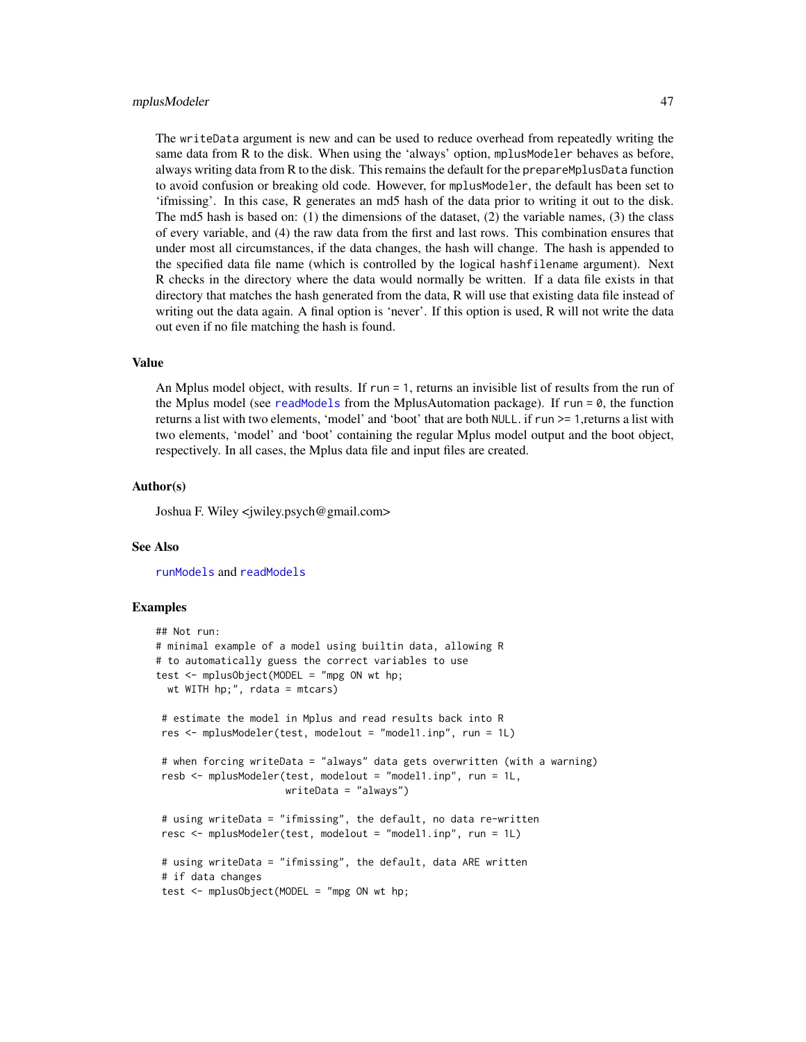The `writeData` argument is new and can be used to reduce overhead from repeatedly writing the same data from R to the disk. When using the 'always' option, `mplusModeler` behaves as before, always writing data from R to the disk. This remains the default for the `prepareMplusData` function to avoid confusion or breaking old code. However, for `mplusModeler`, the default has been set to 'ifmissing'. In this case, R generates an md5 hash of the data prior to writing it out to the disk. The md5 hash is based on: (1) the dimensions of the dataset, (2) the variable names, (3) the class of every variable, and (4) the raw data from the first and last rows. This combination ensures that under most all circumstances, if the data changes, the hash will change. The hash is appended to the specified data file name (which is controlled by the logical `hashfilename` argument). Next R checks in the directory where the data would normally be written. If a data file exists in that directory that matches the hash generated from the data, R will use that existing data file instead of writing out the data again. A final option is 'never'. If this option is used, R will not write the data out even if no file matching the hash is found.

## Value

An Mplus model object, with results. If `run = 1`, returns an invisible list of results from the run of the Mplus model (see `readModels` from the MplusAutomation package). If `run = 0`, the function returns a list with two elements, 'model' and 'boot' that are both `NULL`. if `run >= 1`,returns a list with two elements, 'model' and 'boot' containing the regular Mplus model output and the boot object, respectively. In all cases, the Mplus data file and input files are created.

## Author(s)

Joshua F. Wiley <jwiley.psych@gmail.com>

## See Also

`runModels` and `readModels`

## Examples

```
## Not run:
# minimal example of a model using builtin data, allowing R
# to automatically guess the correct variables to use
test <- mplusObject(MODEL = "mpg ON wt hp;
  wt WITH hp;", rdata = mtcars)

 # estimate the model in Mplus and read results back into R
 res <- mplusModeler(test, modelout = "model1.inp", run = 1L)

 # when forcing writeData = "always" data gets overwritten (with a warning)
 resb <- mplusModeler(test, modelout = "model1.inp", run = 1L,
                      writeData = "always")

 # using writeData = "ifmissing", the default, no data re-written
 resc <- mplusModeler(test, modelout = "model1.inp", run = 1L)

 # using writeData = "ifmissing", the default, data ARE written
 # if data changes
 test <- mplusObject(MODEL = "mpg ON wt hp;
```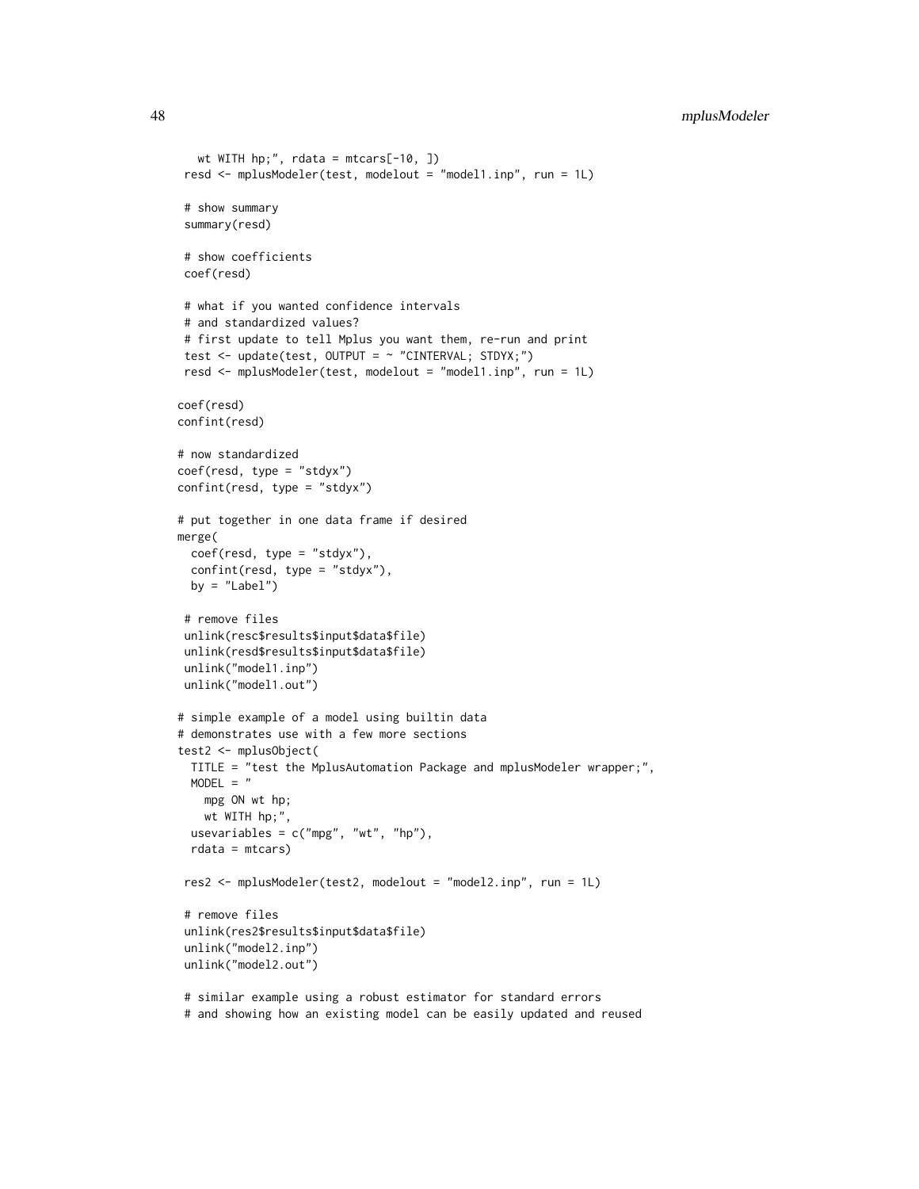```
    wt WITH hp;", rdata = mtcars[-10, ])
  resd <- mplusModeler(test, modelout = "model1.inp", run = 1L)

  # show summary
  summary(resd)

  # show coefficients
  coef(resd)

  # what if you wanted confidence intervals
  # and standardized values?
  # first update to tell Mplus you want them, re-run and print
  test <- update(test, OUTPUT = ~ "CINTERVAL; STDYX;")
  resd <- mplusModeler(test, modelout = "model1.inp", run = 1L)

coef(resd)
confint(resd)

# now standardized
coef(resd, type = "stdyx")
confint(resd, type = "stdyx")

# put together in one data frame if desired
merge(
  coef(resd, type = "stdyx"),
  confint(resd, type = "stdyx"),
  by = "Label")

  # remove files
  unlink(resc$results$input$data$file)
  unlink(resd$results$input$data$file)
  unlink("model1.inp")
  unlink("model1.out")

# simple example of a model using builtin data
# demonstrates use with a few more sections
test2 <- mplusObject(
  TITLE = "test the MplusAutomation Package and mplusModeler wrapper;",
  MODEL = "
    mpg ON wt hp;
    wt WITH hp;",
  usevariables = c("mpg", "wt", "hp"),
  rdata = mtcars)

  res2 <- mplusModeler(test2, modelout = "model2.inp", run = 1L)

  # remove files
  unlink(res2$results$input$data$file)
  unlink("model2.inp")
  unlink("model2.out")

  # similar example using a robust estimator for standard errors
  # and showing how an existing model can be easily updated and reused
```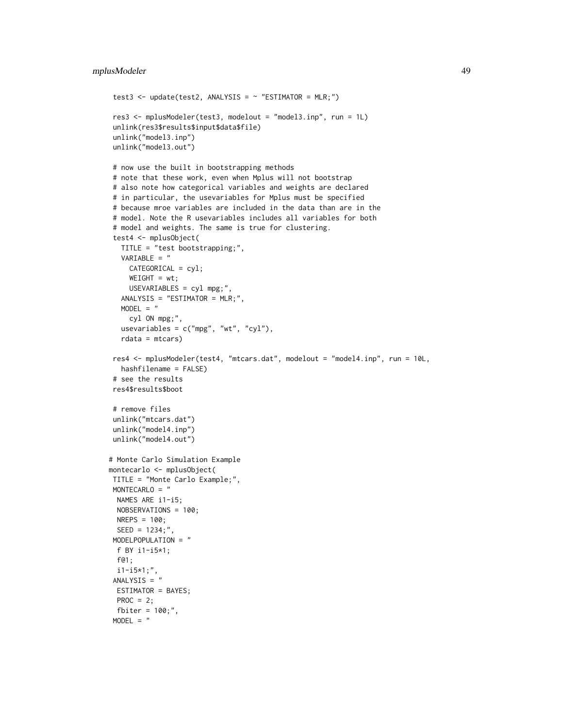```
 test3 <- update(test2, ANALYSIS = ~ "ESTIMATOR = MLR;")

 res3 <- mplusModeler(test3, modelout = "model3.inp", run = 1L)
 unlink(res3$results$input$data$file)
 unlink("model3.inp")
 unlink("model3.out")

 # now use the built in bootstrapping methods
 # note that these work, even when Mplus will not bootstrap
 # also note how categorical variables and weights are declared
 # in particular, the usevariables for Mplus must be specified
 # because mroe variables are included in the data than are in the
 # model. Note the R usevariables includes all variables for both
 # model and weights. The same is true for clustering.
 test4 <- mplusObject(
   TITLE = "test bootstrapping;",
   VARIABLE = "
     CATEGORICAL = cyl;
     WEIGHT = wt;
     USEVARIABLES = cyl mpg;",
   ANALYSIS = "ESTIMATOR = MLR;",
   MODEL = "
     cyl ON mpg;",
   usevariables = c("mpg", "wt", "cyl"),
   rdata = mtcars)

 res4 <- mplusModeler(test4, "mtcars.dat", modelout = "model4.inp", run = 10L,
   hashfilename = FALSE)
 # see the results
 res4$results$boot

 # remove files
 unlink("mtcars.dat")
 unlink("model4.inp")
 unlink("model4.out")

# Monte Carlo Simulation Example
montecarlo <- mplusObject(
 TITLE = "Monte Carlo Example;",
 MONTECARLO = "
  NAMES ARE i1-i5;
  NOBSERVATIONS = 100;
  NREPS = 100;
  SEED = 1234;",
 MODELPOPULATION = "
  f BY i1-i5*1;
  f@1;
  i1-i5*1;",
 ANALYSIS = "
  ESTIMATOR = BAYES;
  PROC = 2;
  fbiter = 100;",
 MODEL = "
```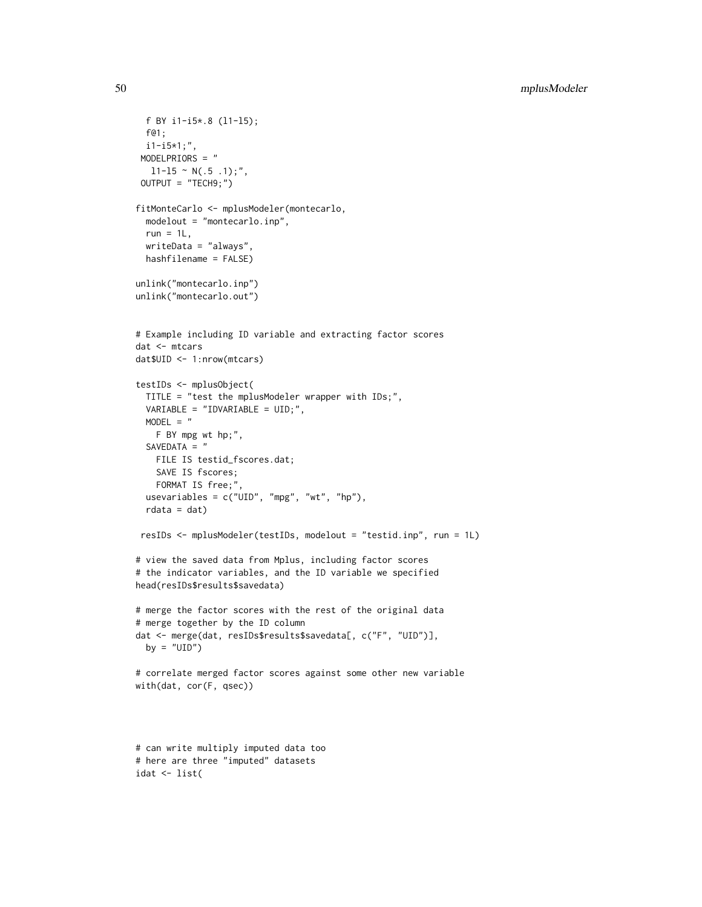```
  f BY i1-i5*.8 (l1-l5);
  f@1;
  i1-i5*1;",
 MODELPRIORS = "
   l1-l5 ~ N(.5 .1);",
 OUTPUT = "TECH9;")

fitMonteCarlo <- mplusModeler(montecarlo,
  modelout = "montecarlo.inp",
  run = 1L,
  writeData = "always",
  hashfilename = FALSE)

unlink("montecarlo.inp")
unlink("montecarlo.out")


# Example including ID variable and extracting factor scores
dat <- mtcars
dat$UID <- 1:nrow(mtcars)

testIDs <- mplusObject(
  TITLE = "test the mplusModeler wrapper with IDs;",
  VARIABLE = "IDVARIABLE = UID;",
  MODEL = "
    F BY mpg wt hp;",
  SAVEDATA = "
    FILE IS testid_fscores.dat;
    SAVE IS fscores;
    FORMAT IS free;",
  usevariables = c("UID", "mpg", "wt", "hp"),
  rdata = dat)

 resIDs <- mplusModeler(testIDs, modelout = "testid.inp", run = 1L)

# view the saved data from Mplus, including factor scores
# the indicator variables, and the ID variable we specified
head(resIDs$results$savedata)

# merge the factor scores with the rest of the original data
# merge together by the ID column
dat <- merge(dat, resIDs$results$savedata[, c("F", "UID")],
  by = "UID")

# correlate merged factor scores against some other new variable
with(dat, cor(F, qsec))



# can write multiply imputed data too
# here are three "imputed" datasets
idat <- list(
```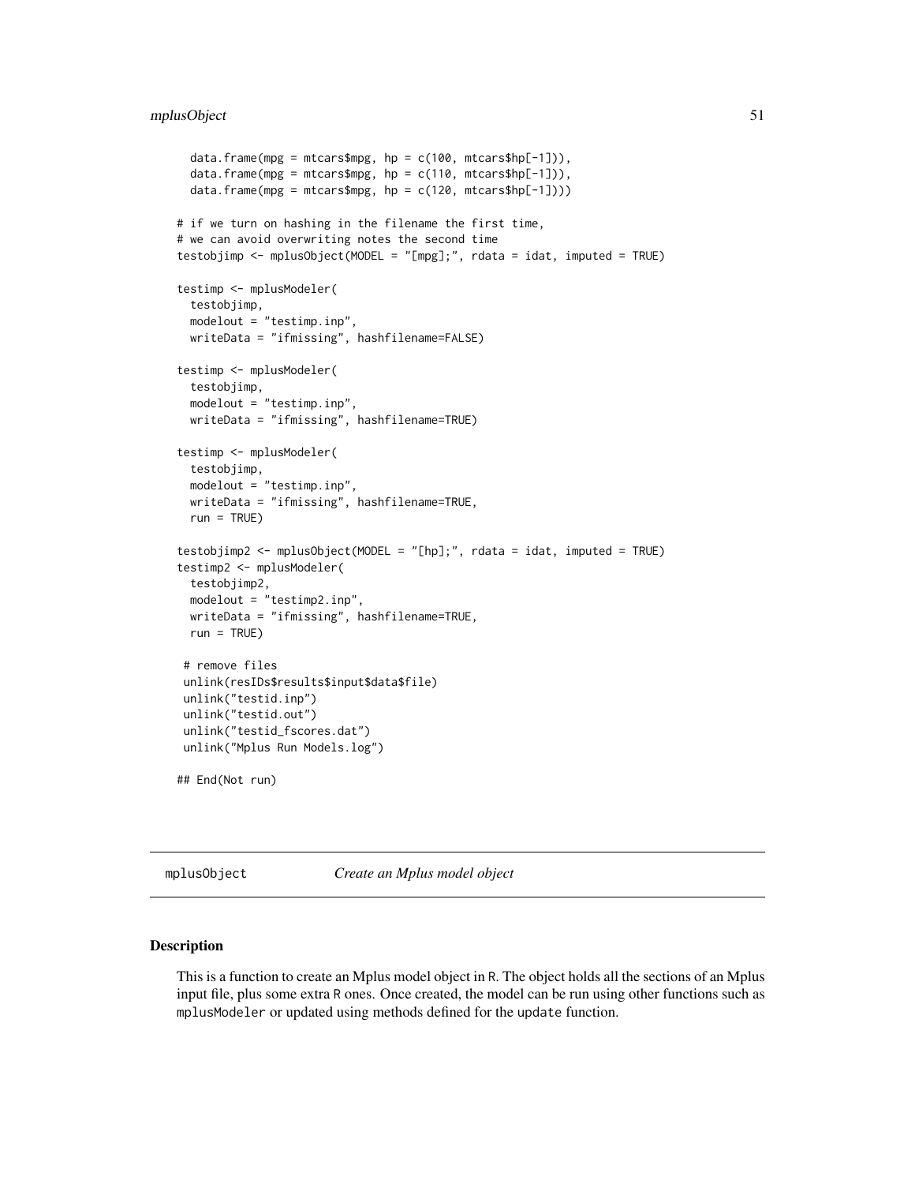```
  data.frame(mpg = mtcars$mpg, hp = c(100, mtcars$hp[-1])),
  data.frame(mpg = mtcars$mpg, hp = c(110, mtcars$hp[-1])),
  data.frame(mpg = mtcars$mpg, hp = c(120, mtcars$hp[-1])))

# if we turn on hashing in the filename the first time,
# we can avoid overwriting notes the second time
testobjimp <- mplusObject(MODEL = "[mpg];", rdata = idat, imputed = TRUE)

testimp <- mplusModeler(
  testobjimp,
  modelout = "testimp.inp",
  writeData = "ifmissing", hashfilename=FALSE)

testimp <- mplusModeler(
  testobjimp,
  modelout = "testimp.inp",
  writeData = "ifmissing", hashfilename=TRUE)

testimp <- mplusModeler(
  testobjimp,
  modelout = "testimp.inp",
  writeData = "ifmissing", hashfilename=TRUE,
  run = TRUE)

testobjimp2 <- mplusObject(MODEL = "[hp];", rdata = idat, imputed = TRUE)
testimp2 <- mplusModeler(
  testobjimp2,
  modelout = "testimp2.inp",
  writeData = "ifmissing", hashfilename=TRUE,
  run = TRUE)

 # remove files
 unlink(resIDs$results$input$data$file)
 unlink("testid.inp")
 unlink("testid.out")
 unlink("testid_fscores.dat")
 unlink("Mplus Run Models.log")

## End(Not run)
```

## mplusObject *Create an Mplus model object*

### Description

This is a function to create an Mplus model object in R. The object holds all the sections of an Mplus input file, plus some extra R ones. Once created, the model can be run using other functions such as mplusModeler or updated using methods defined for the update function.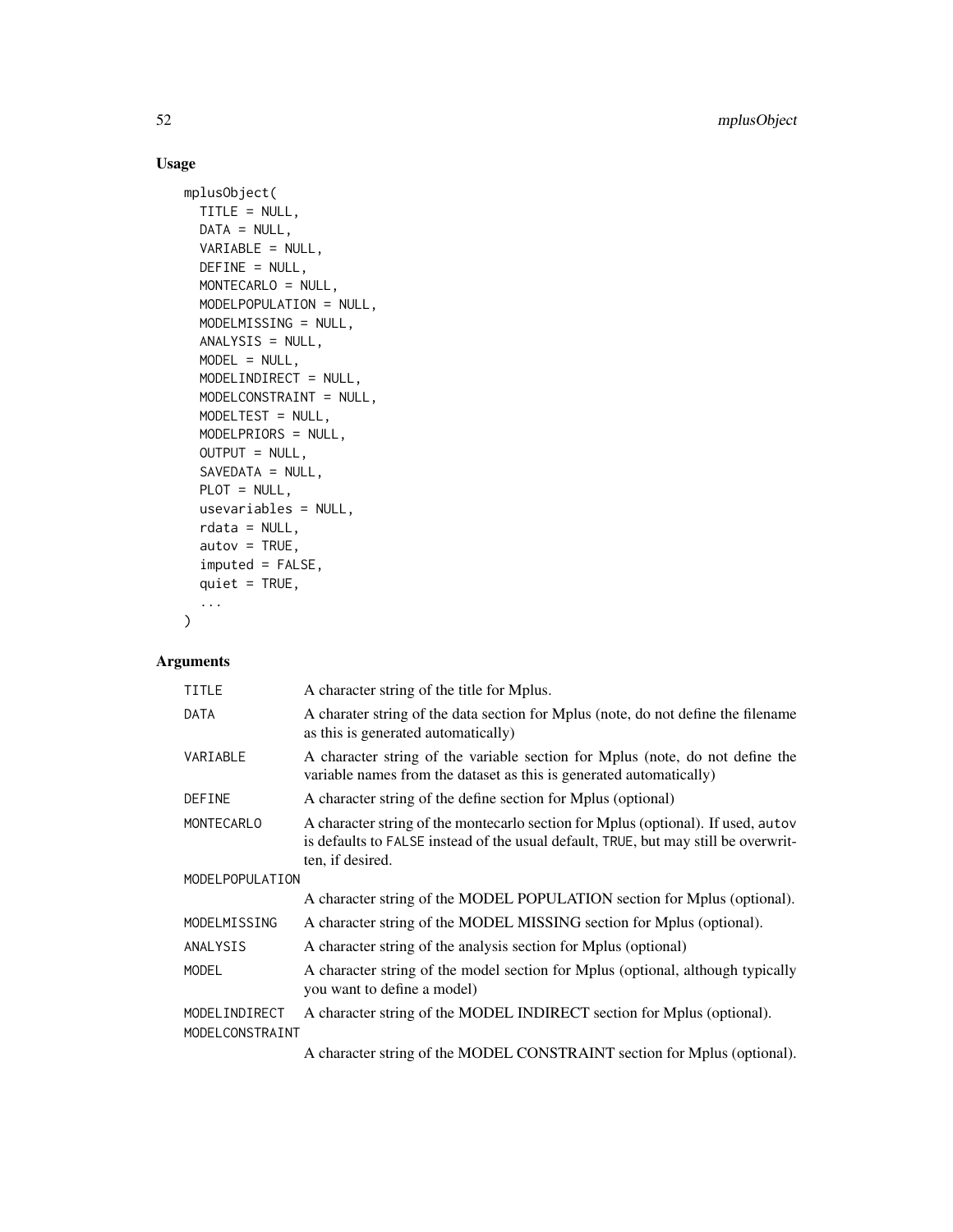## Usage

```
mplusObject(
  TITLE = NULL,
  DATA = NULL,
  VARIABLE = NULL,
  DEFINE = NULL,
  MONTECARLO = NULL,
  MODELPOPULATION = NULL,
  MODELMISSING = NULL,
  ANALYSIS = NULL,
  MODEL = NULL,
  MODELINDIRECT = NULL,
  MODELCONSTRAINT = NULL,
  MODELTEST = NULL,
  MODELPRIORS = NULL,
  OUTPUT = NULL,
  SAVEDATA = NULL,
  PLOT = NULL,
  usevariables = NULL,
  rdata = NULL,
  autov = TRUE,
  imputed = FALSE,
  quiet = TRUE,
  ...
)
```

## Arguments

| | |
|---|---|
| TITLE | A character string of the title for Mplus. |
| DATA | A charater string of the data section for Mplus (note, do not define the filename as this is generated automatically) |
| VARIABLE | A character string of the variable section for Mplus (note, do not define the variable names from the dataset as this is generated automatically) |
| DEFINE | A character string of the define section for Mplus (optional) |
| MONTECARLO | A character string of the montecarlo section for Mplus (optional). If used, autov is defaults to FALSE instead of the usual default, TRUE, but may still be overwritten, if desired. |
| MODELPOPULATION | A character string of the MODEL POPULATION section for Mplus (optional). |
| MODELMISSING | A character string of the MODEL MISSING section for Mplus (optional). |
| ANALYSIS | A character string of the analysis section for Mplus (optional) |
| MODEL | A character string of the model section for Mplus (optional, although typically you want to define a model) |
| MODELINDIRECT | A character string of the MODEL INDIRECT section for Mplus (optional). |
| MODELCONSTRAINT | A character string of the MODEL CONSTRAINT section for Mplus (optional). |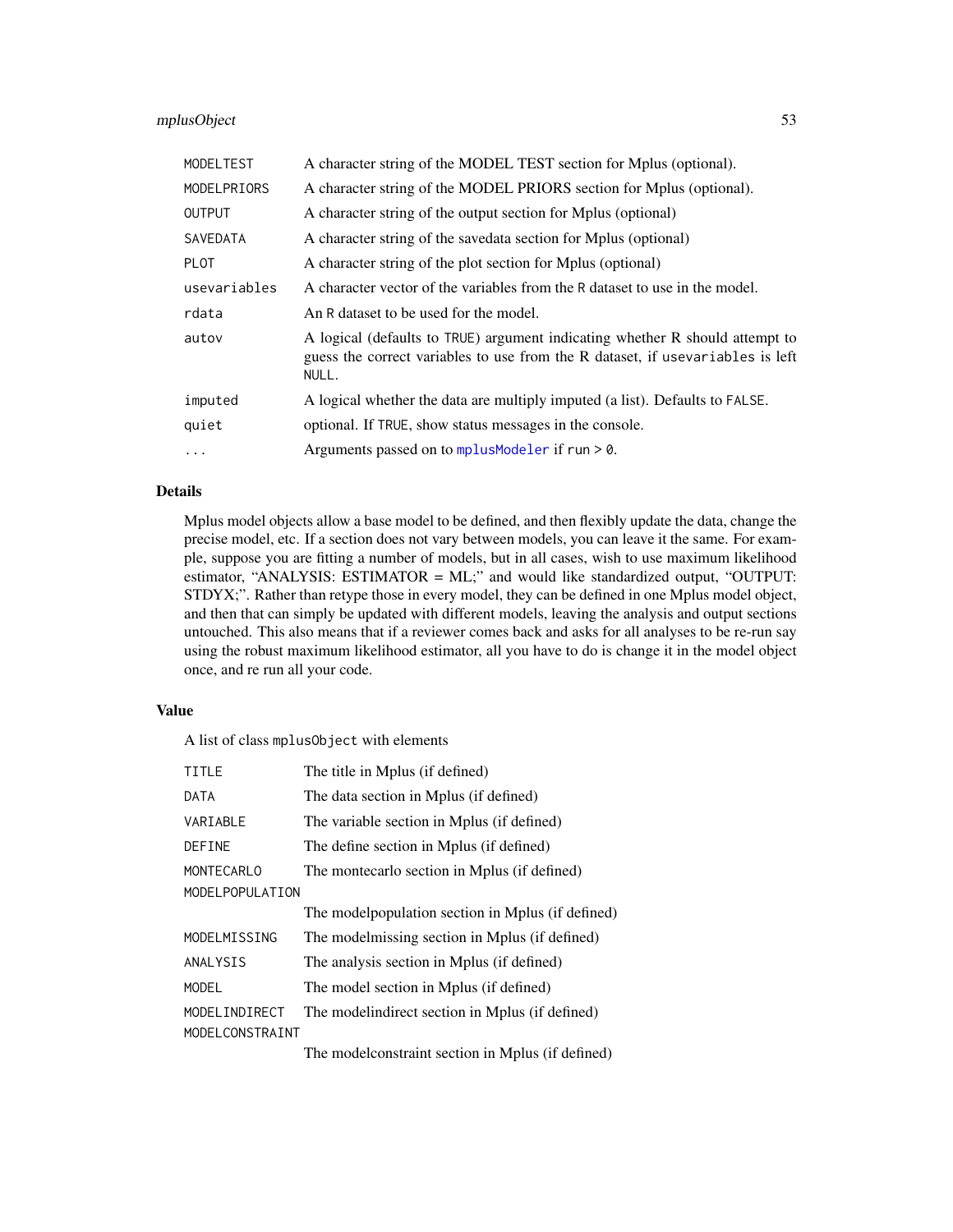| | |
|---|---|
| MODELTEST | A character string of the MODEL TEST section for Mplus (optional). |
| MODELPRIORS | A character string of the MODEL PRIORS section for Mplus (optional). |
| OUTPUT | A character string of the output section for Mplus (optional) |
| SAVEDATA | A character string of the savedata section for Mplus (optional) |
| PLOT | A character string of the plot section for Mplus (optional) |
| usevariables | A character vector of the variables from the R dataset to use in the model. |
| rdata | An R dataset to be used for the model. |
| autov | A logical (defaults to TRUE) argument indicating whether R should attempt to guess the correct variables to use from the R dataset, if usevariables is left NULL. |
| imputed | A logical whether the data are multiply imputed (a list). Defaults to FALSE. |
| quiet | optional. If TRUE, show status messages in the console. |
| ... | Arguments passed on to mplusModeler if run > 0. |

## Details

Mplus model objects allow a base model to be defined, and then flexibly update the data, change the precise model, etc. If a section does not vary between models, you can leave it the same. For example, suppose you are fitting a number of models, but in all cases, wish to use maximum likelihood estimator, "ANALYSIS: ESTIMATOR = ML;" and would like standardized output, "OUTPUT: STDYX;". Rather than retype those in every model, they can be defined in one Mplus model object, and then that can simply be updated with different models, leaving the analysis and output sections untouched. This also means that if a reviewer comes back and asks for all analyses to be re-run say using the robust maximum likelihood estimator, all you have to do is change it in the model object once, and re run all your code.

## Value

A list of class mplusObject with elements

| | |
|---|---|
| TITLE | The title in Mplus (if defined) |
| DATA | The data section in Mplus (if defined) |
| VARIABLE | The variable section in Mplus (if defined) |
| DEFINE | The define section in Mplus (if defined) |
| MONTECARLO | The montecarlo section in Mplus (if defined) |
| MODELPOPULATION | The modelpopulation section in Mplus (if defined) |
| MODELMISSING | The modelmissing section in Mplus (if defined) |
| ANALYSIS | The analysis section in Mplus (if defined) |
| MODEL | The model section in Mplus (if defined) |
| MODELINDIRECT | The modelindirect section in Mplus (if defined) |
| MODELCONSTRAINT | The modelconstraint section in Mplus (if defined) |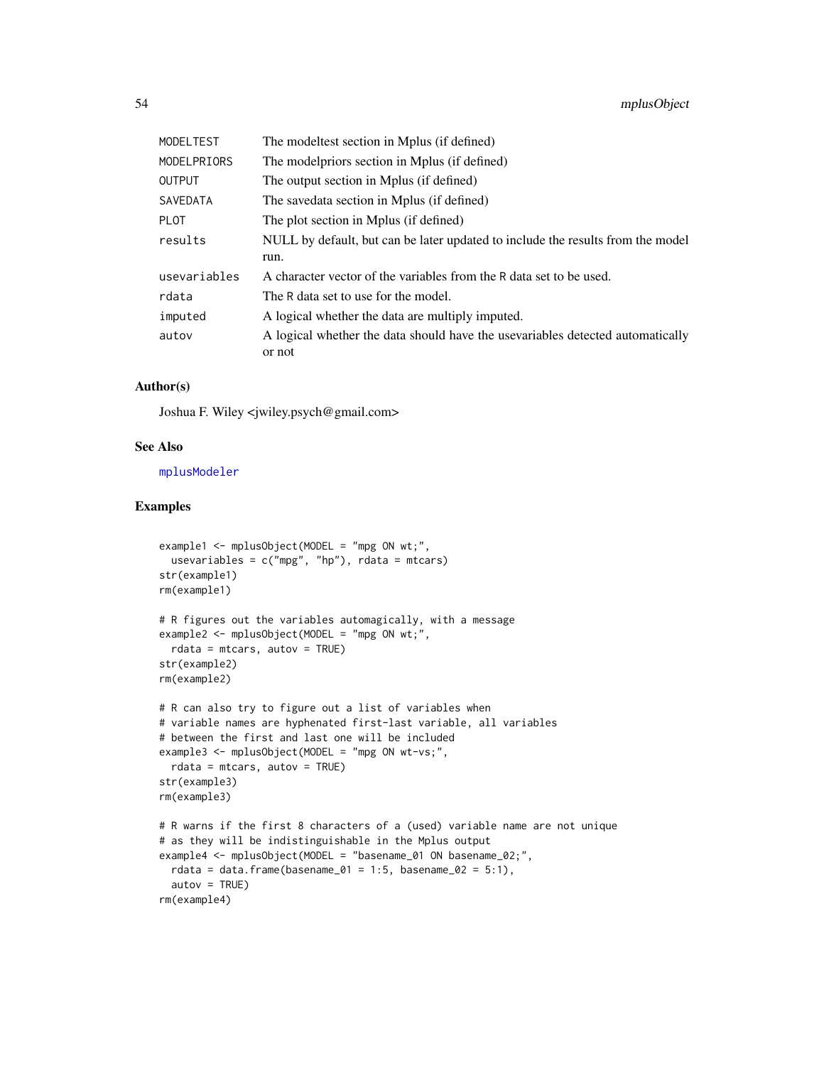| | |
|---|---|
| MODELTEST | The modeltest section in Mplus (if defined) |
| MODELPRIORS | The modelpriors section in Mplus (if defined) |
| OUTPUT | The output section in Mplus (if defined) |
| SAVEDATA | The savedata section in Mplus (if defined) |
| PLOT | The plot section in Mplus (if defined) |
| results | NULL by default, but can be later updated to include the results from the model run. |
| usevariables | A character vector of the variables from the R data set to be used. |
| rdata | The R data set to use for the model. |
| imputed | A logical whether the data are multiply imputed. |
| autov | A logical whether the data should have the usevariables detected automatically or not |

## Author(s)

Joshua F. Wiley <jwiley.psych@gmail.com>

## See Also

mplusModeler

## Examples

```
example1 <- mplusObject(MODEL = "mpg ON wt;",
  usevariables = c("mpg", "hp"), rdata = mtcars)
str(example1)
rm(example1)

# R figures out the variables automagically, with a message
example2 <- mplusObject(MODEL = "mpg ON wt;",
  rdata = mtcars, autov = TRUE)
str(example2)
rm(example2)

# R can also try to figure out a list of variables when
# variable names are hyphenated first-last variable, all variables
# between the first and last one will be included
example3 <- mplusObject(MODEL = "mpg ON wt-vs;",
  rdata = mtcars, autov = TRUE)
str(example3)
rm(example3)

# R warns if the first 8 characters of a (used) variable name are not unique
# as they will be indistinguishable in the Mplus output
example4 <- mplusObject(MODEL = "basename_01 ON basename_02;",
  rdata = data.frame(basename_01 = 1:5, basename_02 = 5:1),
  autov = TRUE)
rm(example4)
```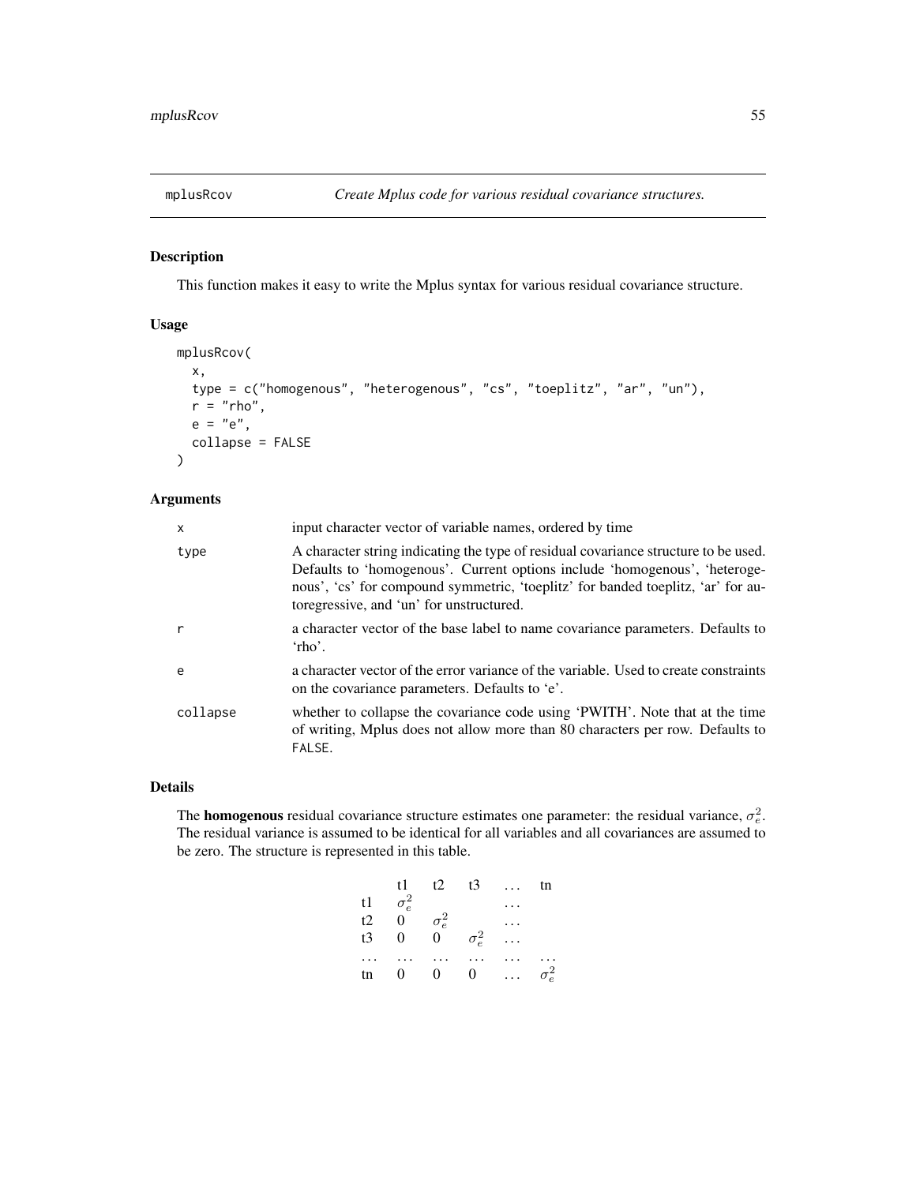## mplusRcov — *Create Mplus code for various residual covariance structures.*

### Description

This function makes it easy to write the Mplus syntax for various residual covariance structure.

### Usage

```
mplusRcov(
  x,
  type = c("homogenous", "heterogenous", "cs", "toeplitz", "ar", "un"),
  r = "rho",
  e = "e",
  collapse = FALSE
)
```

### Arguments

| | |
|---|---|
| x | input character vector of variable names, ordered by time |
| type | A character string indicating the type of residual covariance structure to be used. Defaults to 'homogenous'. Current options include 'homogenous', 'heterogenous', 'cs' for compound symmetric, 'toeplitz' for banded toeplitz, 'ar' for autoregressive, and 'un' for unstructured. |
| r | a character vector of the base label to name covariance parameters. Defaults to 'rho'. |
| e | a character vector of the error variance of the variable. Used to create constraints on the covariance parameters. Defaults to 'e'. |
| collapse | whether to collapse the covariance code using 'PWITH'. Note that at the time of writing, Mplus does not allow more than 80 characters per row. Defaults to FALSE. |

### Details

The **homogenous** residual covariance structure estimates one parameter: the residual variance, $\sigma^2_e$. The residual variance is assumed to be identical for all variables and all covariances are assumed to be zero. The structure is represented in this table.

| | t1 | t2 | t3 | ... | tn |
|---|---|---|---|---|---|
| t1 | $\sigma^2_e$ | | | ... | |
| t2 | 0 | $\sigma^2_e$ | | ... | |
| t3 | 0 | 0 | $\sigma^2_e$ | ... | |
| ... | ... | ... | ... | ... | ... |
| tn | 0 | 0 | 0 | ... | $\sigma^2_e$ |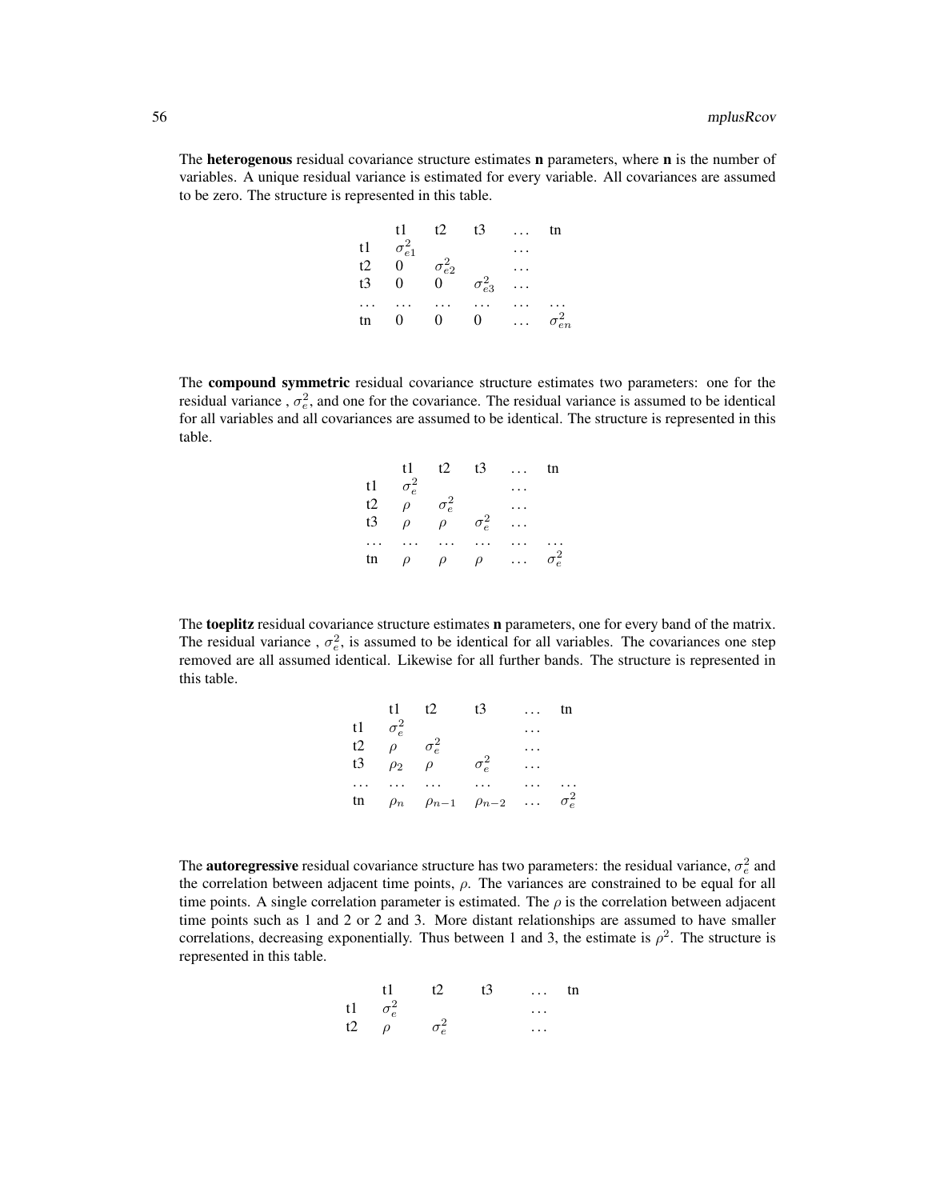The **heterogenous** residual covariance structure estimates **n** parameters, where **n** is the number of variables. A unique residual variance is estimated for every variable. All covariances are assumed to be zero. The structure is represented in this table.

| | t1 | t2 | t3 | ... | tn |
|---|---|---|---|---|---|
| t1 | $\sigma^2_{e1}$ | | | ... | |
| t2 | 0 | $\sigma^2_{e2}$ | | ... | |
| t3 | 0 | 0 | $\sigma^2_{e3}$ | ... | |
| ... | ... | ... | ... | ... | ... |
| tn | 0 | 0 | 0 | ... | $\sigma^2_{en}$ |

The **compound symmetric** residual covariance structure estimates two parameters: one for the residual variance , $\sigma^2_e$, and one for the covariance. The residual variance is assumed to be identical for all variables and all covariances are assumed to be identical. The structure is represented in this table.

| | t1 | t2 | t3 | ... | tn |
|---|---|---|---|---|---|
| t1 | $\sigma^2_e$ | | | ... | |
| t2 | $\rho$ | $\sigma^2_e$ | | ... | |
| t3 | $\rho$ | $\rho$ | $\sigma^2_e$ | ... | |
| ... | ... | ... | ... | ... | ... |
| tn | $\rho$ | $\rho$ | $\rho$ | ... | $\sigma^2_e$ |

The **toeplitz** residual covariance structure estimates **n** parameters, one for every band of the matrix. The residual variance , $\sigma^2_e$, is assumed to be identical for all variables. The covariances one step removed are all assumed identical. Likewise for all further bands. The structure is represented in this table.

| | t1 | t2 | t3 | ... | tn |
|---|---|---|---|---|---|
| t1 | $\sigma^2_e$ | | | ... | |
| t2 | $\rho$ | $\sigma^2_e$ | | ... | |
| t3 | $\rho_2$ | $\rho$ | $\sigma^2_e$ | ... | |
| ... | ... | ... | ... | ... | ... |
| tn | $\rho_n$ | $\rho_{n-1}$ | $\rho_{n-2}$ | ... | $\sigma^2_e$ |

The **autoregressive** residual covariance structure has two parameters: the residual variance, $\sigma^2_e$ and the correlation between adjacent time points, $\rho$. The variances are constrained to be equal for all time points. A single correlation parameter is estimated. The $\rho$ is the correlation between adjacent time points such as 1 and 2 or 2 and 3. More distant relationships are assumed to have smaller correlations, decreasing exponentially. Thus between 1 and 3, the estimate is $\rho^2$. The structure is represented in this table.

| | t1 | t2 | t3 | ... | tn |
|---|---|---|---|---|---|
| t1 | $\sigma^2_e$ | | | ... | |
| t2 | $\rho$ | $\sigma^2_e$ | | ... | |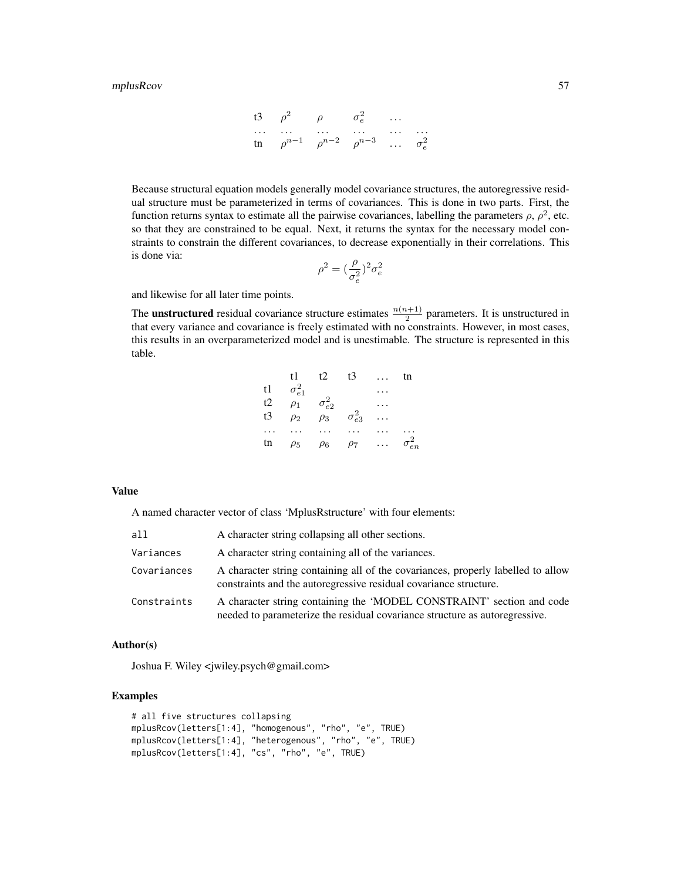| | | | | | |
|---|---|---|---|---|---|
| t3 | $\rho^2$ | $\rho$ | $\sigma^2_e$ | ... | |
| ... | ... | ... | ... | ... | ... |
| tn | $\rho^{n-1}$ | $\rho^{n-2}$ | $\rho^{n-3}$ | ... | $\sigma^2_e$ |

Because structural equation models generally model covariance structures, the autoregressive residual structure must be parameterized in terms of covariances. This is done in two parts. First, the function returns syntax to estimate all the pairwise covariances, labelling the parameters $\rho$, $\rho^2$, etc. so that they are constrained to be equal. Next, it returns the syntax for the necessary model constraints to constrain the different covariances, to decrease exponentially in their correlations. This is done via:

$$\rho^2 = (\frac{\rho}{\sigma^2_e})^2 \sigma^2_e$$

and likewise for all later time points.

The **unstructured** residual covariance structure estimates $\frac{n(n+1)}{2}$ parameters. It is unstructured in that every variance and covariance is freely estimated with no constraints. However, in most cases, this results in an overparameterized model and is unestimable. The structure is represented in this table.

| | t1 | t2 | t3 | ... | tn |
|---|---|---|---|---|---|
| t1 | $\sigma^2_{e1}$ | | | ... | |
| t2 | $\rho_1$ | $\sigma^2_{e2}$ | | ... | |
| t3 | $\rho_2$ | $\rho_3$ | $\sigma^2_{e3}$ | ... | |
| ... | ... | ... | ... | ... | ... |
| tn | $\rho_5$ | $\rho_6$ | $\rho_7$ | ... | $\sigma^2_{en}$ |

### Value

A named character vector of class 'MplusRstructure' with four elements:

| | |
|---|---|
| `all` | A character string collapsing all other sections. |
| `Variances` | A character string containing all of the variances. |
| `Covariances` | A character string containing all of the covariances, properly labelled to allow constraints and the autoregressive residual covariance structure. |
| `Constraints` | A character string containing the 'MODEL CONSTRAINT' section and code needed to parameterize the residual covariance structure as autoregressive. |

### Author(s)

Joshua F. Wiley <jwiley.psych@gmail.com>

### Examples

```
# all five structures collapsing
mplusRcov(letters[1:4], "homogenous", "rho", "e", TRUE)
mplusRcov(letters[1:4], "heterogenous", "rho", "e", TRUE)
mplusRcov(letters[1:4], "cs", "rho", "e", TRUE)
```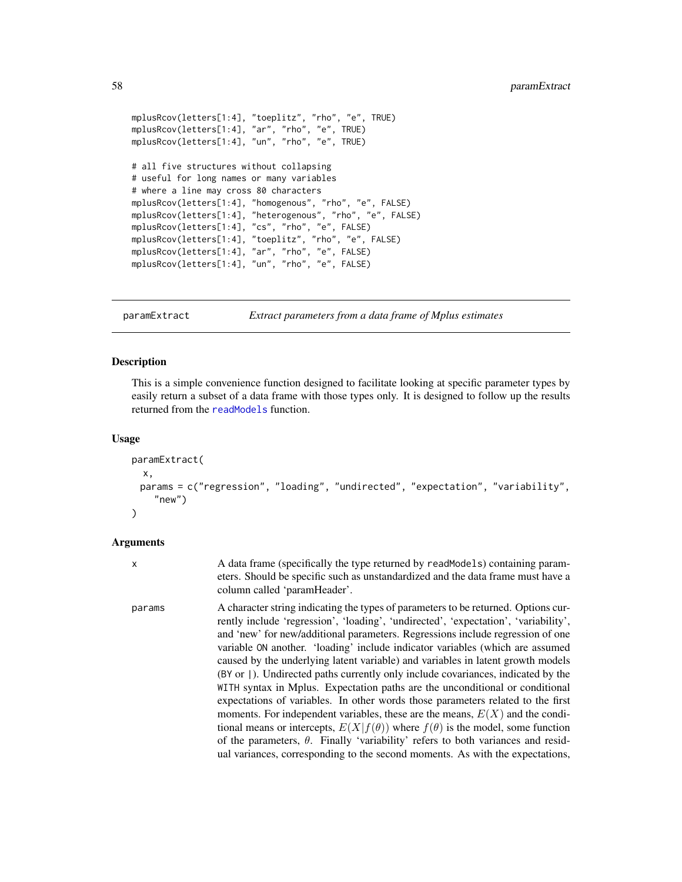```
mplusRcov(letters[1:4], "toeplitz", "rho", "e", TRUE)
mplusRcov(letters[1:4], "ar", "rho", "e", TRUE)
mplusRcov(letters[1:4], "un", "rho", "e", TRUE)

# all five structures without collapsing
# useful for long names or many variables
# where a line may cross 80 characters
mplusRcov(letters[1:4], "homogenous", "rho", "e", FALSE)
mplusRcov(letters[1:4], "heterogenous", "rho", "e", FALSE)
mplusRcov(letters[1:4], "cs", "rho", "e", FALSE)
mplusRcov(letters[1:4], "toeplitz", "rho", "e", FALSE)
mplusRcov(letters[1:4], "ar", "rho", "e", FALSE)
mplusRcov(letters[1:4], "un", "rho", "e", FALSE)
```

## paramExtract — *Extract parameters from a data frame of Mplus estimates*

### Description

This is a simple convenience function designed to facilitate looking at specific parameter types by easily return a subset of a data frame with those types only. It is designed to follow up the results returned from the readModels function.

### Usage

```
paramExtract(
  x,
  params = c("regression", "loading", "undirected", "expectation", "variability",
    "new")
)
```

### Arguments

x — A data frame (specifically the type returned by readModels) containing parameters. Should be specific such as unstandardized and the data frame must have a column called 'paramHeader'.

params — A character string indicating the types of parameters to be returned. Options currently include 'regression', 'loading', 'undirected', 'expectation', 'variability', and 'new' for new/additional parameters. Regressions include regression of one variable ON another. 'loading' include indicator variables (which are assumed caused by the underlying latent variable) and variables in latent growth models (BY or |). Undirected paths currently only include covariances, indicated by the WITH syntax in Mplus. Expectation paths are the unconditional or conditional expectations of variables. In other words those parameters related to the first moments. For independent variables, these are the means, $E(X)$ and the conditional means or intercepts, $E(X|f(\theta))$ where $f(\theta)$ is the model, some function of the parameters, $\theta$. Finally 'variability' refers to both variances and residual variances, corresponding to the second moments. As with the expectations,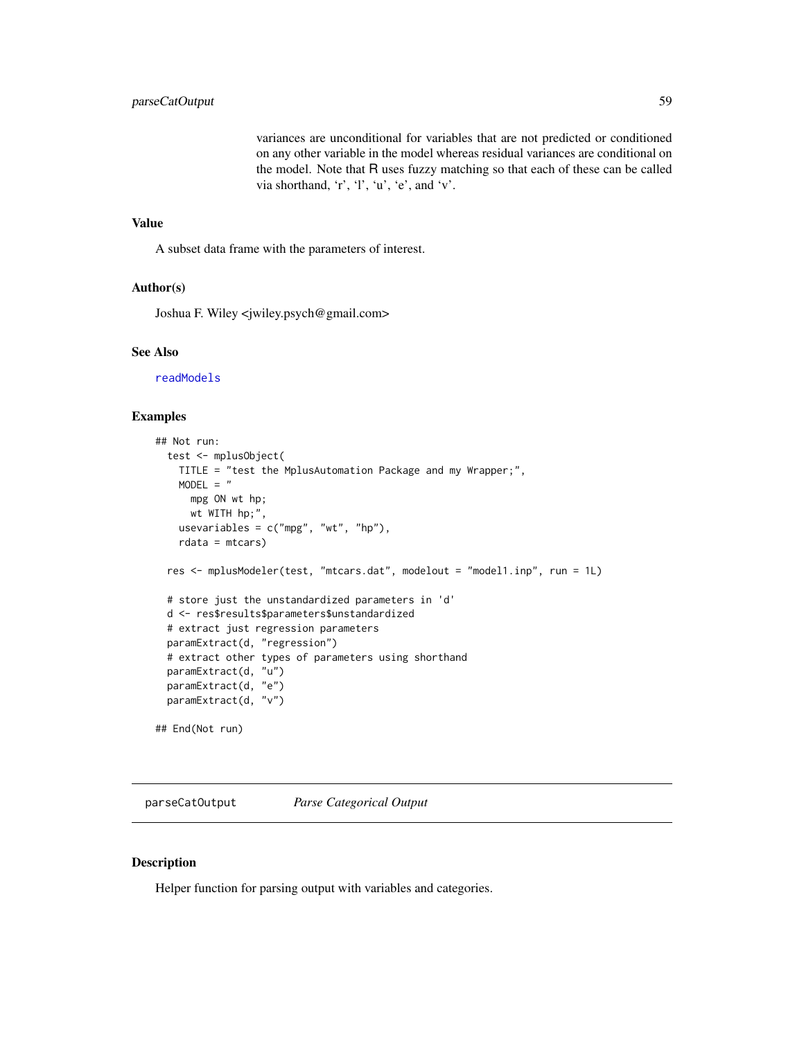variances are unconditional for variables that are not predicted or conditioned on any other variable in the model whereas residual variances are conditional on the model. Note that R uses fuzzy matching so that each of these can be called via shorthand, 'r', 'l', 'u', 'e', and 'v'.

### Value

A subset data frame with the parameters of interest.

### Author(s)

Joshua F. Wiley <jwiley.psych@gmail.com>

### See Also

readModels

### Examples

```
## Not run:
  test <- mplusObject(
    TITLE = "test the MplusAutomation Package and my Wrapper;",
    MODEL = "
      mpg ON wt hp;
      wt WITH hp;",
    usevariables = c("mpg", "wt", "hp"),
    rdata = mtcars)

  res <- mplusModeler(test, "mtcars.dat", modelout = "model1.inp", run = 1L)

  # store just the unstandardized parameters in 'd'
  d <- res$results$parameters$unstandardized
  # extract just regression parameters
  paramExtract(d, "regression")
  # extract other types of parameters using shorthand
  paramExtract(d, "u")
  paramExtract(d, "e")
  paramExtract(d, "v")

## End(Not run)
```

## parseCatOutput *Parse Categorical Output*

### Description

Helper function for parsing output with variables and categories.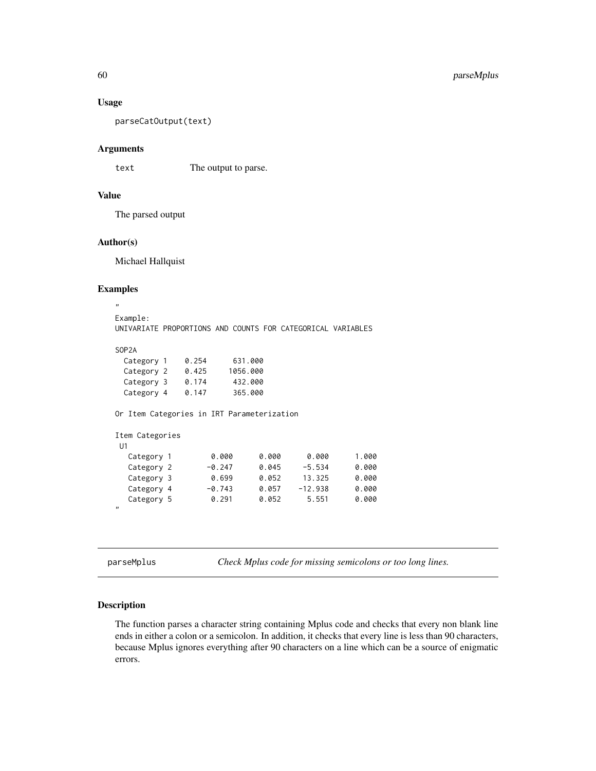### Usage

```
parseCatOutput(text)
```

### Arguments

| | |
|---|---|
| text | The output to parse. |

### Value

The parsed output

### Author(s)

Michael Hallquist

### Examples

```
"
Example:
UNIVARIATE PROPORTIONS AND COUNTS FOR CATEGORICAL VARIABLES

SOP2A
  Category 1    0.254      631.000
  Category 2    0.425     1056.000
  Category 3    0.174      432.000
  Category 4    0.147      365.000

Or Item Categories in IRT Parameterization

Item Categories
 U1
   Category 1         0.000      0.000      0.000      1.000
   Category 2        -0.247      0.045     -5.534      0.000
   Category 3         0.699      0.052     13.325      0.000
   Category 4        -0.743      0.057    -12.938      0.000
   Category 5         0.291      0.052      5.551      0.000
"
```

---

## parseMplus — *Check Mplus code for missing semicolons or too long lines.*

### Description

The function parses a character string containing Mplus code and checks that every non blank line ends in either a colon or a semicolon. In addition, it checks that every line is less than 90 characters, because Mplus ignores everything after 90 characters on a line which can be a source of enigmatic errors.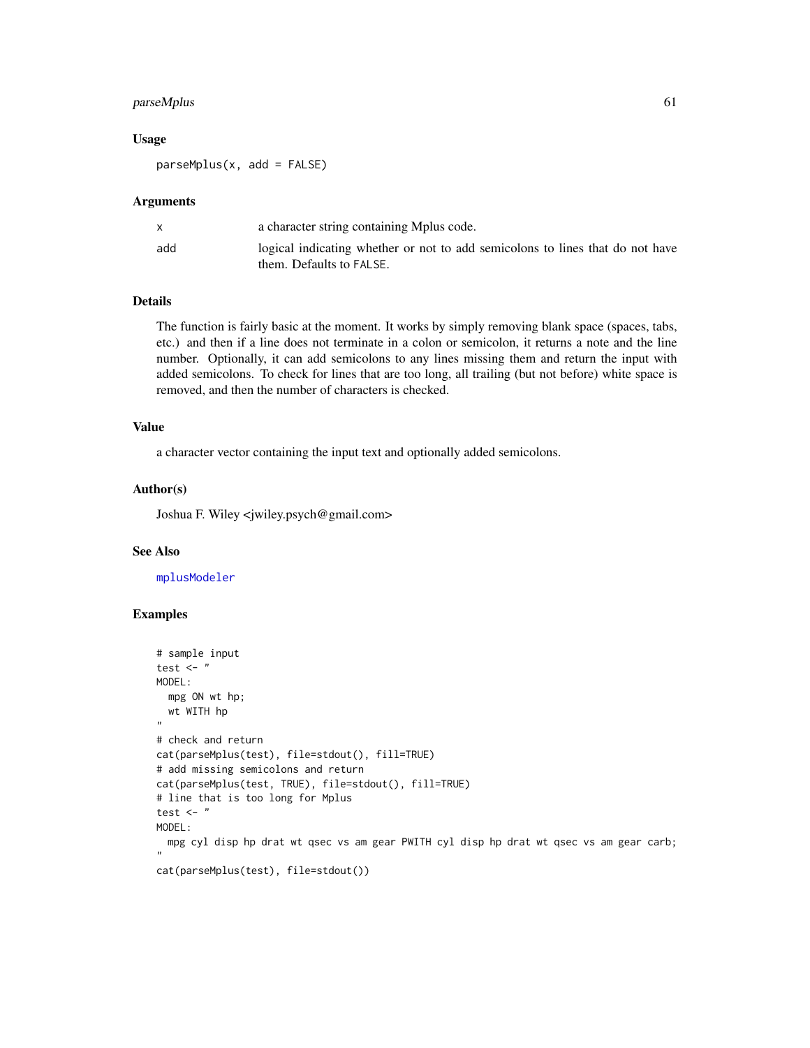## Usage

```
parseMplus(x, add = FALSE)
```

## Arguments

| | |
|---|---|
| x | a character string containing Mplus code. |
| add | logical indicating whether or not to add semicolons to lines that do not have them. Defaults to FALSE. |

## Details

The function is fairly basic at the moment. It works by simply removing blank space (spaces, tabs, etc.) and then if a line does not terminate in a colon or semicolon, it returns a note and the line number. Optionally, it can add semicolons to any lines missing them and return the input with added semicolons. To check for lines that are too long, all trailing (but not before) white space is removed, and then the number of characters is checked.

## Value

a character vector containing the input text and optionally added semicolons.

## Author(s)

Joshua F. Wiley <jwiley.psych@gmail.com>

## See Also

mplusModeler

## Examples

```
# sample input
test <- "
MODEL:
  mpg ON wt hp;
  wt WITH hp
"
# check and return
cat(parseMplus(test), file=stdout(), fill=TRUE)
# add missing semicolons and return
cat(parseMplus(test, TRUE), file=stdout(), fill=TRUE)
# line that is too long for Mplus
test <- "
MODEL:
  mpg cyl disp hp drat wt qsec vs am gear PWITH cyl disp hp drat wt qsec vs am gear carb;
"
cat(parseMplus(test), file=stdout())
```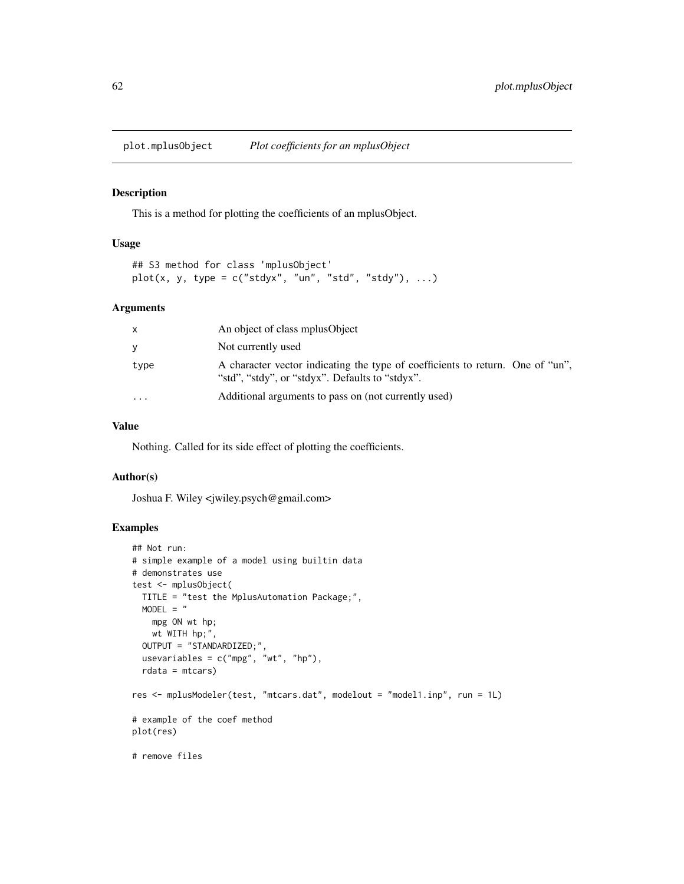## plot.mplusObject — *Plot coefficients for an mplusObject*

### Description

This is a method for plotting the coefficients of an mplusObject.

### Usage

```
## S3 method for class 'mplusObject'
plot(x, y, type = c("stdyx", "un", "std", "stdy"), ...)
```

### Arguments

| | |
|---|---|
| x | An object of class mplusObject |
| y | Not currently used |
| type | A character vector indicating the type of coefficients to return. One of "un", "std", "stdy", or "stdyx". Defaults to "stdyx". |
| ... | Additional arguments to pass on (not currently used) |

### Value

Nothing. Called for its side effect of plotting the coefficients.

### Author(s)

Joshua F. Wiley <jwiley.psych@gmail.com>

### Examples

```
## Not run:
# simple example of a model using builtin data
# demonstrates use
test <- mplusObject(
  TITLE = "test the MplusAutomation Package;",
  MODEL = "
    mpg ON wt hp;
    wt WITH hp;",
  OUTPUT = "STANDARDIZED;",
  usevariables = c("mpg", "wt", "hp"),
  rdata = mtcars)

res <- mplusModeler(test, "mtcars.dat", modelout = "model1.inp", run = 1L)

# example of the coef method
plot(res)

# remove files
```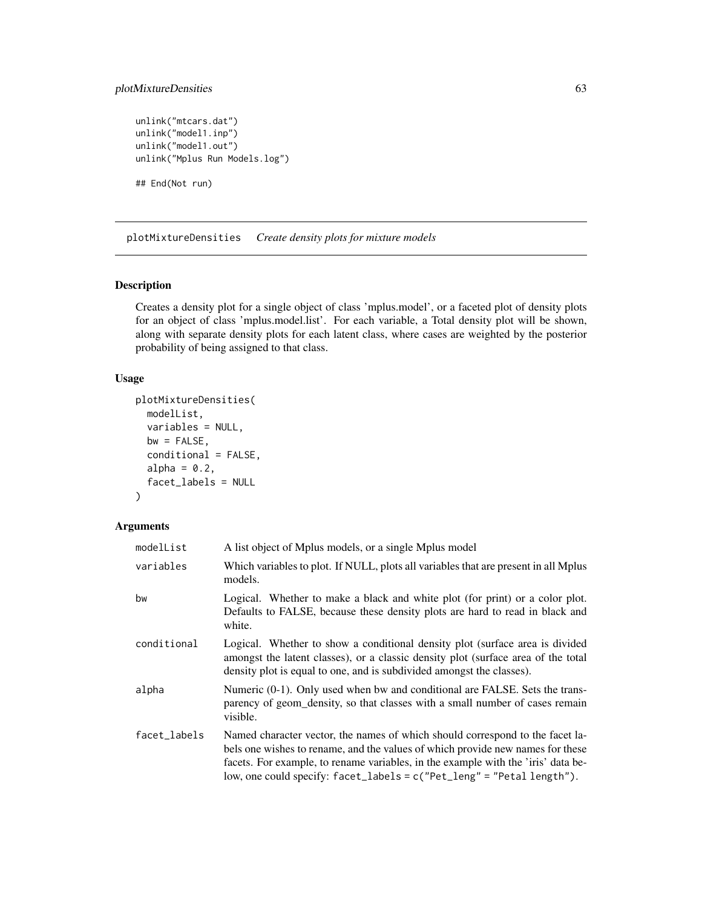```
unlink("mtcars.dat")
unlink("model1.inp")
unlink("model1.out")
unlink("Mplus Run Models.log")

## End(Not run)
```

## plotMixtureDensities *Create density plots for mixture models*

### Description

Creates a density plot for a single object of class 'mplus.model', or a faceted plot of density plots for an object of class 'mplus.model.list'. For each variable, a Total density plot will be shown, along with separate density plots for each latent class, where cases are weighted by the posterior probability of being assigned to that class.

### Usage

```
plotMixtureDensities(
  modelList,
  variables = NULL,
  bw = FALSE,
  conditional = FALSE,
  alpha = 0.2,
  facet_labels = NULL
)
```

### Arguments

| | |
|---|---|
| modelList | A list object of Mplus models, or a single Mplus model |
| variables | Which variables to plot. If NULL, plots all variables that are present in all Mplus models. |
| bw | Logical. Whether to make a black and white plot (for print) or a color plot. Defaults to FALSE, because these density plots are hard to read in black and white. |
| conditional | Logical. Whether to show a conditional density plot (surface area is divided amongst the latent classes), or a classic density plot (surface area of the total density plot is equal to one, and is subdivided amongst the classes). |
| alpha | Numeric (0-1). Only used when bw and conditional are FALSE. Sets the transparency of geom_density, so that classes with a small number of cases remain visible. |
| facet_labels | Named character vector, the names of which should correspond to the facet labels one wishes to rename, and the values of which provide new names for these facets. For example, to rename variables, in the example with the 'iris' data below, one could specify: `facet_labels = c("Pet_leng" = "Petal length")`. |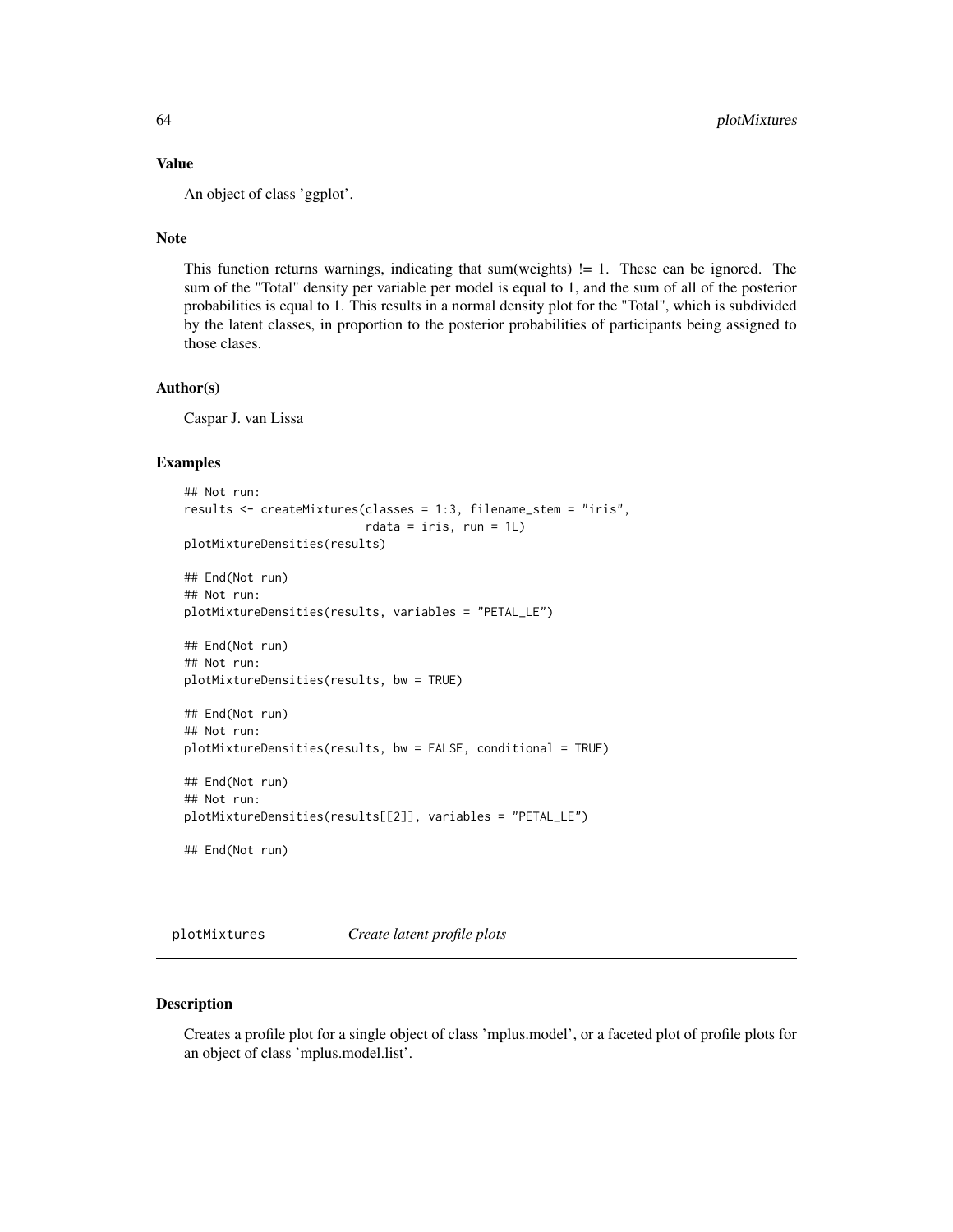### Value

An object of class 'ggplot'.

### Note

This function returns warnings, indicating that sum(weights) != 1. These can be ignored. The sum of the "Total" density per variable per model is equal to 1, and the sum of all of the posterior probabilities is equal to 1. This results in a normal density plot for the "Total", which is subdivided by the latent classes, in proportion to the posterior probabilities of participants being assigned to those clases.

### Author(s)

Caspar J. van Lissa

### Examples

```
## Not run:
results <- createMixtures(classes = 1:3, filename_stem = "iris",
                          rdata = iris, run = 1L)
plotMixtureDensities(results)

## End(Not run)
## Not run:
plotMixtureDensities(results, variables = "PETAL_LE")

## End(Not run)
## Not run:
plotMixtureDensities(results, bw = TRUE)

## End(Not run)
## Not run:
plotMixtureDensities(results, bw = FALSE, conditional = TRUE)

## End(Not run)
## Not run:
plotMixtureDensities(results[[2]], variables = "PETAL_LE")

## End(Not run)
```

---

## plotMixtures *Create latent profile plots*

### Description

Creates a profile plot for a single object of class 'mplus.model', or a faceted plot of profile plots for an object of class 'mplus.model.list'.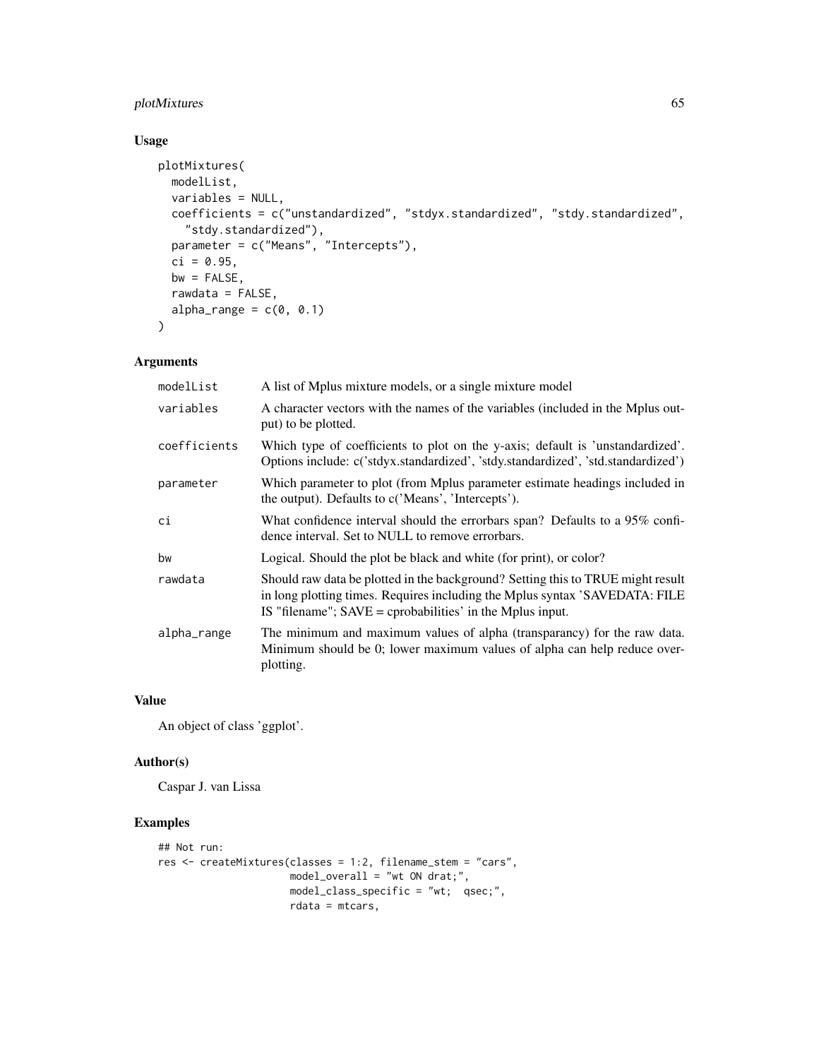### Usage

```
plotMixtures(
  modelList,
  variables = NULL,
  coefficients = c("unstandardized", "stdyx.standardized", "stdy.standardized",
    "stdy.standardized"),
  parameter = c("Means", "Intercepts"),
  ci = 0.95,
  bw = FALSE,
  rawdata = FALSE,
  alpha_range = c(0, 0.1)
)
```

### Arguments

| | |
|---|---|
| modelList | A list of Mplus mixture models, or a single mixture model |
| variables | A character vectors with the names of the variables (included in the Mplus output) to be plotted. |
| coefficients | Which type of coefficients to plot on the y-axis; default is 'unstandardized'. Options include: c('stdyx.standardized', 'stdy.standardized', 'std.standardized') |
| parameter | Which parameter to plot (from Mplus parameter estimate headings included in the output). Defaults to c('Means', 'Intercepts'). |
| ci | What confidence interval should the errorbars span? Defaults to a 95% confidence interval. Set to NULL to remove errorbars. |
| bw | Logical. Should the plot be black and white (for print), or color? |
| rawdata | Should raw data be plotted in the background? Setting this to TRUE might result in long plotting times. Requires including the Mplus syntax 'SAVEDATA: FILE IS "filename"; SAVE = cprobabilities' in the Mplus input. |
| alpha_range | The minimum and maximum values of alpha (transparancy) for the raw data. Minimum should be 0; lower maximum values of alpha can help reduce overplotting. |

### Value

An object of class 'ggplot'.

### Author(s)

Caspar J. van Lissa

### Examples

```
## Not run:
res <- createMixtures(classes = 1:2, filename_stem = "cars",
                      model_overall = "wt ON drat;",
                      model_class_specific = "wt;  qsec;",
                      rdata = mtcars,
```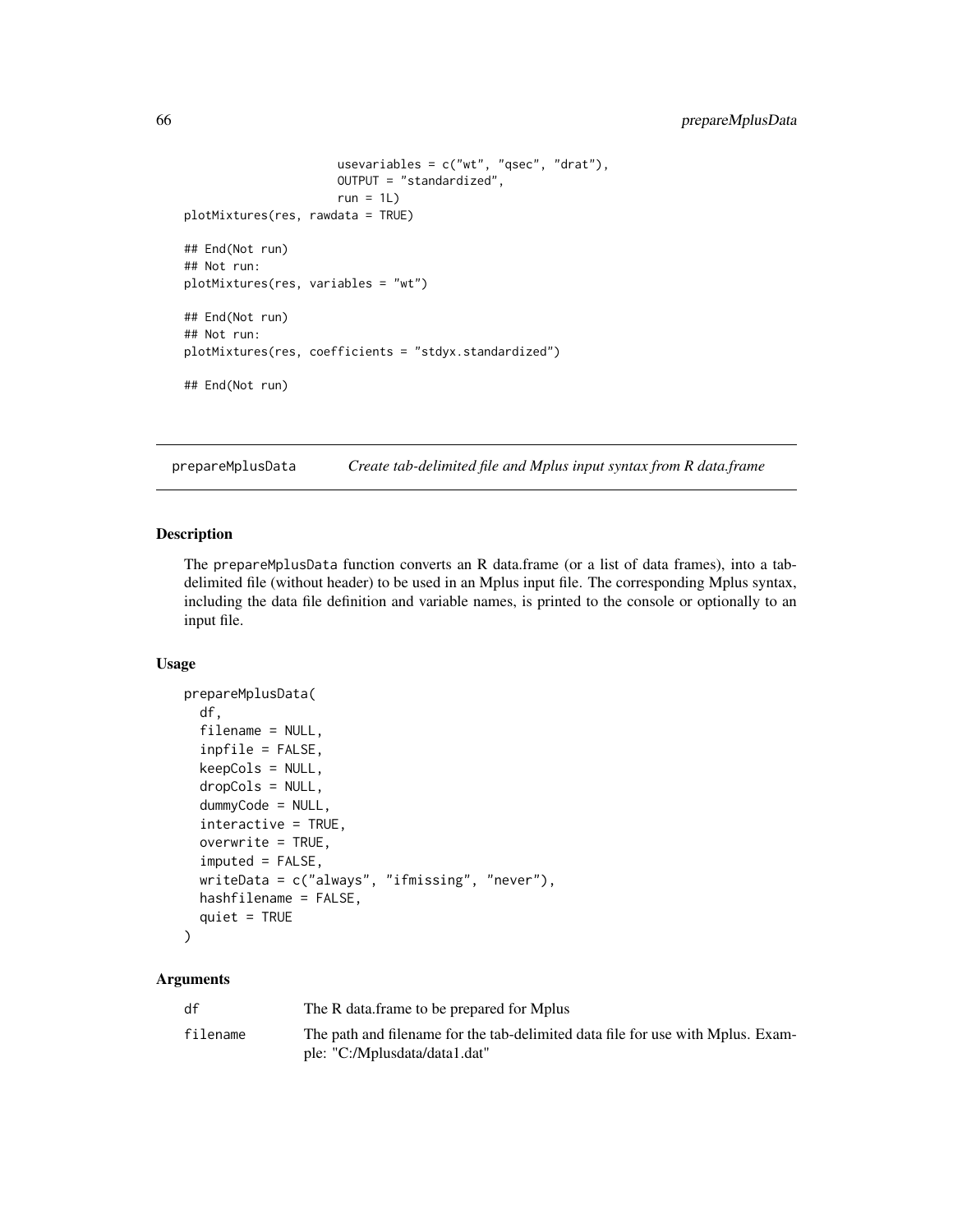```
                    usevariables = c("wt", "qsec", "drat"),
                    OUTPUT = "standardized",
                    run = 1L)
plotMixtures(res, rawdata = TRUE)

## End(Not run)
## Not run:
plotMixtures(res, variables = "wt")

## End(Not run)
## Not run:
plotMixtures(res, coefficients = "stdyx.standardized")

## End(Not run)
```

## prepareMplusData    *Create tab-delimited file and Mplus input syntax from R data.frame*

### Description

The prepareMplusData function converts an R data.frame (or a list of data frames), into a tab-delimited file (without header) to be used in an Mplus input file. The corresponding Mplus syntax, including the data file definition and variable names, is printed to the console or optionally to an input file.

### Usage

```
prepareMplusData(
  df,
  filename = NULL,
  inpfile = FALSE,
  keepCols = NULL,
  dropCols = NULL,
  dummyCode = NULL,
  interactive = TRUE,
  overwrite = TRUE,
  imputed = FALSE,
  writeData = c("always", "ifmissing", "never"),
  hashfilename = FALSE,
  quiet = TRUE
)
```

### Arguments

| | |
|---|---|
| df | The R data.frame to be prepared for Mplus |
| filename | The path and filename for the tab-delimited data file for use with Mplus. Example: "C:/Mplusdata/data1.dat" |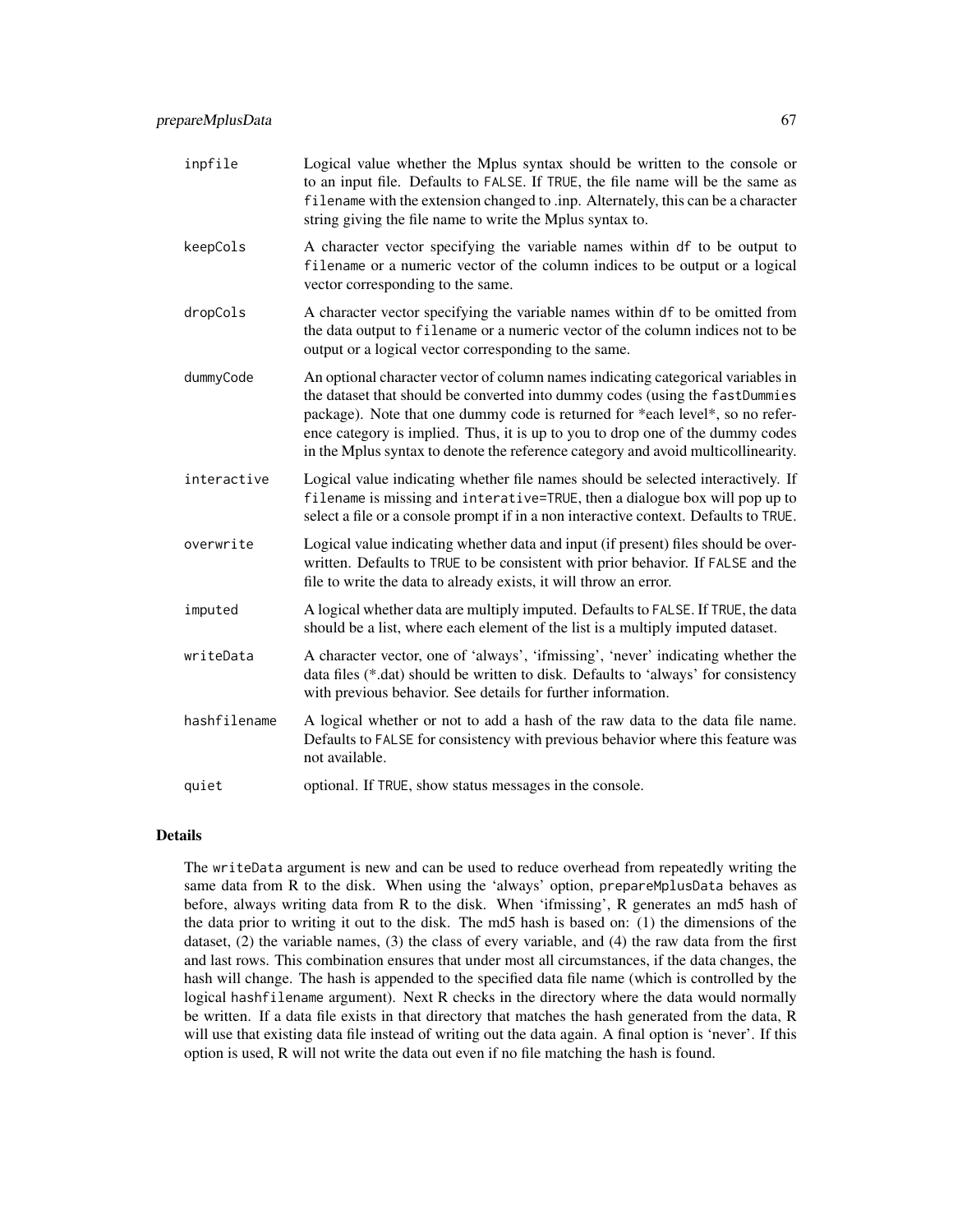inpfile
: Logical value whether the Mplus syntax should be written to the console or to an input file. Defaults to FALSE. If TRUE, the file name will be the same as filename with the extension changed to .inp. Alternately, this can be a character string giving the file name to write the Mplus syntax to.

keepCols
: A character vector specifying the variable names within df to be output to filename or a numeric vector of the column indices to be output or a logical vector corresponding to the same.

dropCols
: A character vector specifying the variable names within df to be omitted from the data output to filename or a numeric vector of the column indices not to be output or a logical vector corresponding to the same.

dummyCode
: An optional character vector of column names indicating categorical variables in the dataset that should be converted into dummy codes (using the fastDummies package). Note that one dummy code is returned for *each level*, so no reference category is implied. Thus, it is up to you to drop one of the dummy codes in the Mplus syntax to denote the reference category and avoid multicollinearity.

interactive
: Logical value indicating whether file names should be selected interactively. If filename is missing and interative=TRUE, then a dialogue box will pop up to select a file or a console prompt if in a non interactive context. Defaults to TRUE.

overwrite
: Logical value indicating whether data and input (if present) files should be overwritten. Defaults to TRUE to be consistent with prior behavior. If FALSE and the file to write the data to already exists, it will throw an error.

imputed
: A logical whether data are multiply imputed. Defaults to FALSE. If TRUE, the data should be a list, where each element of the list is a multiply imputed dataset.

writeData
: A character vector, one of 'always', 'ifmissing', 'never' indicating whether the data files (*.dat) should be written to disk. Defaults to 'always' for consistency with previous behavior. See details for further information.

hashfilename
: A logical whether or not to add a hash of the raw data to the data file name. Defaults to FALSE for consistency with previous behavior where this feature was not available.

quiet
: optional. If TRUE, show status messages in the console.

## Details

The writeData argument is new and can be used to reduce overhead from repeatedly writing the same data from R to the disk. When using the 'always' option, prepareMplusData behaves as before, always writing data from R to the disk. When 'ifmissing', R generates an md5 hash of the data prior to writing it out to the disk. The md5 hash is based on: (1) the dimensions of the dataset, (2) the variable names, (3) the class of every variable, and (4) the raw data from the first and last rows. This combination ensures that under most all circumstances, if the data changes, the hash will change. The hash is appended to the specified data file name (which is controlled by the logical hashfilename argument). Next R checks in the directory where the data would normally be written. If a data file exists in that directory that matches the hash generated from the data, R will use that existing data file instead of writing out the data again. A final option is 'never'. If this option is used, R will not write the data out even if no file matching the hash is found.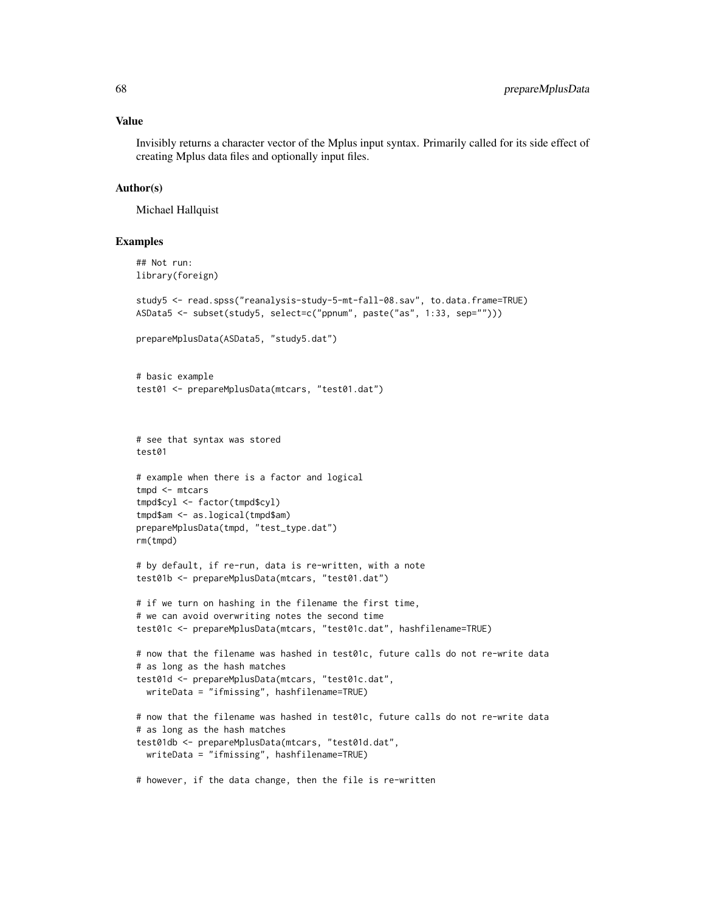## Value

Invisibly returns a character vector of the Mplus input syntax. Primarily called for its side effect of creating Mplus data files and optionally input files.

## Author(s)

Michael Hallquist

## Examples

```
## Not run:
library(foreign)

study5 <- read.spss("reanalysis-study-5-mt-fall-08.sav", to.data.frame=TRUE)
ASData5 <- subset(study5, select=c("ppnum", paste("as", 1:33, sep="")))

prepareMplusData(ASData5, "study5.dat")


# basic example
test01 <- prepareMplusData(mtcars, "test01.dat")



# see that syntax was stored
test01

# example when there is a factor and logical
tmpd <- mtcars
tmpd$cyl <- factor(tmpd$cyl)
tmpd$am <- as.logical(tmpd$am)
prepareMplusData(tmpd, "test_type.dat")
rm(tmpd)

# by default, if re-run, data is re-written, with a note
test01b <- prepareMplusData(mtcars, "test01.dat")

# if we turn on hashing in the filename the first time,
# we can avoid overwriting notes the second time
test01c <- prepareMplusData(mtcars, "test01c.dat", hashfilename=TRUE)

# now that the filename was hashed in test01c, future calls do not re-write data
# as long as the hash matches
test01d <- prepareMplusData(mtcars, "test01c.dat",
  writeData = "ifmissing", hashfilename=TRUE)

# now that the filename was hashed in test01c, future calls do not re-write data
# as long as the hash matches
test01db <- prepareMplusData(mtcars, "test01d.dat",
  writeData = "ifmissing", hashfilename=TRUE)

# however, if the data change, then the file is re-written
```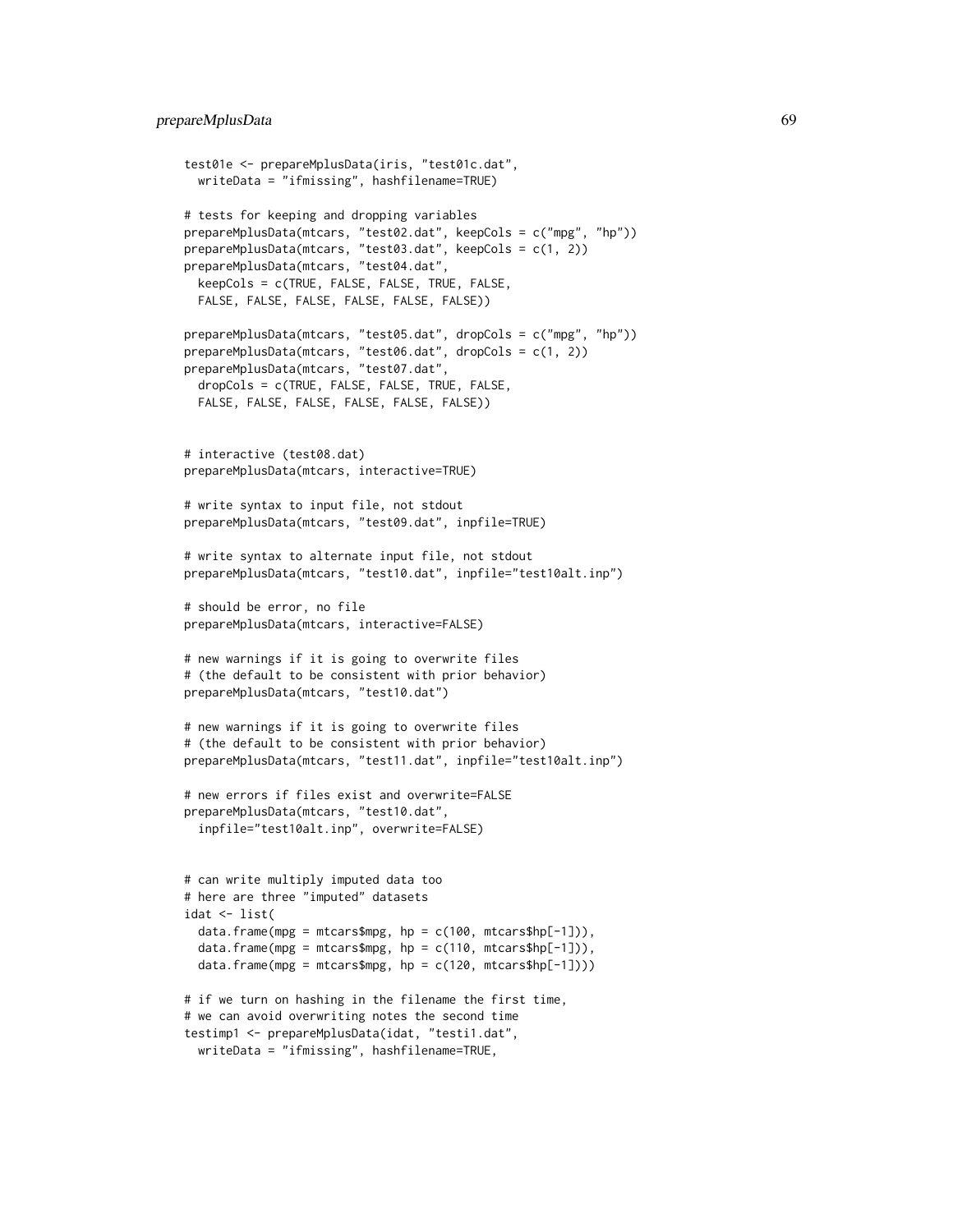```
test01e <- prepareMplusData(iris, "test01c.dat",
  writeData = "ifmissing", hashfilename=TRUE)

# tests for keeping and dropping variables
prepareMplusData(mtcars, "test02.dat", keepCols = c("mpg", "hp"))
prepareMplusData(mtcars, "test03.dat", keepCols = c(1, 2))
prepareMplusData(mtcars, "test04.dat",
  keepCols = c(TRUE, FALSE, FALSE, TRUE, FALSE,
  FALSE, FALSE, FALSE, FALSE, FALSE, FALSE))

prepareMplusData(mtcars, "test05.dat", dropCols = c("mpg", "hp"))
prepareMplusData(mtcars, "test06.dat", dropCols = c(1, 2))
prepareMplusData(mtcars, "test07.dat",
  dropCols = c(TRUE, FALSE, FALSE, TRUE, FALSE,
  FALSE, FALSE, FALSE, FALSE, FALSE, FALSE))


# interactive (test08.dat)
prepareMplusData(mtcars, interactive=TRUE)

# write syntax to input file, not stdout
prepareMplusData(mtcars, "test09.dat", inpfile=TRUE)

# write syntax to alternate input file, not stdout
prepareMplusData(mtcars, "test10.dat", inpfile="test10alt.inp")

# should be error, no file
prepareMplusData(mtcars, interactive=FALSE)

# new warnings if it is going to overwrite files
# (the default to be consistent with prior behavior)
prepareMplusData(mtcars, "test10.dat")

# new warnings if it is going to overwrite files
# (the default to be consistent with prior behavior)
prepareMplusData(mtcars, "test11.dat", inpfile="test10alt.inp")

# new errors if files exist and overwrite=FALSE
prepareMplusData(mtcars, "test10.dat",
  inpfile="test10alt.inp", overwrite=FALSE)


# can write multiply imputed data too
# here are three "imputed" datasets
idat <- list(
  data.frame(mpg = mtcars$mpg, hp = c(100, mtcars$hp[-1])),
  data.frame(mpg = mtcars$mpg, hp = c(110, mtcars$hp[-1])),
  data.frame(mpg = mtcars$mpg, hp = c(120, mtcars$hp[-1])))

# if we turn on hashing in the filename the first time,
# we can avoid overwriting notes the second time
testimp1 <- prepareMplusData(idat, "testi1.dat",
  writeData = "ifmissing", hashfilename=TRUE,
```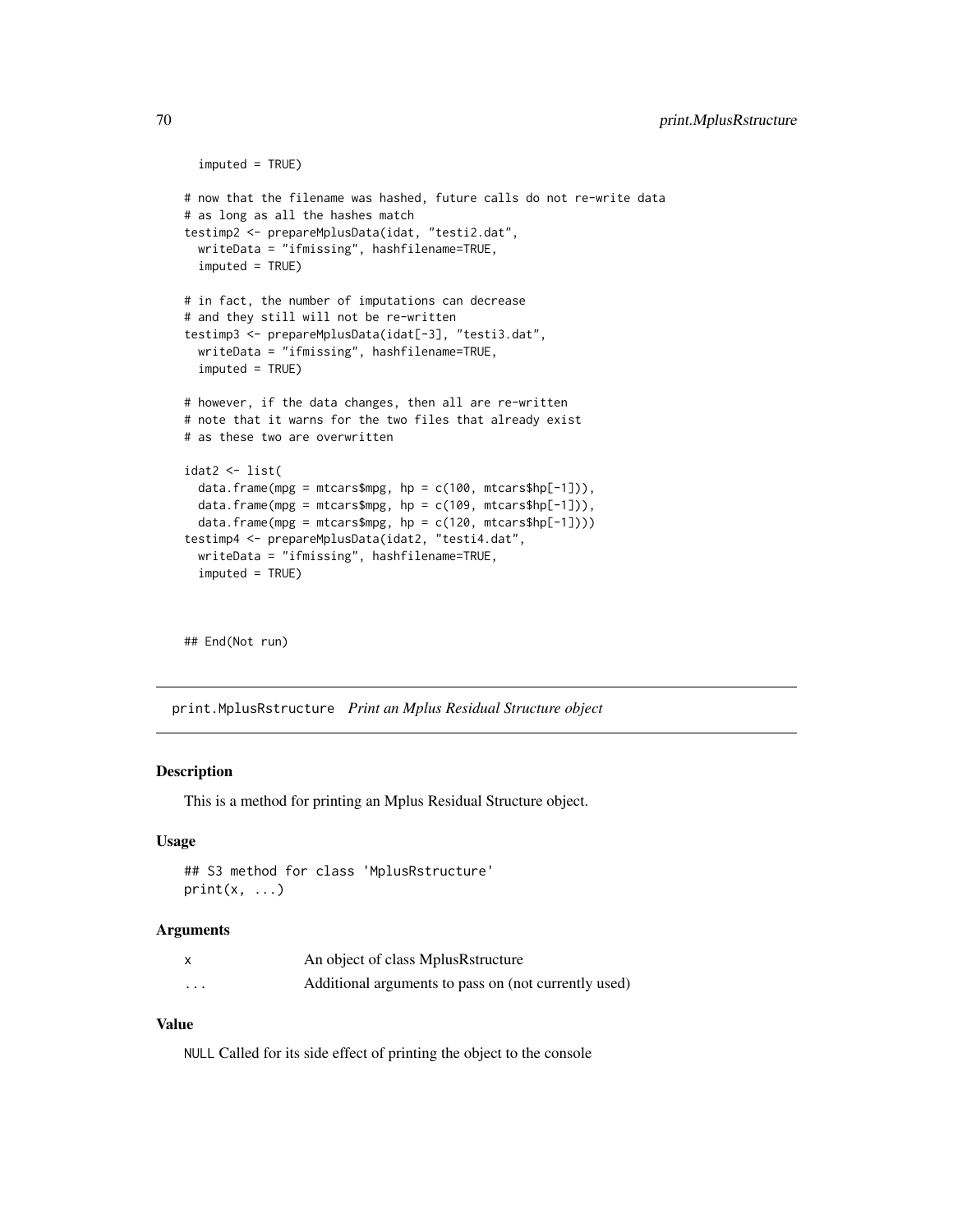```
  imputed = TRUE)

# now that the filename was hashed, future calls do not re-write data
# as long as all the hashes match
testimp2 <- prepareMplusData(idat, "testi2.dat",
  writeData = "ifmissing", hashfilename=TRUE,
  imputed = TRUE)

# in fact, the number of imputations can decrease
# and they still will not be re-written
testimp3 <- prepareMplusData(idat[-3], "testi3.dat",
  writeData = "ifmissing", hashfilename=TRUE,
  imputed = TRUE)

# however, if the data changes, then all are re-written
# note that it warns for the two files that already exist
# as these two are overwritten

idat2 <- list(
  data.frame(mpg = mtcars$mpg, hp = c(100, mtcars$hp[-1])),
  data.frame(mpg = mtcars$mpg, hp = c(109, mtcars$hp[-1])),
  data.frame(mpg = mtcars$mpg, hp = c(120, mtcars$hp[-1])))
testimp4 <- prepareMplusData(idat2, "testi4.dat",
  writeData = "ifmissing", hashfilename=TRUE,
  imputed = TRUE)


## End(Not run)
```

---

## print.MplusRstructure *Print an Mplus Residual Structure object*

---

### Description

This is a method for printing an Mplus Residual Structure object.

### Usage

```
## S3 method for class 'MplusRstructure'
print(x, ...)
```

### Arguments

| | |
|---|---|
| x | An object of class MplusRstructure |
| ... | Additional arguments to pass on (not currently used) |

### Value

NULL Called for its side effect of printing the object to the console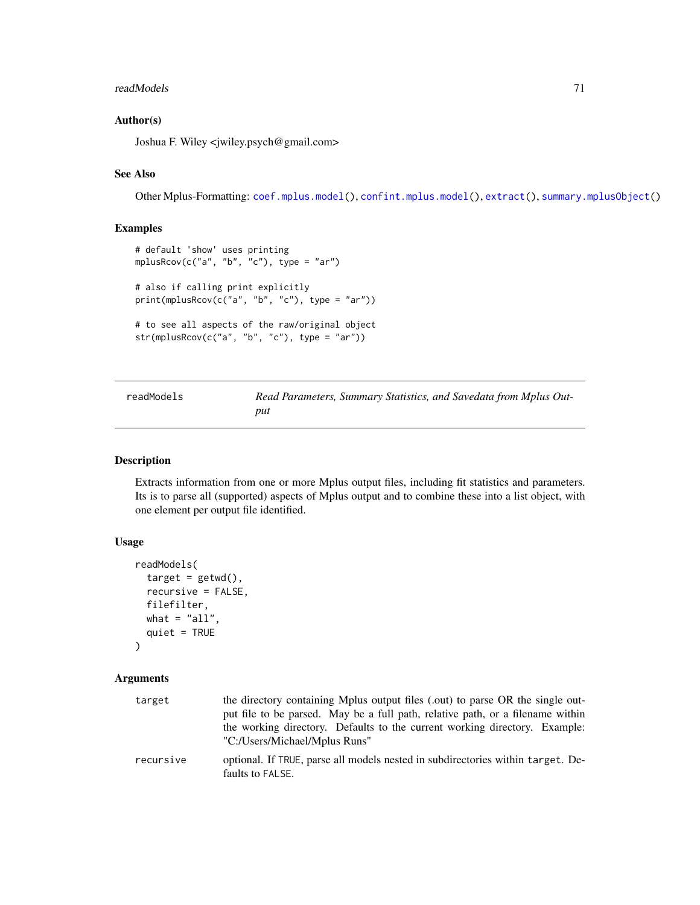### Author(s)

Joshua F. Wiley <jwiley.psych@gmail.com>

### See Also

Other Mplus-Formatting: `coef.mplus.model()`, `confint.mplus.model()`, `extract()`, `summary.mplusObject()`

### Examples

```
# default 'show' uses printing
mplusRcov(c("a", "b", "c"), type = "ar")

# also if calling print explicitly
print(mplusRcov(c("a", "b", "c"), type = "ar"))

# to see all aspects of the raw/original object
str(mplusRcov(c("a", "b", "c"), type = "ar"))
```

---

## readModels — *Read Parameters, Summary Statistics, and Savedata from Mplus Output*

---

### Description

Extracts information from one or more Mplus output files, including fit statistics and parameters. Its is to parse all (supported) aspects of Mplus output and to combine these into a list object, with one element per output file identified.

### Usage

```
readModels(
  target = getwd(),
  recursive = FALSE,
  filefilter,
  what = "all",
  quiet = TRUE
)
```

### Arguments

| | |
|---|---|
| `target` | the directory containing Mplus output files (.out) to parse OR the single output file to be parsed. May be a full path, relative path, or a filename within the working directory. Defaults to the current working directory. Example: "C:/Users/Michael/Mplus Runs" |
| `recursive` | optional. If `TRUE`, parse all models nested in subdirectories within `target`. Defaults to `FALSE`. |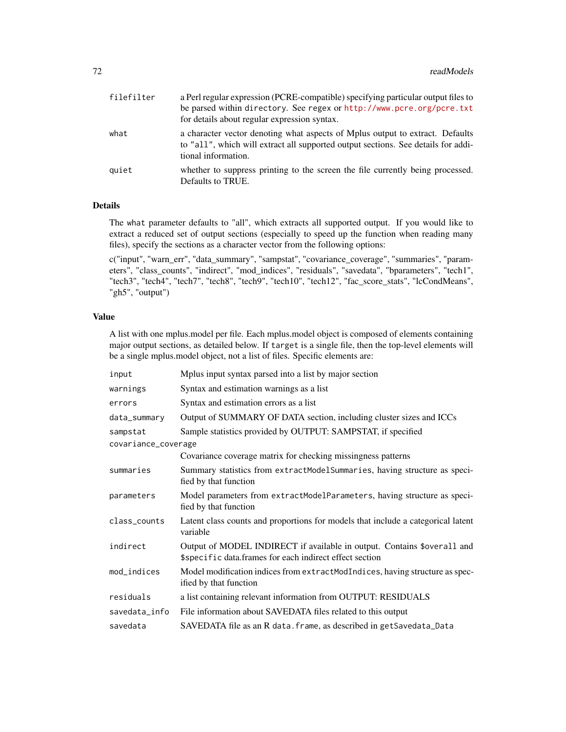| | |
|---|---|
| filefilter | a Perl regular expression (PCRE-compatible) specifying particular output files to be parsed within directory. See regex or http://www.pcre.org/pcre.txt for details about regular expression syntax. |
| what | a character vector denoting what aspects of Mplus output to extract. Defaults to "all", which will extract all supported output sections. See details for additional information. |
| quiet | whether to suppress printing to the screen the file currently being processed. Defaults to TRUE. |

## Details

The what parameter defaults to "all", which extracts all supported output. If you would like to extract a reduced set of output sections (especially to speed up the function when reading many files), specify the sections as a character vector from the following options:

c("input", "warn_err", "data_summary", "sampstat", "covariance_coverage", "summaries", "parameters", "class_counts", "indirect", "mod_indices", "residuals", "savedata", "bparameters", "tech1", "tech3", "tech4", "tech7", "tech8", "tech9", "tech10", "tech12", "fac_score_stats", "lcCondMeans", "gh5", "output")

## Value

A list with one mplus.model per file. Each mplus.model object is composed of elements containing major output sections, as detailed below. If target is a single file, then the top-level elements will be a single mplus.model object, not a list of files. Specific elements are:

| | |
|---|---|
| input | Mplus input syntax parsed into a list by major section |
| warnings | Syntax and estimation warnings as a list |
| errors | Syntax and estimation errors as a list |
| data_summary | Output of SUMMARY OF DATA section, including cluster sizes and ICCs |
| sampstat | Sample statistics provided by OUTPUT: SAMPSTAT, if specified |
| covariance_coverage | Covariance coverage matrix for checking missingness patterns |
| summaries | Summary statistics from extractModelSummaries, having structure as specified by that function |
| parameters | Model parameters from extractModelParameters, having structure as specified by that function |
| class_counts | Latent class counts and proportions for models that include a categorical latent variable |
| indirect | Output of MODEL INDIRECT if available in output. Contains $overall and $specific data.frames for each indirect effect section |
| mod_indices | Model modification indices from extractModIndices, having structure as specified by that function |
| residuals | a list containing relevant information from OUTPUT: RESIDUALS |
| savedata_info | File information about SAVEDATA files related to this output |
| savedata | SAVEDATA file as an R data.frame, as described in getSavedata_Data |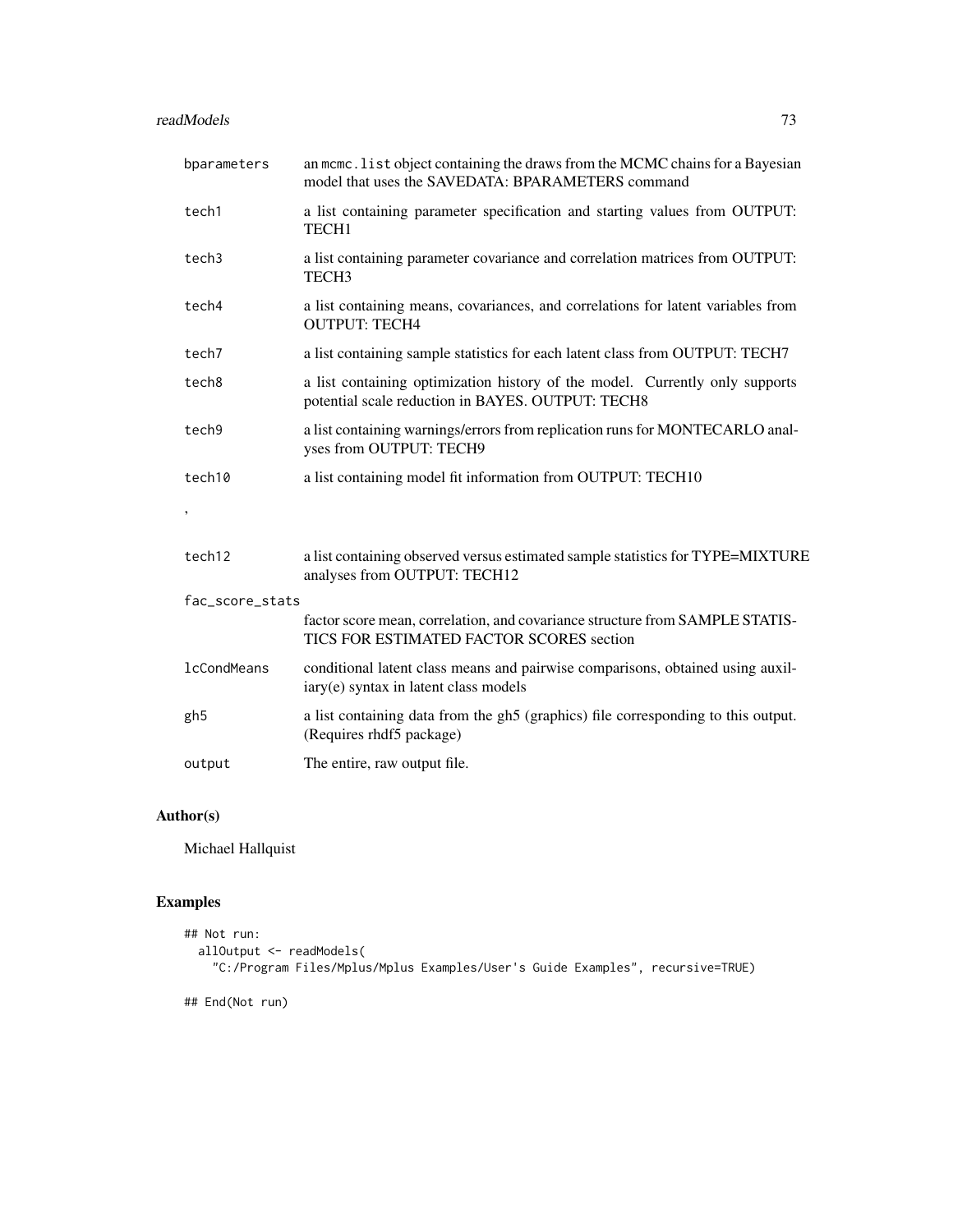| | |
|---|---|
| bparameters | an mcmc.list object containing the draws from the MCMC chains for a Bayesian model that uses the SAVEDATA: BPARAMETERS command |
| tech1 | a list containing parameter specification and starting values from OUTPUT: TECH1 |
| tech3 | a list containing parameter covariance and correlation matrices from OUTPUT: TECH3 |
| tech4 | a list containing means, covariances, and correlations for latent variables from OUTPUT: TECH4 |
| tech7 | a list containing sample statistics for each latent class from OUTPUT: TECH7 |
| tech8 | a list containing optimization history of the model. Currently only supports potential scale reduction in BAYES. OUTPUT: TECH8 |
| tech9 | a list containing warnings/errors from replication runs for MONTECARLO analyses from OUTPUT: TECH9 |
| tech10 | a list containing model fit information from OUTPUT: TECH10 |
| , | |
| tech12 | a list containing observed versus estimated sample statistics for TYPE=MIXTURE analyses from OUTPUT: TECH12 |
| fac_score_stats | factor score mean, correlation, and covariance structure from SAMPLE STATISTICS FOR ESTIMATED FACTOR SCORES section |
| lcCondMeans | conditional latent class means and pairwise comparisons, obtained using auxiliary(e) syntax in latent class models |
| gh5 | a list containing data from the gh5 (graphics) file corresponding to this output. (Requires rhdf5 package) |
| output | The entire, raw output file. |

## Author(s)

Michael Hallquist

## Examples

```
## Not run:
  allOutput <- readModels(
    "C:/Program Files/Mplus/Mplus Examples/User's Guide Examples", recursive=TRUE)

## End(Not run)
```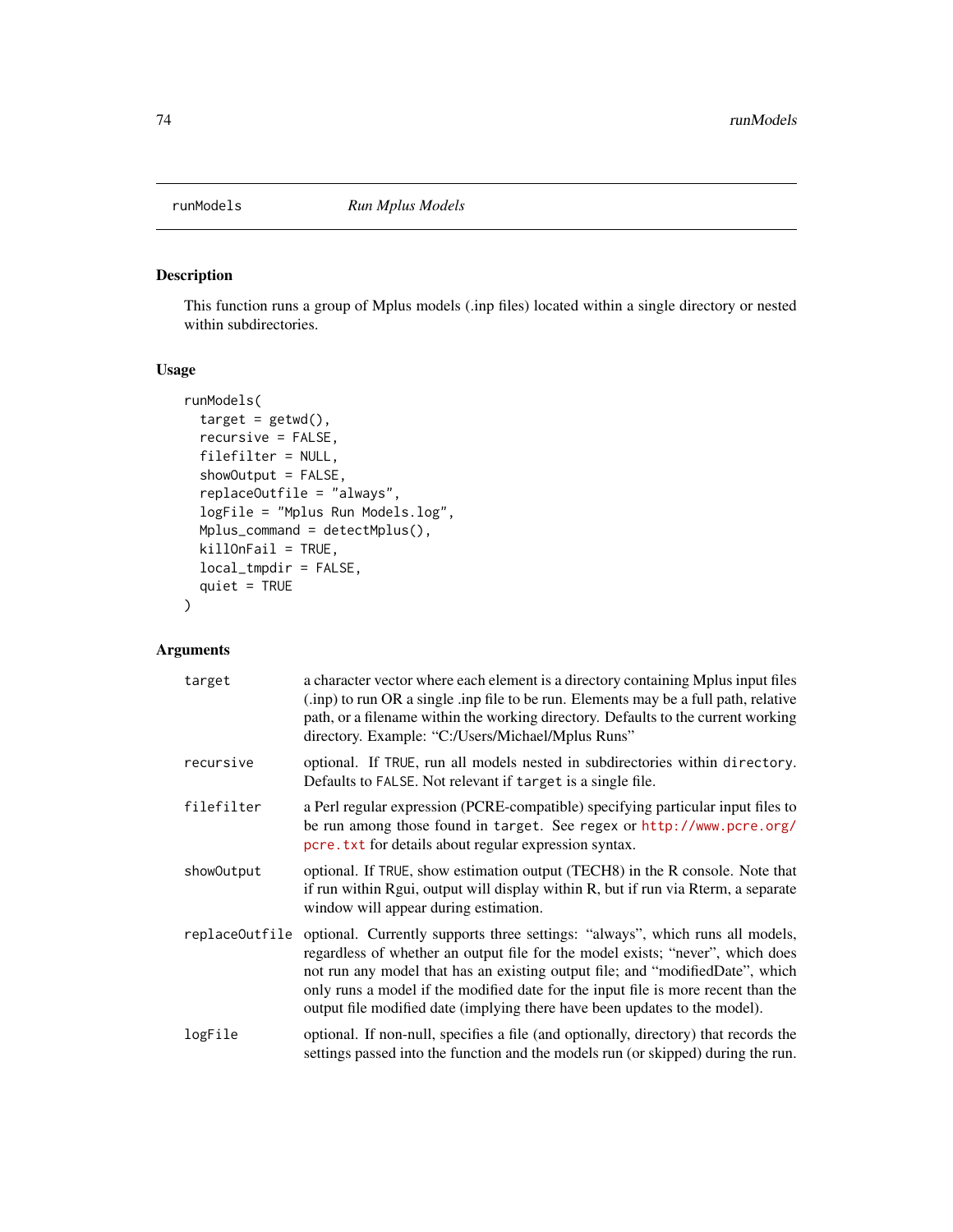runModels *Run Mplus Models*

## Description

This function runs a group of Mplus models (.inp files) located within a single directory or nested within subdirectories.

## Usage

```
runModels(
  target = getwd(),
  recursive = FALSE,
  filefilter = NULL,
  showOutput = FALSE,
  replaceOutfile = "always",
  logFile = "Mplus Run Models.log",
  Mplus_command = detectMplus(),
  killOnFail = TRUE,
  local_tmpdir = FALSE,
  quiet = TRUE
)
```

## Arguments

| | |
|---|---|
| `target` | a character vector where each element is a directory containing Mplus input files (.inp) to run OR a single .inp file to be run. Elements may be a full path, relative path, or a filename within the working directory. Defaults to the current working directory. Example: "C:/Users/Michael/Mplus Runs" |
| `recursive` | optional. If `TRUE`, run all models nested in subdirectories within `directory`. Defaults to `FALSE`. Not relevant if `target` is a single file. |
| `filefilter` | a Perl regular expression (PCRE-compatible) specifying particular input files to be run among those found in `target`. See `regex` or http://www.pcre.org/pcre.txt for details about regular expression syntax. |
| `showOutput` | optional. If `TRUE`, show estimation output (TECH8) in the R console. Note that if run within Rgui, output will display within R, but if run via Rterm, a separate window will appear during estimation. |
| `replaceOutfile` | optional. Currently supports three settings: "always", which runs all models, regardless of whether an output file for the model exists; "never", which does not run any model that has an existing output file; and "modifiedDate", which only runs a model if the modified date for the input file is more recent than the output file modified date (implying there have been updates to the model). |
| `logFile` | optional. If non-null, specifies a file (and optionally, directory) that records the settings passed into the function and the models run (or skipped) during the run. |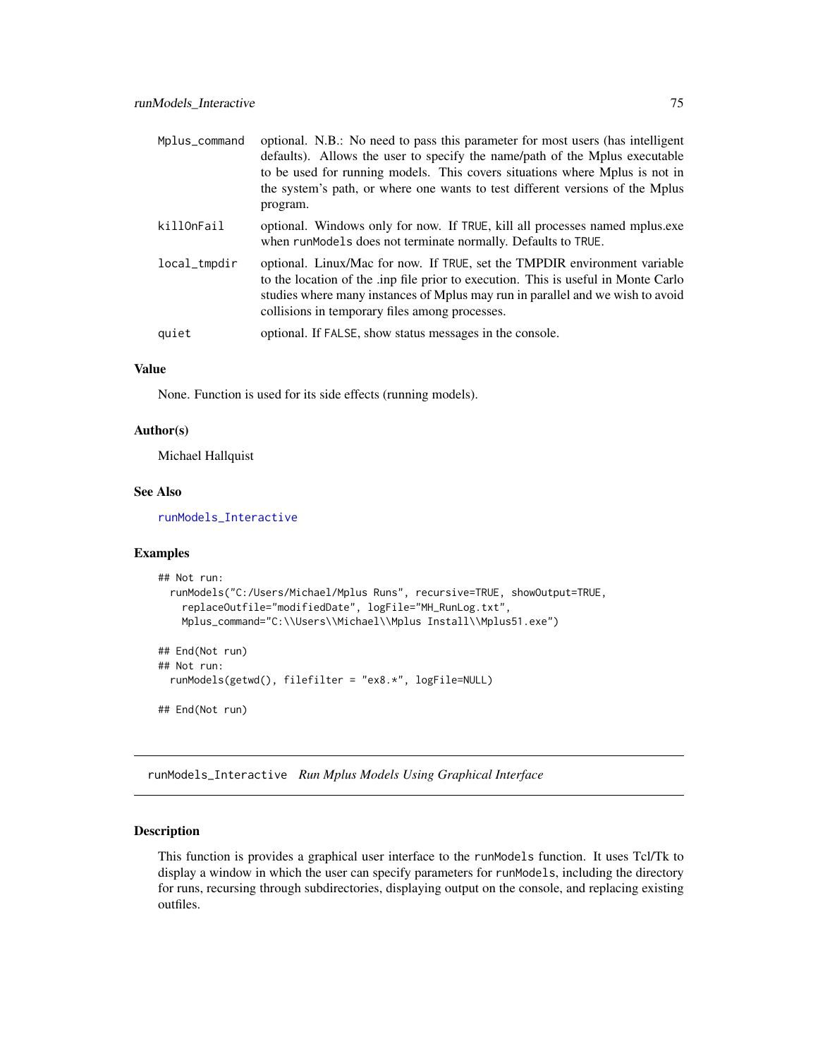| | |
|---|---|
| Mplus_command | optional. N.B.: No need to pass this parameter for most users (has intelligent defaults). Allows the user to specify the name/path of the Mplus executable to be used for running models. This covers situations where Mplus is not in the system's path, or where one wants to test different versions of the Mplus program. |
| killOnFail | optional. Windows only for now. If TRUE, kill all processes named mplus.exe when runModels does not terminate normally. Defaults to TRUE. |
| local_tmpdir | optional. Linux/Mac for now. If TRUE, set the TMPDIR environment variable to the location of the .inp file prior to execution. This is useful in Monte Carlo studies where many instances of Mplus may run in parallel and we wish to avoid collisions in temporary files among processes. |
| quiet | optional. If FALSE, show status messages in the console. |

### Value

None. Function is used for its side effects (running models).

### Author(s)

Michael Hallquist

### See Also

runModels_Interactive

### Examples

```
## Not run:
  runModels("C:/Users/Michael/Mplus Runs", recursive=TRUE, showOutput=TRUE,
    replaceOutfile="modifiedDate", logFile="MH_RunLog.txt",
    Mplus_command="C:\\Users\\Michael\\Mplus Install\\Mplus51.exe")

## End(Not run)
## Not run:
  runModels(getwd(), filefilter = "ex8.*", logFile=NULL)

## End(Not run)
```

## runModels_Interactive *Run Mplus Models Using Graphical Interface*

### Description

This function is provides a graphical user interface to the runModels function. It uses Tcl/Tk to display a window in which the user can specify parameters for runModels, including the directory for runs, recursing through subdirectories, displaying output on the console, and replacing existing outfiles.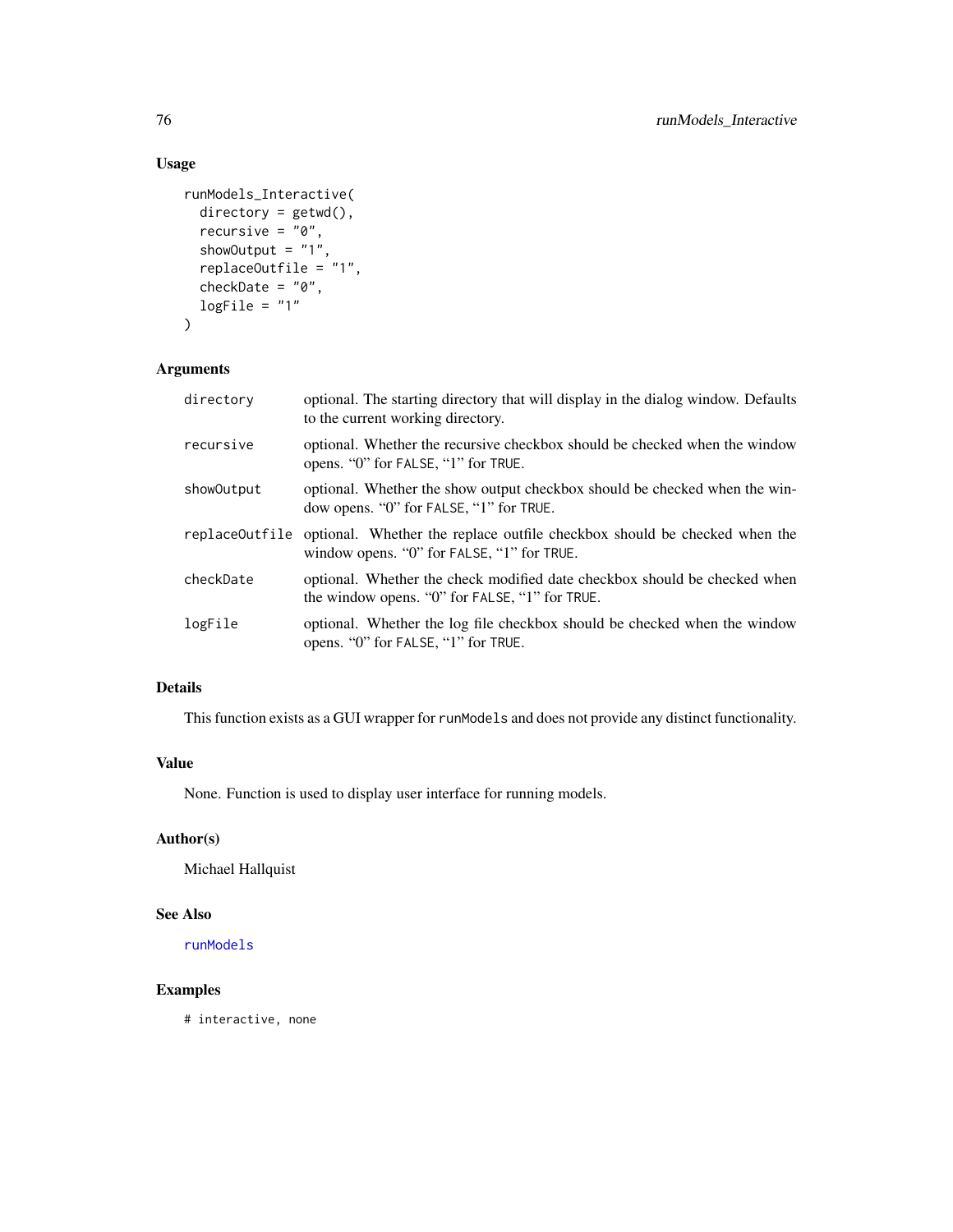## Usage

```
runModels_Interactive(
  directory = getwd(),
  recursive = "0",
  showOutput = "1",
  replaceOutfile = "1",
  checkDate = "0",
  logFile = "1"
)
```

## Arguments

| | |
|---|---|
| directory | optional. The starting directory that will display in the dialog window. Defaults to the current working directory. |
| recursive | optional. Whether the recursive checkbox should be checked when the window opens. "0" for FALSE, "1" for TRUE. |
| showOutput | optional. Whether the show output checkbox should be checked when the window opens. "0" for FALSE, "1" for TRUE. |
| replaceOutfile | optional. Whether the replace outfile checkbox should be checked when the window opens. "0" for FALSE, "1" for TRUE. |
| checkDate | optional. Whether the check modified date checkbox should be checked when the window opens. "0" for FALSE, "1" for TRUE. |
| logFile | optional. Whether the log file checkbox should be checked when the window opens. "0" for FALSE, "1" for TRUE. |

## Details

This function exists as a GUI wrapper for `runModels` and does not provide any distinct functionality.

## Value

None. Function is used to display user interface for running models.

## Author(s)

Michael Hallquist

## See Also

`runModels`

## Examples

```
# interactive, none
```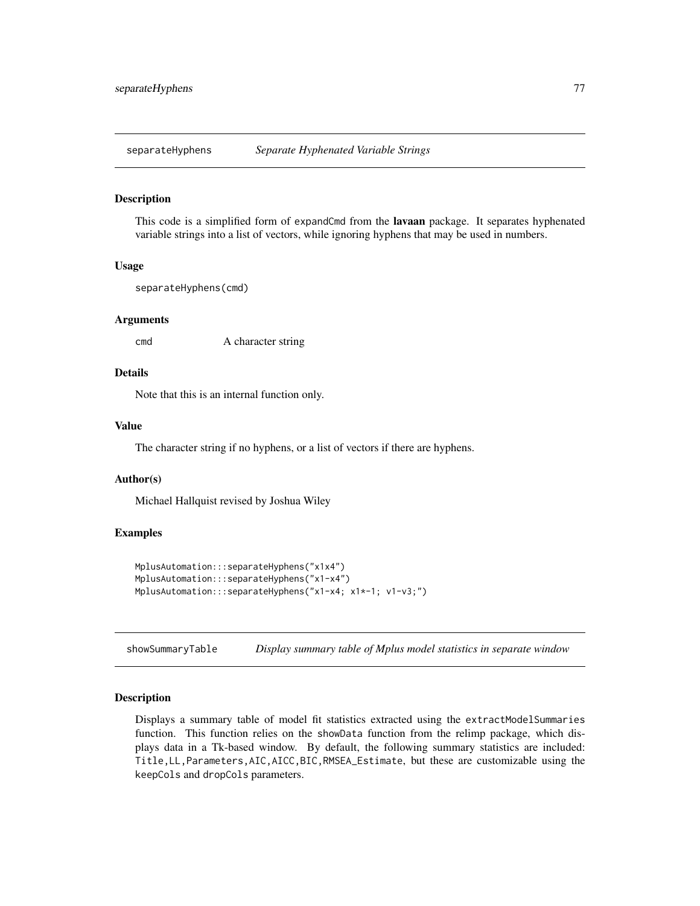## separateHyphens *Separate Hyphenated Variable Strings*

### Description

This code is a simplified form of expandCmd from the **lavaan** package. It separates hyphenated variable strings into a list of vectors, while ignoring hyphens that may be used in numbers.

### Usage

```
separateHyphens(cmd)
```

### Arguments

| | |
|---|---|
| cmd | A character string |

### Details

Note that this is an internal function only.

### Value

The character string if no hyphens, or a list of vectors if there are hyphens.

### Author(s)

Michael Hallquist revised by Joshua Wiley

### Examples

```
MplusAutomation:::separateHyphens("x1x4")
MplusAutomation:::separateHyphens("x1-x4")
MplusAutomation:::separateHyphens("x1-x4; x1*-1; v1-v3;")
```

## showSummaryTable *Display summary table of Mplus model statistics in separate window*

### Description

Displays a summary table of model fit statistics extracted using the extractModelSummaries function. This function relies on the showData function from the relimp package, which displays data in a Tk-based window. By default, the following summary statistics are included: Title,LL,Parameters,AIC,AICC,BIC,RMSEA_Estimate, but these are customizable using the keepCols and dropCols parameters.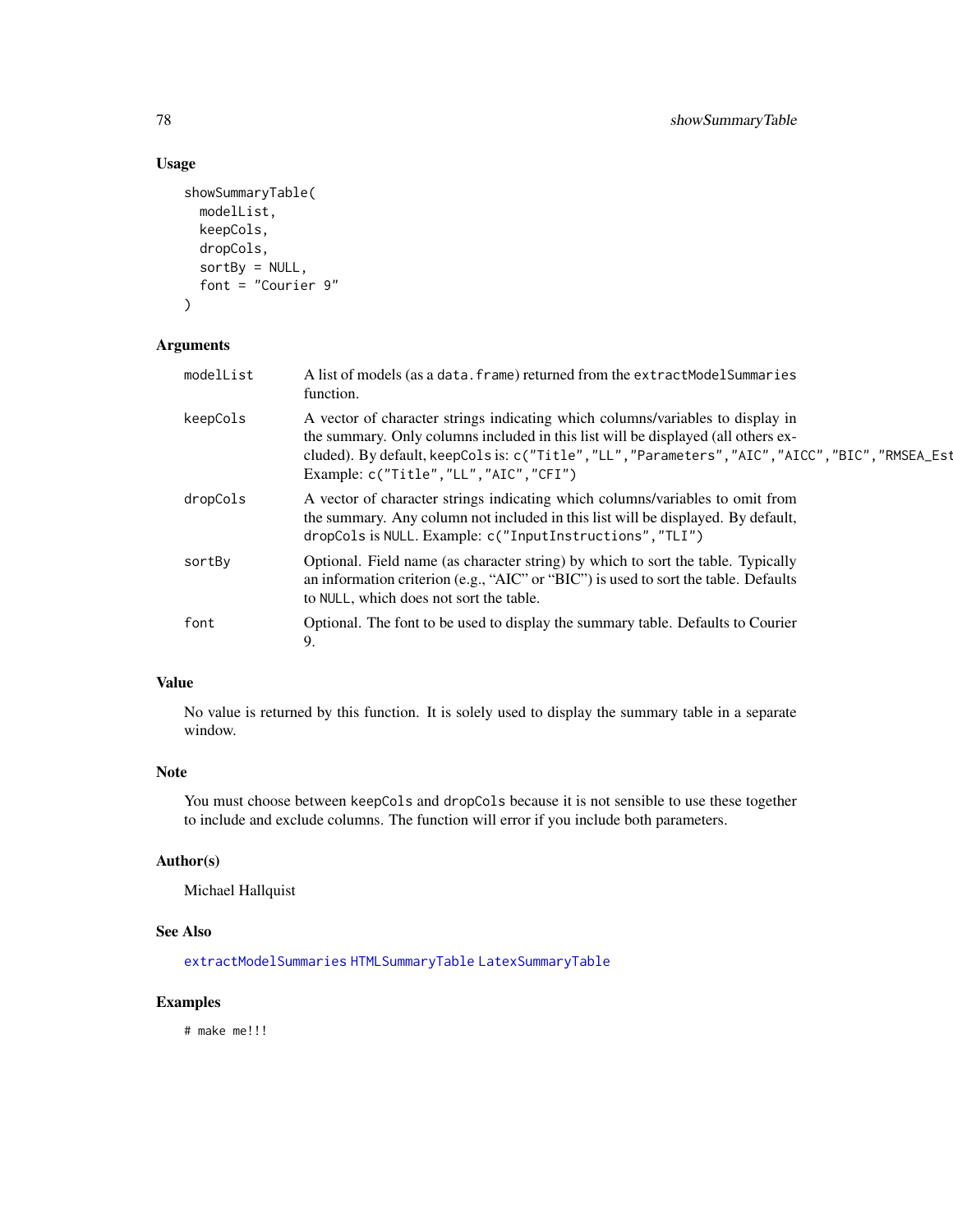## Usage

```
showSummaryTable(
  modelList,
  keepCols,
  dropCols,
  sortBy = NULL,
  font = "Courier 9"
)
```

## Arguments

| | |
|---|---|
| modelList | A list of models (as a `data.frame`) returned from the `extractModelSummaries` function. |
| keepCols | A vector of character strings indicating which columns/variables to display in the summary. Only columns included in this list will be displayed (all others excluded). By default, `keepCols` is: `c("Title","LL","Parameters","AIC","AICC","BIC","RMSEA_Est` Example: `c("Title","LL","AIC","CFI")` |
| dropCols | A vector of character strings indicating which columns/variables to omit from the summary. Any column not included in this list will be displayed. By default, `dropCols` is `NULL`. Example: `c("InputInstructions","TLI")` |
| sortBy | Optional. Field name (as character string) by which to sort the table. Typically an information criterion (e.g., "AIC" or "BIC") is used to sort the table. Defaults to `NULL`, which does not sort the table. |
| font | Optional. The font to be used to display the summary table. Defaults to Courier 9. |

## Value

No value is returned by this function. It is solely used to display the summary table in a separate window.

## Note

You must choose between `keepCols` and `dropCols` because it is not sensible to use these together to include and exclude columns. The function will error if you include both parameters.

## Author(s)

Michael Hallquist

## See Also

`extractModelSummaries` `HTMLSummaryTable` `LatexSummaryTable`

## Examples

```
# make me!!!
```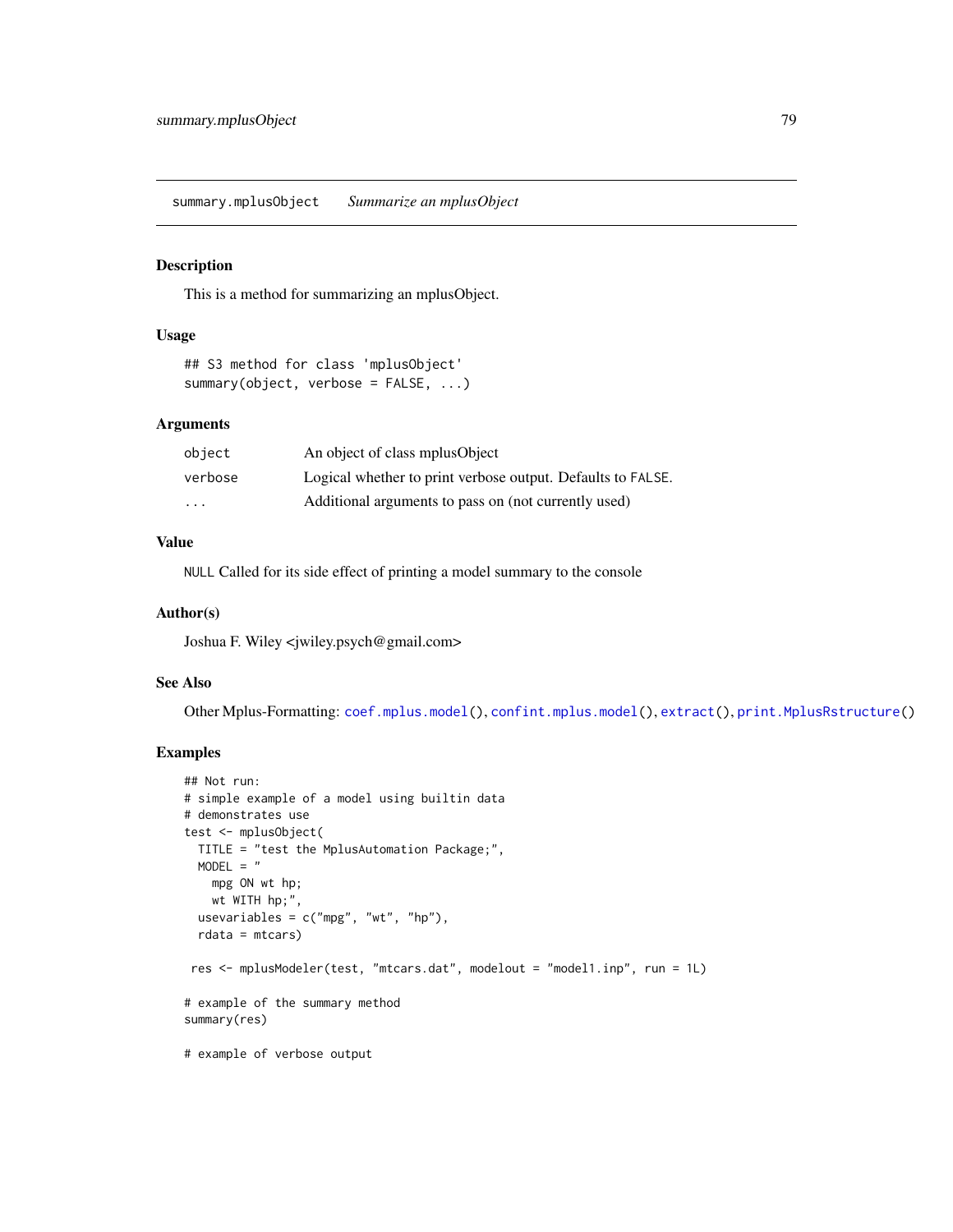## summary.mplusObject *Summarize an mplusObject*

### Description

This is a method for summarizing an mplusObject.

### Usage

```
## S3 method for class 'mplusObject'
summary(object, verbose = FALSE, ...)
```

### Arguments

| | |
|---|---|
| object | An object of class mplusObject |
| verbose | Logical whether to print verbose output. Defaults to FALSE. |
| ... | Additional arguments to pass on (not currently used) |

### Value

NULL Called for its side effect of printing a model summary to the console

### Author(s)

Joshua F. Wiley <jwiley.psych@gmail.com>

### See Also

Other Mplus-Formatting: coef.mplus.model(), confint.mplus.model(), extract(), print.MplusRstructure()

### Examples

```
## Not run:
# simple example of a model using builtin data
# demonstrates use
test <- mplusObject(
  TITLE = "test the MplusAutomation Package;",
  MODEL = "
    mpg ON wt hp;
    wt WITH hp;",
  usevariables = c("mpg", "wt", "hp"),
  rdata = mtcars)

 res <- mplusModeler(test, "mtcars.dat", modelout = "model1.inp", run = 1L)

# example of the summary method
summary(res)

# example of verbose output
```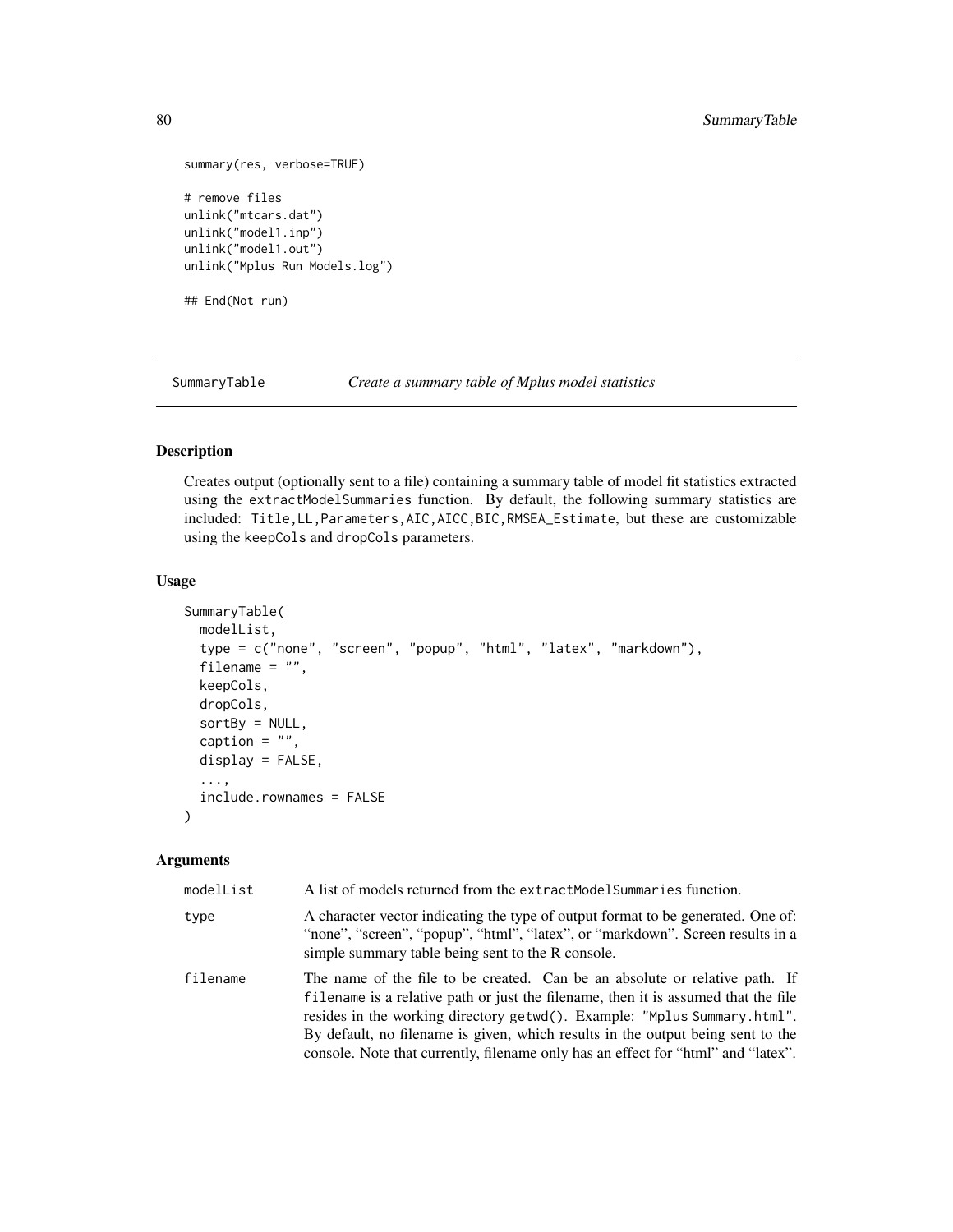```
summary(res, verbose=TRUE)

# remove files
unlink("mtcars.dat")
unlink("model1.inp")
unlink("model1.out")
unlink("Mplus Run Models.log")

## End(Not run)
```

---

## SummaryTable &nbsp;&nbsp;&nbsp;&nbsp; *Create a summary table of Mplus model statistics*

---

### Description

Creates output (optionally sent to a file) containing a summary table of model fit statistics extracted using the `extractModelSummaries` function. By default, the following summary statistics are included: `Title,LL,Parameters,AIC,AICC,BIC,RMSEA_Estimate`, but these are customizable using the `keepCols` and `dropCols` parameters.

### Usage

```
SummaryTable(
  modelList,
  type = c("none", "screen", "popup", "html", "latex", "markdown"),
  filename = "",
  keepCols,
  dropCols,
  sortBy = NULL,
  caption = "",
  display = FALSE,
  ...,
  include.rownames = FALSE
)
```

### Arguments

| | |
|---|---|
| `modelList` | A list of models returned from the `extractModelSummaries` function. |
| `type` | A character vector indicating the type of output format to be generated. One of: "none", "screen", "popup", "html", "latex", or "markdown". Screen results in a simple summary table being sent to the R console. |
| `filename` | The name of the file to be created. Can be an absolute or relative path. If `filename` is a relative path or just the filename, then it is assumed that the file resides in the working directory `getwd()`. Example: `"Mplus Summary.html"`. By default, no filename is given, which results in the output being sent to the console. Note that currently, filename only has an effect for "html" and "latex". |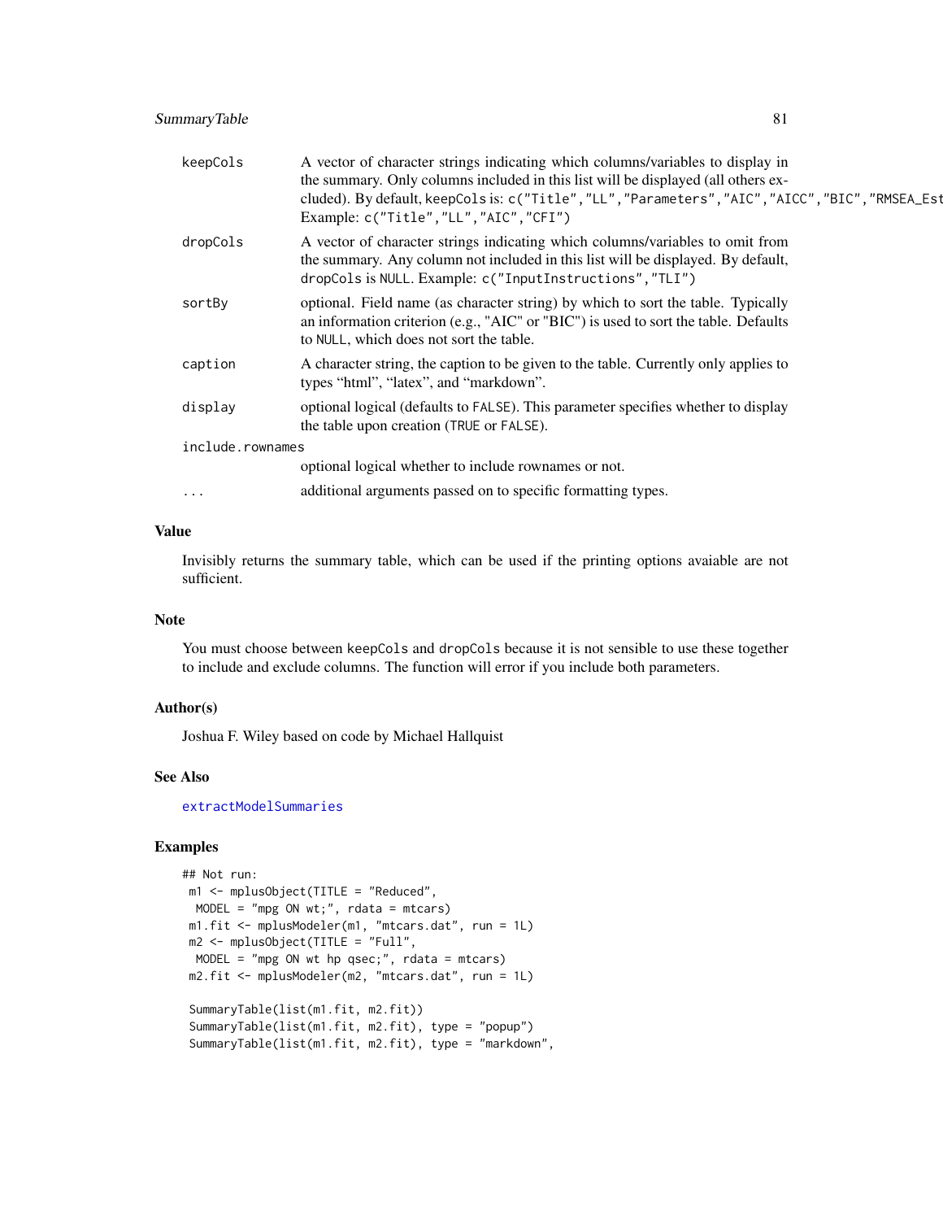| | |
|---|---|
| keepCols | A vector of character strings indicating which columns/variables to display in the summary. Only columns included in this list will be displayed (all others excluded). By default, keepCols is: `c("Title","LL","Parameters","AIC","AICC","BIC","RMSEA_Est` Example: `c("Title","LL","AIC","CFI")` |
| dropCols | A vector of character strings indicating which columns/variables to omit from the summary. Any column not included in this list will be displayed. By default, dropCols is NULL. Example: `c("InputInstructions","TLI")` |
| sortBy | optional. Field name (as character string) by which to sort the table. Typically an information criterion (e.g., "AIC" or "BIC") is used to sort the table. Defaults to NULL, which does not sort the table. |
| caption | A character string, the caption to be given to the table. Currently only applies to types “html”, “latex”, and “markdown”. |
| display | optional logical (defaults to FALSE). This parameter specifies whether to display the table upon creation (TRUE or FALSE). |
| include.rownames | optional logical whether to include rownames or not. |
| ... | additional arguments passed on to specific formatting types. |

## Value

Invisibly returns the summary table, which can be used if the printing options avaiable are not sufficient.

## Note

You must choose between keepCols and dropCols because it is not sensible to use these together to include and exclude columns. The function will error if you include both parameters.

## Author(s)

Joshua F. Wiley based on code by Michael Hallquist

## See Also

extractModelSummaries

## Examples

```
## Not run:
 m1 <- mplusObject(TITLE = "Reduced",
  MODEL = "mpg ON wt;", rdata = mtcars)
 m1.fit <- mplusModeler(m1, "mtcars.dat", run = 1L)
 m2 <- mplusObject(TITLE = "Full",
  MODEL = "mpg ON wt hp qsec;", rdata = mtcars)
 m2.fit <- mplusModeler(m2, "mtcars.dat", run = 1L)

 SummaryTable(list(m1.fit, m2.fit))
 SummaryTable(list(m1.fit, m2.fit), type = "popup")
 SummaryTable(list(m1.fit, m2.fit), type = "markdown",
```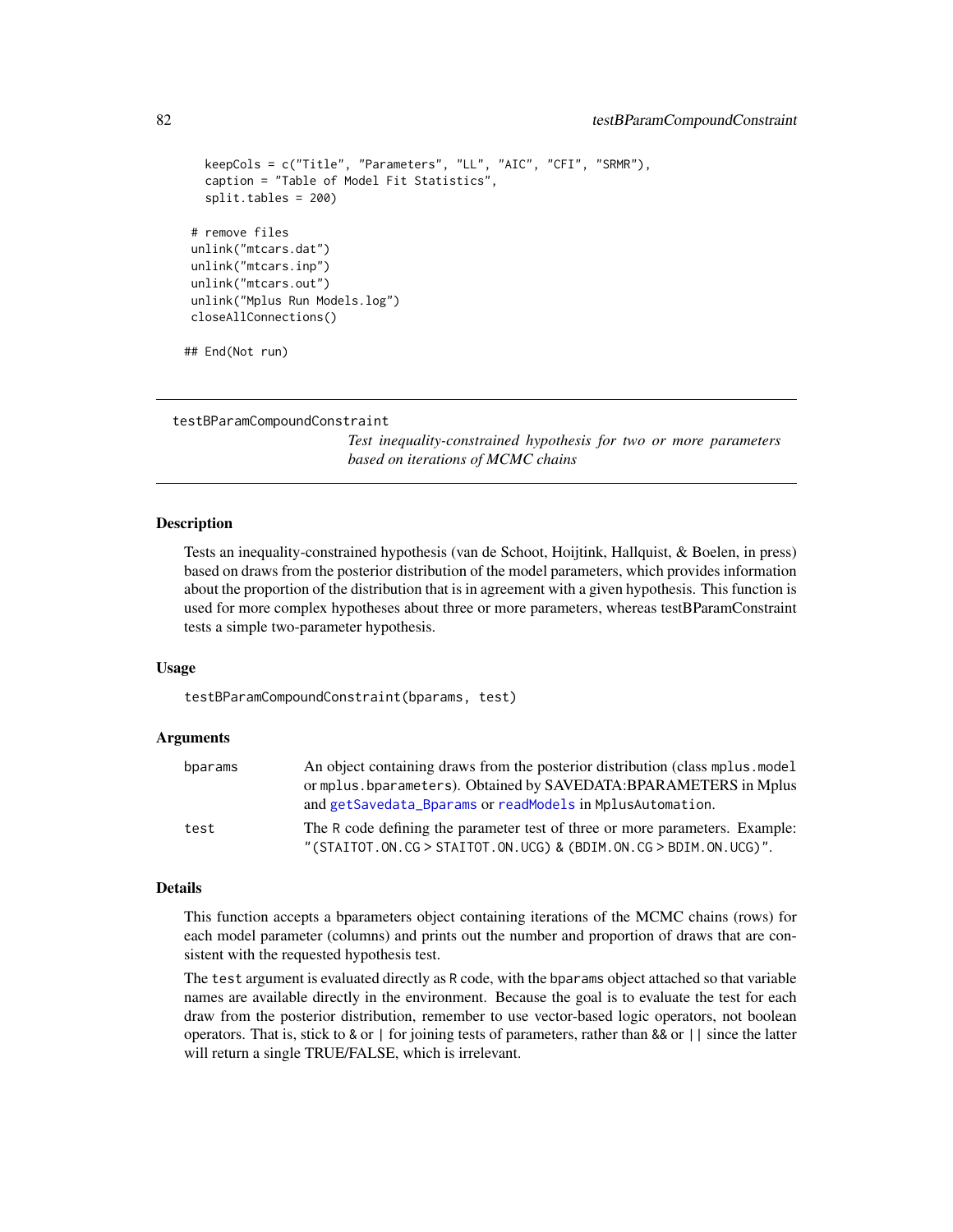```
    keepCols = c("Title", "Parameters", "LL", "AIC", "CFI", "SRMR"),
    caption = "Table of Model Fit Statistics",
    split.tables = 200)

 # remove files
 unlink("mtcars.dat")
 unlink("mtcars.inp")
 unlink("mtcars.out")
 unlink("Mplus Run Models.log")
 closeAllConnections()

## End(Not run)
```

---

## testBParamCompoundConstraint

*Test inequality-constrained hypothesis for two or more parameters based on iterations of MCMC chains*

---

### Description

Tests an inequality-constrained hypothesis (van de Schoot, Hoijtink, Hallquist, & Boelen, in press) based on draws from the posterior distribution of the model parameters, which provides information about the proportion of the distribution that is in agreement with a given hypothesis. This function is used for more complex hypotheses about three or more parameters, whereas testBParamConstraint tests a simple two-parameter hypothesis.

### Usage

```
testBParamCompoundConstraint(bparams, test)
```

### Arguments

| | |
|---|---|
| `bparams` | An object containing draws from the posterior distribution (class `mplus.model` or `mplus.bparameters`). Obtained by SAVEDATA:BPARAMETERS in Mplus and `getSavedata_Bparams` or `readModels` in `MplusAutomation`. |
| `test` | The R code defining the parameter test of three or more parameters. Example: `"(STAITOT.ON.CG > STAITOT.ON.UCG) & (BDIM.ON.CG > BDIM.ON.UCG)"`. |

### Details

This function accepts a bparameters object containing iterations of the MCMC chains (rows) for each model parameter (columns) and prints out the number and proportion of draws that are consistent with the requested hypothesis test.

The `test` argument is evaluated directly as `R` code, with the `bparams` object attached so that variable names are available directly in the environment. Because the goal is to evaluate the test for each draw from the posterior distribution, remember to use vector-based logic operators, not boolean operators. That is, stick to `&` or `|` for joining tests of parameters, rather than `&&` or `||` since the latter will return a single TRUE/FALSE, which is irrelevant.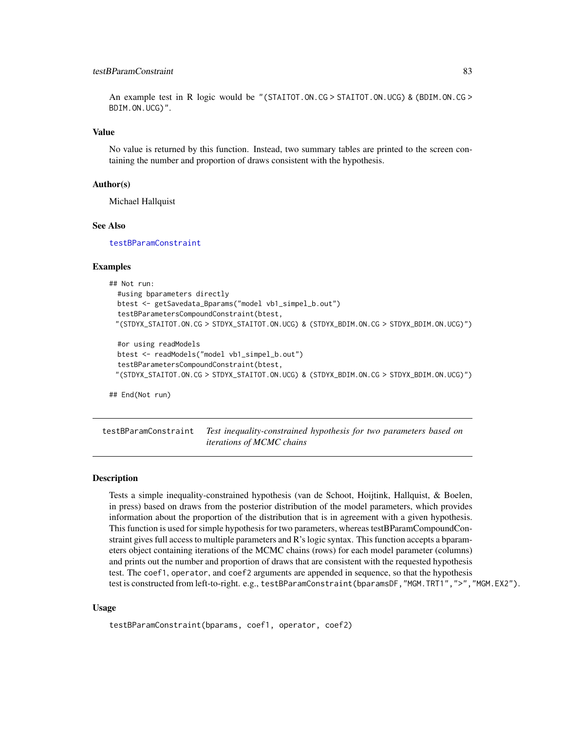An example test in R logic would be `"(STAITOT.ON.CG > STAITOT.ON.UCG) & (BDIM.ON.CG > BDIM.ON.UCG)"`.

### Value

No value is returned by this function. Instead, two summary tables are printed to the screen containing the number and proportion of draws consistent with the hypothesis.

### Author(s)

Michael Hallquist

### See Also

`testBParamConstraint`

### Examples

```
## Not run:
  #using bparameters directly
  btest <- getSavedata_Bparams("model vb1_simpel_b.out")
  testBParametersCompoundConstraint(btest,
 "(STDYX_STAITOT.ON.CG > STDYX_STAITOT.ON.UCG) & (STDYX_BDIM.ON.CG > STDYX_BDIM.ON.UCG)")

  #or using readModels
  btest <- readModels("model vb1_simpel_b.out")
  testBParametersCompoundConstraint(btest,
 "(STDYX_STAITOT.ON.CG > STDYX_STAITOT.ON.UCG) & (STDYX_BDIM.ON.CG > STDYX_BDIM.ON.UCG)")

## End(Not run)
```

---

## testBParamConstraint — *Test inequality-constrained hypothesis for two parameters based on iterations of MCMC chains*

### Description

Tests a simple inequality-constrained hypothesis (van de Schoot, Hoijtink, Hallquist, & Boelen, in press) based on draws from the posterior distribution of the model parameters, which provides information about the proportion of the distribution that is in agreement with a given hypothesis. This function is used for simple hypothesis for two parameters, whereas testBParamCompoundConstraint gives full access to multiple parameters and R's logic syntax. This function accepts a bparameters object containing iterations of the MCMC chains (rows) for each model parameter (columns) and prints out the number and proportion of draws that are consistent with the requested hypothesis test. The `coef1`, `operator`, and `coef2` arguments are appended in sequence, so that the hypothesis test is constructed from left-to-right. e.g., `testBParamConstraint(bparamsDF,"MGM.TRT1",">","MGM.EX2")`.

### Usage

```
testBParamConstraint(bparams, coef1, operator, coef2)
```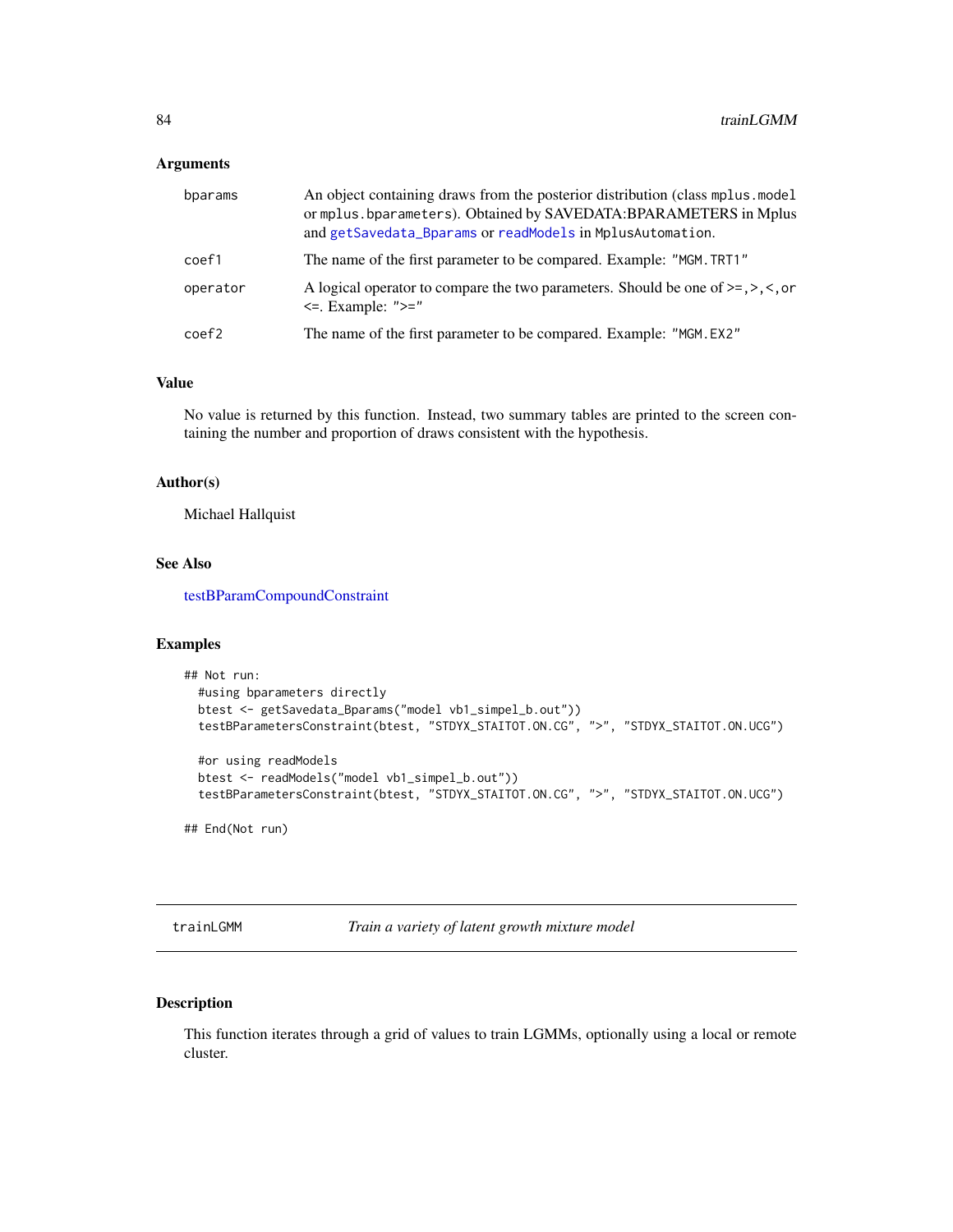### Arguments

| | |
|---|---|
| bparams | An object containing draws from the posterior distribution (class `mplus.model` or `mplus.bparameters`). Obtained by SAVEDATA:BPARAMETERS in Mplus and `getSavedata_Bparams` or `readModels` in `MplusAutomation`. |
| coef1 | The name of the first parameter to be compared. Example: `"MGM.TRT1"` |
| operator | A logical operator to compare the two parameters. Should be one of >=, >, <, or <=. Example: `">="` |
| coef2 | The name of the first parameter to be compared. Example: `"MGM.EX2"` |

### Value

No value is returned by this function. Instead, two summary tables are printed to the screen containing the number and proportion of draws consistent with the hypothesis.

### Author(s)

Michael Hallquist

### See Also

testBParamCompoundConstraint

### Examples

```
## Not run:
  #using bparameters directly
  btest <- getSavedata_Bparams("model vb1_simpel_b.out"))
  testBParametersConstraint(btest, "STDYX_STAITOT.ON.CG", ">", "STDYX_STAITOT.ON.UCG")

  #or using readModels
  btest <- readModels("model vb1_simpel_b.out"))
  testBParametersConstraint(btest, "STDYX_STAITOT.ON.CG", ">", "STDYX_STAITOT.ON.UCG")

## End(Not run)
```

---

## trainLGMM *Train a variety of latent growth mixture model*

---

### Description

This function iterates through a grid of values to train LGMMs, optionally using a local or remote cluster.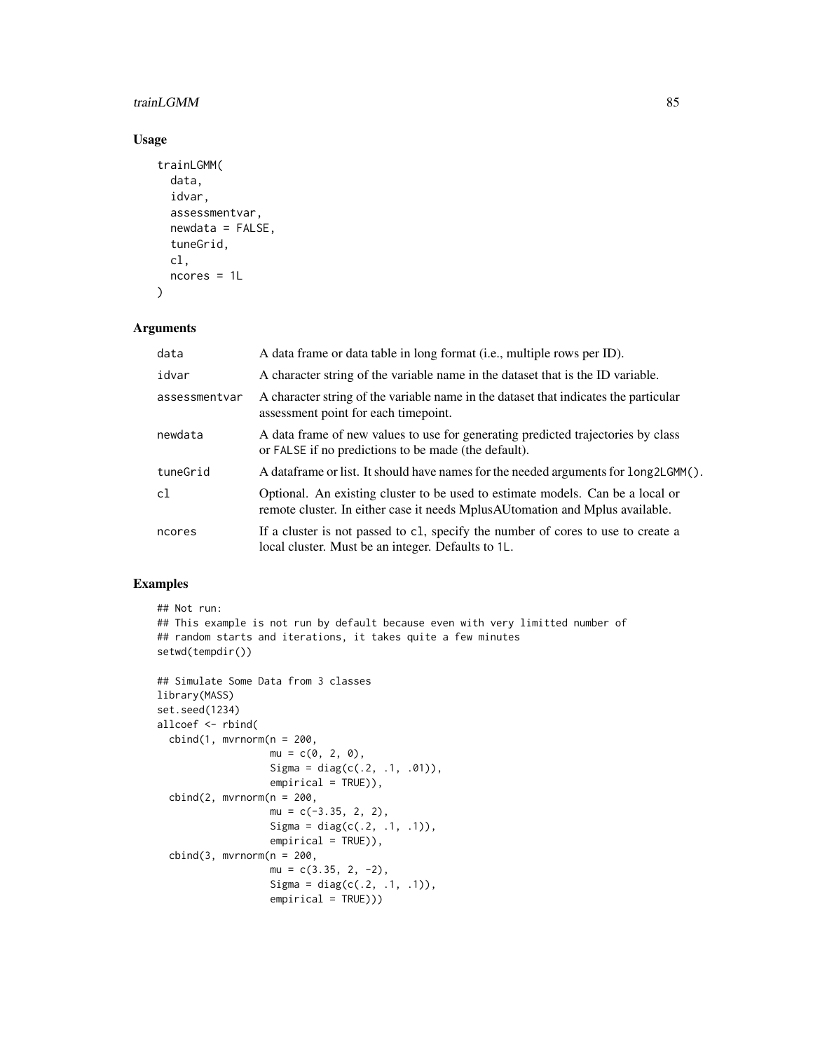## Usage

```
trainLGMM(
  data,
  idvar,
  assessmentvar,
  newdata = FALSE,
  tuneGrid,
  cl,
  ncores = 1L
)
```

## Arguments

| | |
|---|---|
| data | A data frame or data table in long format (i.e., multiple rows per ID). |
| idvar | A character string of the variable name in the dataset that is the ID variable. |
| assessmentvar | A character string of the variable name in the dataset that indicates the particular assessment point for each timepoint. |
| newdata | A data frame of new values to use for generating predicted trajectories by class or FALSE if no predictions to be made (the default). |
| tuneGrid | A dataframe or list. It should have names for the needed arguments for long2LGMM(). |
| cl | Optional. An existing cluster to be used to estimate models. Can be a local or remote cluster. In either case it needs MplusAUtomation and Mplus available. |
| ncores | If a cluster is not passed to cl, specify the number of cores to use to create a local cluster. Must be an integer. Defaults to 1L. |

## Examples

```
## Not run:
## This example is not run by default because even with very limitted number of
## random starts and iterations, it takes quite a few minutes
setwd(tempdir())

## Simulate Some Data from 3 classes
library(MASS)
set.seed(1234)
allcoef <- rbind(
  cbind(1, mvrnorm(n = 200,
                   mu = c(0, 2, 0),
                   Sigma = diag(c(.2, .1, .01)),
                   empirical = TRUE)),
  cbind(2, mvrnorm(n = 200,
                   mu = c(-3.35, 2, 2),
                   Sigma = diag(c(.2, .1, .1)),
                   empirical = TRUE)),
  cbind(3, mvrnorm(n = 200,
                   mu = c(3.35, 2, -2),
                   Sigma = diag(c(.2, .1, .1)),
                   empirical = TRUE)))
```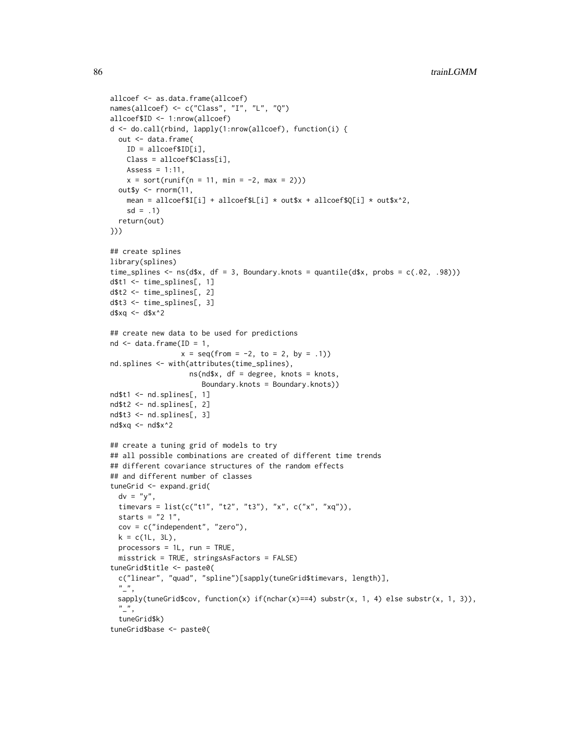```
allcoef <- as.data.frame(allcoef)
names(allcoef) <- c("Class", "I", "L", "Q")
allcoef$ID <- 1:nrow(allcoef)
d <- do.call(rbind, lapply(1:nrow(allcoef), function(i) {
  out <- data.frame(
    ID = allcoef$ID[i],
    Class = allcoef$Class[i],
    Assess = 1:11,
    x = sort(runif(n = 11, min = -2, max = 2)))
  out$y <- rnorm(11,
    mean = allcoef$I[i] + allcoef$L[i] * out$x + allcoef$Q[i] * out$x^2,
    sd = .1)
  return(out)
}))

## create splines
library(splines)
time_splines <- ns(d$x, df = 3, Boundary.knots = quantile(d$x, probs = c(.02, .98)))
d$t1 <- time_splines[, 1]
d$t2 <- time_splines[, 2]
d$t3 <- time_splines[, 3]
d$xq <- d$x^2

## create new data to be used for predictions
nd <- data.frame(ID = 1,
                 x = seq(from = -2, to = 2, by = .1))
nd.splines <- with(attributes(time_splines),
                   ns(nd$x, df = degree, knots = knots,
                      Boundary.knots = Boundary.knots))
nd$t1 <- nd.splines[, 1]
nd$t2 <- nd.splines[, 2]
nd$t3 <- nd.splines[, 3]
nd$xq <- nd$x^2

## create a tuning grid of models to try
## all possible combinations are created of different time trends
## different covariance structures of the random effects
## and different number of classes
tuneGrid <- expand.grid(
  dv = "y",
  timevars = list(c("t1", "t2", "t3"), "x", c("x", "xq")),
  starts = "2 1",
  cov = c("independent", "zero"),
  k = c(1L, 3L),
  processors = 1L, run = TRUE,
  misstrick = TRUE, stringsAsFactors = FALSE)
tuneGrid$title <- paste0(
  c("linear", "quad", "spline")[sapply(tuneGrid$timevars, length)],
  "_",
  sapply(tuneGrid$cov, function(x) if(nchar(x)==4) substr(x, 1, 4) else substr(x, 1, 3)),
  "_",
  tuneGrid$k)
tuneGrid$base <- paste0(
```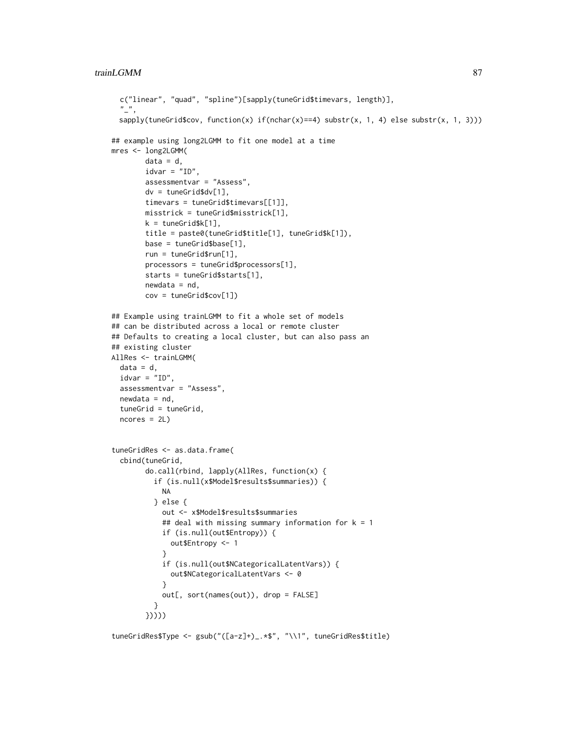```r
  c("linear", "quad", "spline")[sapply(tuneGrid$timevars, length)],
  "_",
  sapply(tuneGrid$cov, function(x) if(nchar(x)==4) substr(x, 1, 4) else substr(x, 1, 3)))

## example using long2LGMM to fit one model at a time
mres <- long2LGMM(
        data = d,
        idvar = "ID",
        assessmentvar = "Assess",
        dv = tuneGrid$dv[1],
        timevars = tuneGrid$timevars[[1]],
        misstrick = tuneGrid$misstrick[1],
        k = tuneGrid$k[1],
        title = paste0(tuneGrid$title[1], tuneGrid$k[1]),
        base = tuneGrid$base[1],
        run = tuneGrid$run[1],
        processors = tuneGrid$processors[1],
        starts = tuneGrid$starts[1],
        newdata = nd,
        cov = tuneGrid$cov[1])

## Example using trainLGMM to fit a whole set of models
## can be distributed across a local or remote cluster
## Defaults to creating a local cluster, but can also pass an
## existing cluster
AllRes <- trainLGMM(
  data = d,
  idvar = "ID",
  assessmentvar = "Assess",
  newdata = nd,
  tuneGrid = tuneGrid,
  ncores = 2L)


tuneGridRes <- as.data.frame(
  cbind(tuneGrid,
        do.call(rbind, lapply(AllRes, function(x) {
          if (is.null(x$Model$results$summaries)) {
            NA
          } else {
            out <- x$Model$results$summaries
            ## deal with missing summary information for k = 1
            if (is.null(out$Entropy)) {
              out$Entropy <- 1
            }
            if (is.null(out$NCategoricalLatentVars)) {
              out$NCategoricalLatentVars <- 0
            }
            out[, sort(names(out)), drop = FALSE]
          }
        }))))

tuneGridRes$Type <- gsub("([a-z]+)_.*$", "\\1", tuneGridRes$title)
```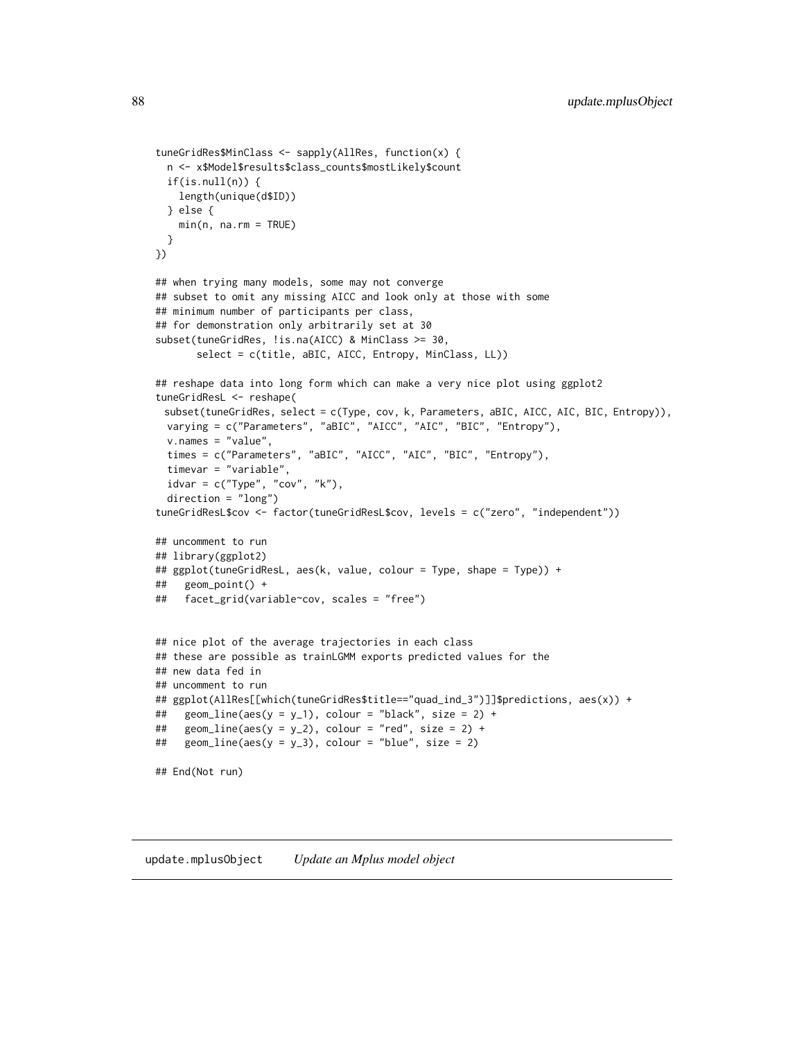```
tuneGridRes$MinClass <- sapply(AllRes, function(x) {
  n <- x$Model$results$class_counts$mostLikely$count
  if(is.null(n)) {
    length(unique(d$ID))
  } else {
    min(n, na.rm = TRUE)
  }
})

## when trying many models, some may not converge
## subset to omit any missing AICC and look only at those with some
## minimum number of participants per class,
## for demonstration only arbitrarily set at 30
subset(tuneGridRes, !is.na(AICC) & MinClass >= 30,
       select = c(title, aBIC, AICC, Entropy, MinClass, LL))

## reshape data into long form which can make a very nice plot using ggplot2
tuneGridResL <- reshape(
 subset(tuneGridRes, select = c(Type, cov, k, Parameters, aBIC, AICC, AIC, BIC, Entropy)),
  varying = c("Parameters", "aBIC", "AICC", "AIC", "BIC", "Entropy"),
  v.names = "value",
  times = c("Parameters", "aBIC", "AICC", "AIC", "BIC", "Entropy"),
  timevar = "variable",
  idvar = c("Type", "cov", "k"),
  direction = "long")
tuneGridResL$cov <- factor(tuneGridResL$cov, levels = c("zero", "independent"))

## uncomment to run
## library(ggplot2)
## ggplot(tuneGridResL, aes(k, value, colour = Type, shape = Type)) +
##   geom_point() +
##   facet_grid(variable~cov, scales = "free")


## nice plot of the average trajectories in each class
## these are possible as trainLGMM exports predicted values for the
## new data fed in
## uncomment to run
## ggplot(AllRes[[which(tuneGridRes$title=="quad_ind_3")]]$predictions, aes(x)) +
##   geom_line(aes(y = y_1), colour = "black", size = 2) +
##   geom_line(aes(y = y_2), colour = "red", size = 2) +
##   geom_line(aes(y = y_3), colour = "blue", size = 2)

## End(Not run)
```

## update.mplusObject *Update an Mplus model object*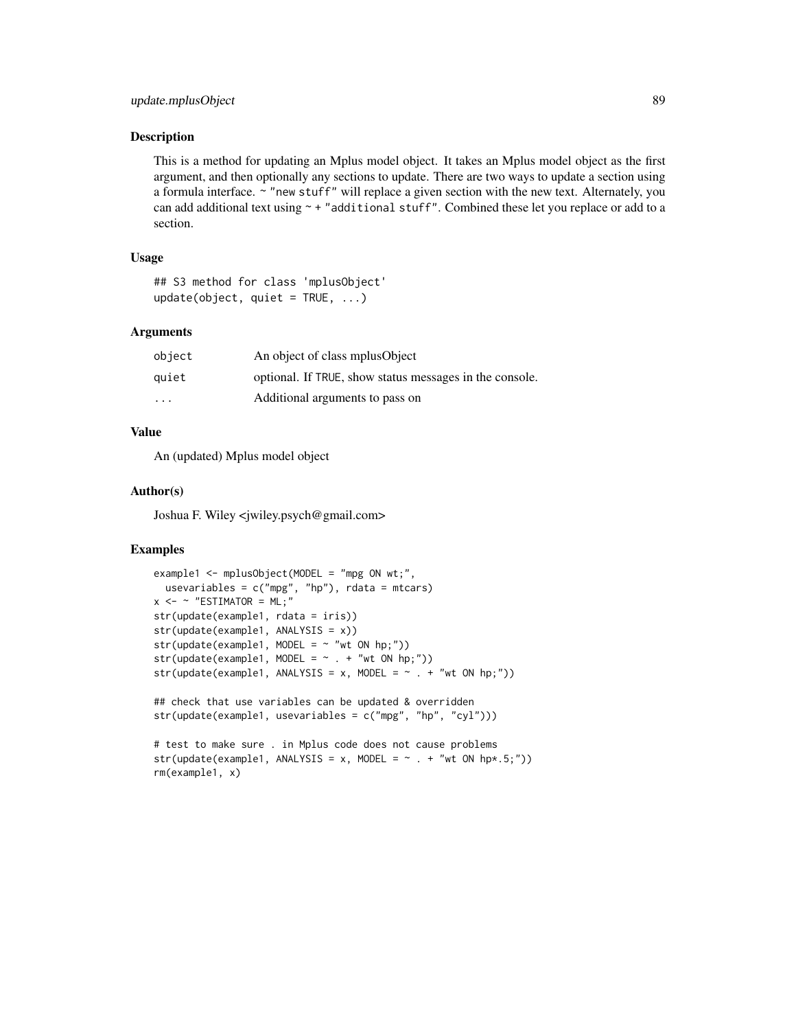## Description

This is a method for updating an Mplus model object. It takes an Mplus model object as the first argument, and then optionally any sections to update. There are two ways to update a section using a formula interface. `~ "new stuff"` will replace a given section with the new text. Alternately, you can add additional text using `~ + "additional stuff"`. Combined these let you replace or add to a section.

## Usage

```
## S3 method for class 'mplusObject'
update(object, quiet = TRUE, ...)
```

## Arguments

| | |
|---|---|
| `object` | An object of class mplusObject |
| `quiet` | optional. If TRUE, show status messages in the console. |
| `...` | Additional arguments to pass on |

## Value

An (updated) Mplus model object

## Author(s)

Joshua F. Wiley <jwiley.psych@gmail.com>

## Examples

```
example1 <- mplusObject(MODEL = "mpg ON wt;",
  usevariables = c("mpg", "hp"), rdata = mtcars)
x <- ~ "ESTIMATOR = ML;"
str(update(example1, rdata = iris))
str(update(example1, ANALYSIS = x))
str(update(example1, MODEL = ~ "wt ON hp;"))
str(update(example1, MODEL = ~ . + "wt ON hp;"))
str(update(example1, ANALYSIS = x, MODEL = ~ . + "wt ON hp;"))

## check that use variables can be updated & overridden
str(update(example1, usevariables = c("mpg", "hp", "cyl")))

# test to make sure . in Mplus code does not cause problems
str(update(example1, ANALYSIS = x, MODEL = ~ . + "wt ON hp*.5;"))
rm(example1, x)
```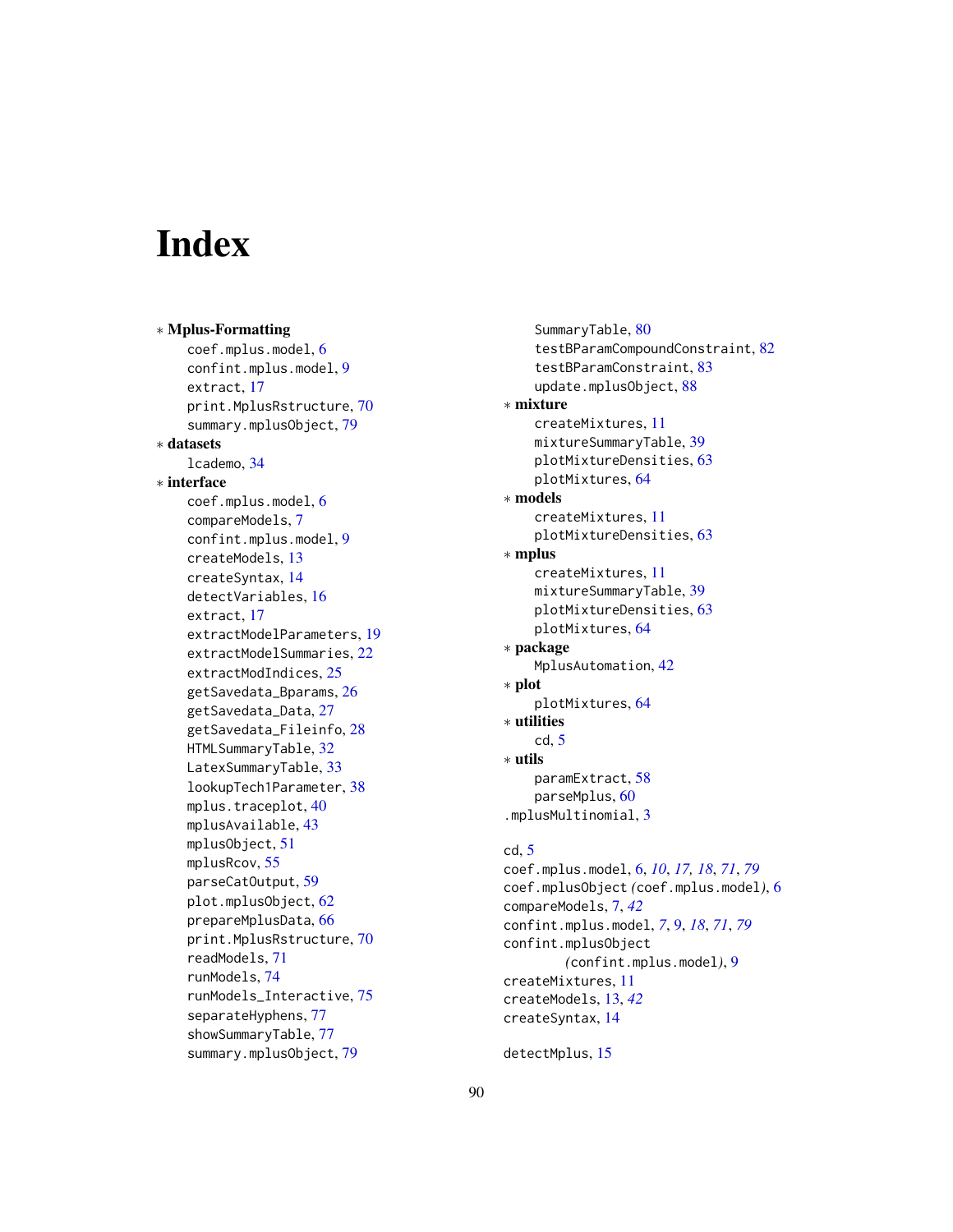# Index

∗ **Mplus-Formatting**
  coef.mplus.model, 6
  confint.mplus.model, 9
  extract, 17
  print.MplusRstructure, 70
  summary.mplusObject, 79
∗ **datasets**
  lcademo, 34
∗ **interface**
  coef.mplus.model, 6
  compareModels, 7
  confint.mplus.model, 9
  createModels, 13
  createSyntax, 14
  detectVariables, 16
  extract, 17
  extractModelParameters, 19
  extractModelSummaries, 22
  extractModIndices, 25
  getSavedata_Bparams, 26
  getSavedata_Data, 27
  getSavedata_Fileinfo, 28
  HTMLSummaryTable, 32
  LatexSummaryTable, 33
  lookupTech1Parameter, 38
  mplus.traceplot, 40
  mplusAvailable, 43
  mplusObject, 51
  mplusRcov, 55
  parseCatOutput, 59
  plot.mplusObject, 62
  prepareMplusData, 66
  print.MplusRstructure, 70
  readModels, 71
  runModels, 74
  runModels_Interactive, 75
  separateHyphens, 77
  showSummaryTable, 77
  summary.mplusObject, 79
  SummaryTable, 80
  testBParamCompoundConstraint, 82
  testBParamConstraint, 83
  update.mplusObject, 88
∗ **mixture**
  createMixtures, 11
  mixtureSummaryTable, 39
  plotMixtureDensities, 63
  plotMixtures, 64
∗ **models**
  createMixtures, 11
  plotMixtureDensities, 63
∗ **mplus**
  createMixtures, 11
  mixtureSummaryTable, 39
  plotMixtureDensities, 63
  plotMixtures, 64
∗ **package**
  MplusAutomation, 42
∗ **plot**
  plotMixtures, 64
∗ **utilities**
  cd, 5
∗ **utils**
  paramExtract, 58
  parseMplus, 60
.mplusMultinomial, 3

cd, 5
coef.mplus.model, 6, *10*, *17*, *18*, *71*, *79*
coef.mplusObject *(*coef.mplus.model*)*, 6
compareModels, 7, *42*
confint.mplus.model, *7*, 9, *18*, *71*, *79*
confint.mplusObject
  *(*confint.mplus.model*)*, 9
createMixtures, 11
createModels, 13, *42*
createSyntax, 14

detectMplus, 15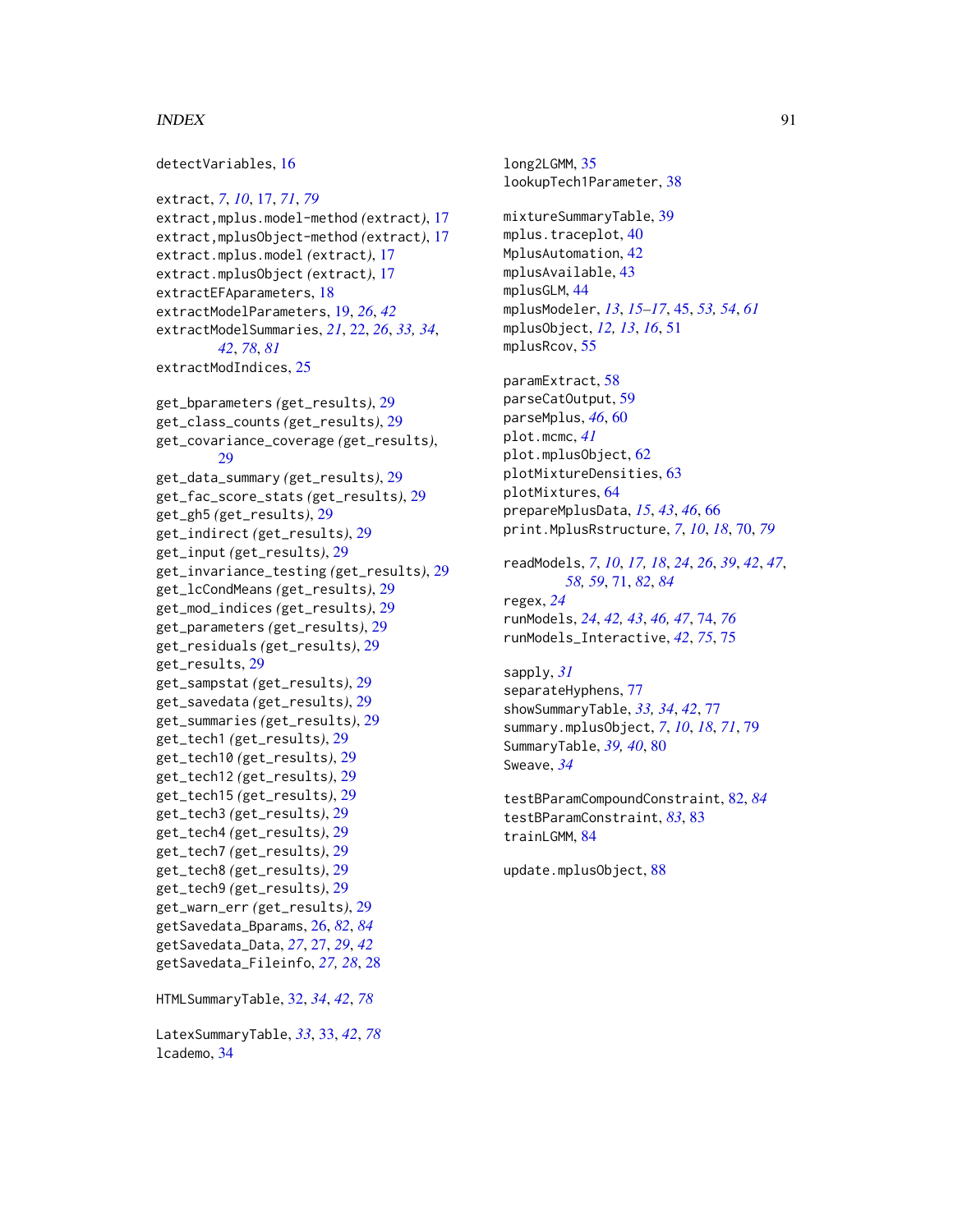detectVariables, 16

extract, *7*, *10*, 17, *71*, *79*
extract,mplus.model-method *(extract)*, 17
extract,mplusObject-method *(extract)*, 17
extract.mplus.model *(extract)*, 17
extract.mplusObject *(extract)*, 17
extractEFAparameters, 18
extractModelParameters, 19, *26*, *42*
extractModelSummaries, *21*, 22, *26*, *33, 34*, *42*, *78*, *81*
extractModIndices, 25

get_bparameters *(get_results)*, 29
get_class_counts *(get_results)*, 29
get_covariance_coverage *(get_results)*, 29
get_data_summary *(get_results)*, 29
get_fac_score_stats *(get_results)*, 29
get_gh5 *(get_results)*, 29
get_indirect *(get_results)*, 29
get_input *(get_results)*, 29
get_invariance_testing *(get_results)*, 29
get_lcCondMeans *(get_results)*, 29
get_mod_indices *(get_results)*, 29
get_parameters *(get_results)*, 29
get_residuals *(get_results)*, 29
get_results, 29
get_sampstat *(get_results)*, 29
get_savedata *(get_results)*, 29
get_summaries *(get_results)*, 29
get_tech1 *(get_results)*, 29
get_tech10 *(get_results)*, 29
get_tech12 *(get_results)*, 29
get_tech15 *(get_results)*, 29
get_tech3 *(get_results)*, 29
get_tech4 *(get_results)*, 29
get_tech7 *(get_results)*, 29
get_tech8 *(get_results)*, 29
get_tech9 *(get_results)*, 29
get_warn_err *(get_results)*, 29
getSavedata_Bparams, 26, *82*, *84*
getSavedata_Data, *27*, 27, *29*, *42*
getSavedata_Fileinfo, *27, 28*, 28

HTMLSummaryTable, 32, *34*, *42*, *78*

LatexSummaryTable, *33*, 33, *42*, *78*
lcademo, 34
long2LGMM, 35
lookupTech1Parameter, 38

mixtureSummaryTable, 39
mplus.traceplot, 40
MplusAutomation, 42
mplusAvailable, 43
mplusGLM, 44
mplusModeler, *13*, *15–17*, 45, *53, 54*, *61*
mplusObject, *12, 13*, *16*, 51
mplusRcov, 55

paramExtract, 58
parseCatOutput, 59
parseMplus, *46*, 60
plot.mcmc, *41*
plot.mplusObject, 62
plotMixtureDensities, 63
plotMixtures, 64
prepareMplusData, *15*, *43*, *46*, 66
print.MplusRstructure, *7*, *10*, *18*, 70, *79*

readModels, *7*, *10*, *17, 18*, *24*, *26*, *39*, *42*, *47*, *58, 59*, 71, *82*, *84*
regex, *24*
runModels, *24*, *42, 43*, *46, 47*, 74, *76*
runModels_Interactive, *42*, *75*, 75

sapply, *31*
separateHyphens, 77
showSummaryTable, *33, 34*, *42*, 77
summary.mplusObject, *7*, *10*, *18*, *71*, 79
SummaryTable, *39, 40*, 80
Sweave, *34*

testBParamCompoundConstraint, 82, *84*
testBParamConstraint, *83*, 83
trainLGMM, 84

update.mplusObject, 88